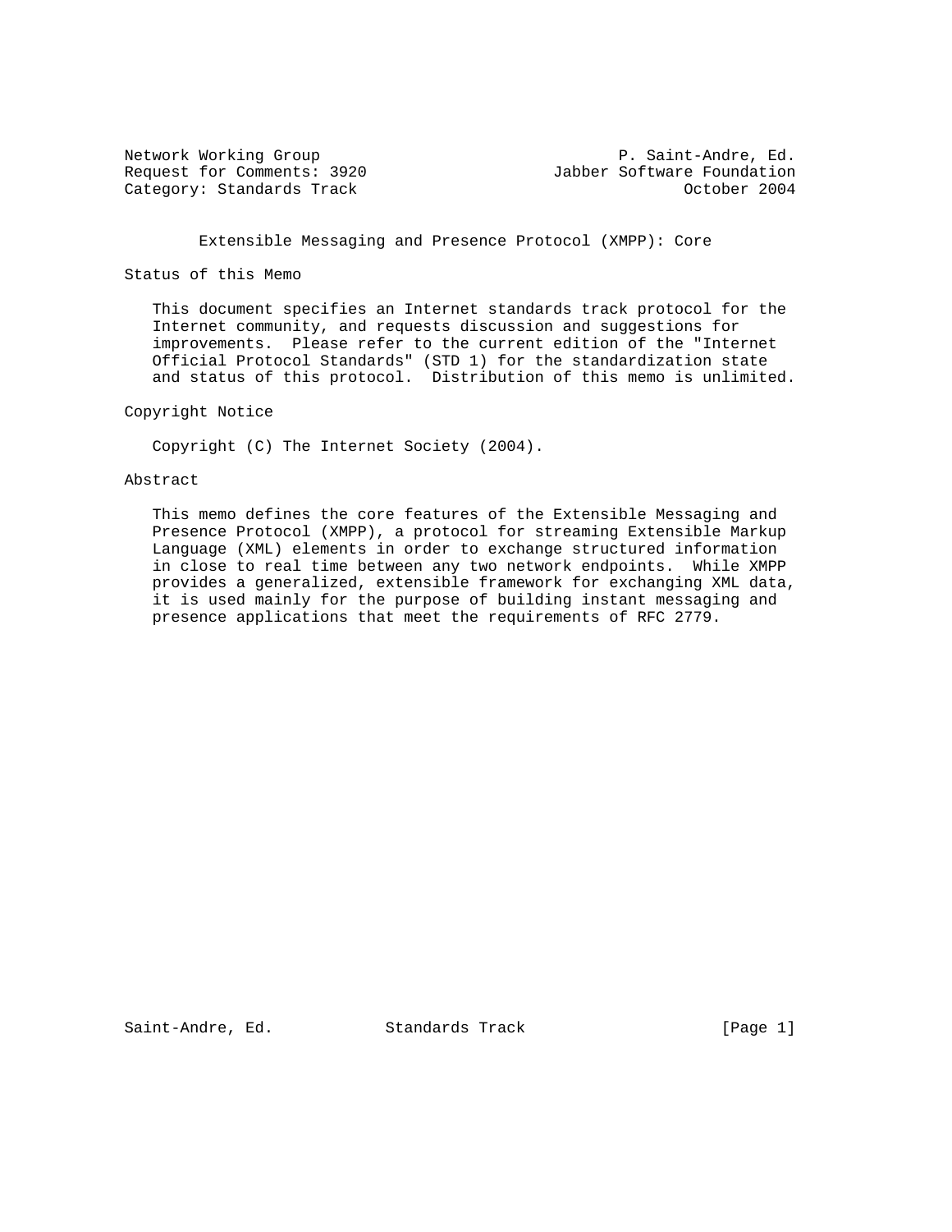Network Working Group P. Saint-Andre, Ed.
Request for Comments: 3920 Jabber Software Foundation
Category: Standards Track October 2004

# Extensible Messaging and Presence Protocol (XMPP): Core

## Status of this Memo

This document specifies an Internet standards track protocol for the Internet community, and requests discussion and suggestions for improvements. Please refer to the current edition of the "Internet Official Protocol Standards" (STD 1) for the standardization state and status of this protocol. Distribution of this memo is unlimited.

## Copyright Notice

Copyright (C) The Internet Society (2004).

## Abstract

This memo defines the core features of the Extensible Messaging and Presence Protocol (XMPP), a protocol for streaming Extensible Markup Language (XML) elements in order to exchange structured information in close to real time between any two network endpoints. While XMPP provides a generalized, extensible framework for exchanging XML data, it is used mainly for the purpose of building instant messaging and presence applications that meet the requirements of RFC 2779.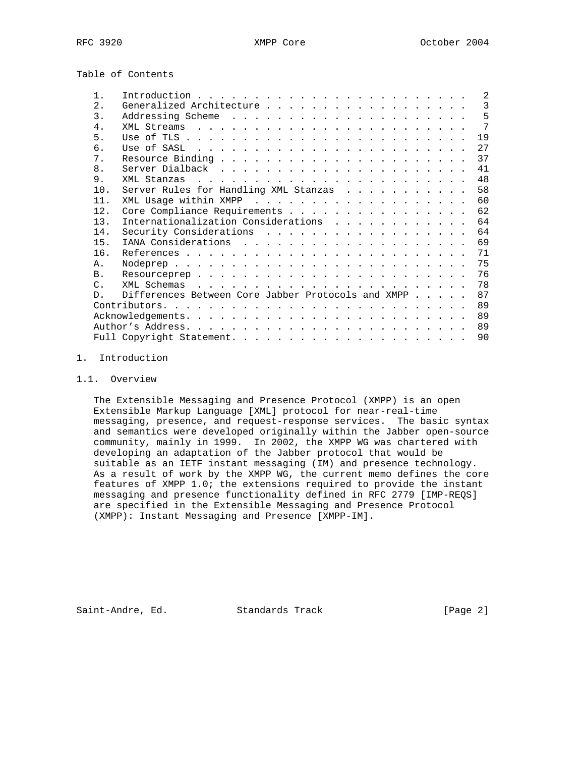Table of Contents

| | | |
|---|---|---|
| 1. | Introduction | 2 |
| 2. | Generalized Architecture | 3 |
| 3. | Addressing Scheme | 5 |
| 4. | XML Streams | 7 |
| 5. | Use of TLS | 19 |
| 6. | Use of SASL | 27 |
| 7. | Resource Binding | 37 |
| 8. | Server Dialback | 41 |
| 9. | XML Stanzas | 48 |
| 10. | Server Rules for Handling XML Stanzas | 58 |
| 11. | XML Usage within XMPP | 60 |
| 12. | Core Compliance Requirements | 62 |
| 13. | Internationalization Considerations | 64 |
| 14. | Security Considerations | 64 |
| 15. | IANA Considerations | 69 |
| 16. | References | 71 |
| A. | Nodeprep | 75 |
| B. | Resourceprep | 76 |
| C. | XML Schemas | 78 |
| D. | Differences Between Core Jabber Protocols and XMPP | 87 |
| | Contributors | 89 |
| | Acknowledgements | 89 |
| | Author's Address | 89 |
| | Full Copyright Statement | 90 |

# 1. Introduction

## 1.1. Overview

The Extensible Messaging and Presence Protocol (XMPP) is an open Extensible Markup Language [XML] protocol for near-real-time messaging, presence, and request-response services. The basic syntax and semantics were developed originally within the Jabber open-source community, mainly in 1999. In 2002, the XMPP WG was chartered with developing an adaptation of the Jabber protocol that would be suitable as an IETF instant messaging (IM) and presence technology. As a result of work by the XMPP WG, the current memo defines the core features of XMPP 1.0; the extensions required to provide the instant messaging and presence functionality defined in RFC 2779 [IMP-REQS] are specified in the Extensible Messaging and Presence Protocol (XMPP): Instant Messaging and Presence [XMPP-IM].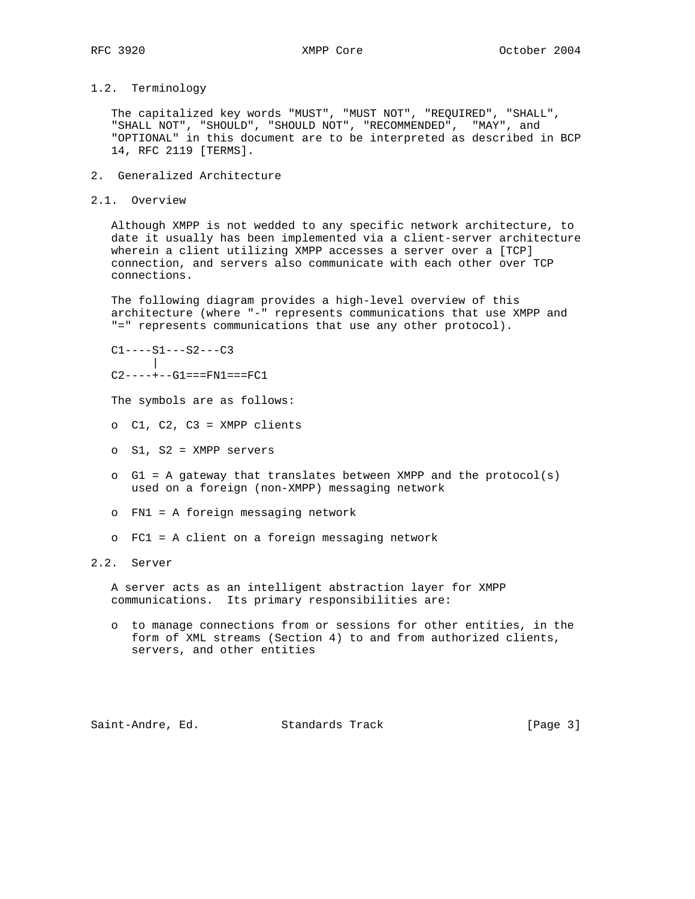### 1.2. Terminology

The capitalized key words "MUST", "MUST NOT", "REQUIRED", "SHALL", "SHALL NOT", "SHOULD", "SHOULD NOT", "RECOMMENDED", "MAY", and "OPTIONAL" in this document are to be interpreted as described in BCP 14, RFC 2119 [TERMS].

## 2. Generalized Architecture

### 2.1. Overview

Although XMPP is not wedded to any specific network architecture, to date it usually has been implemented via a client-server architecture wherein a client utilizing XMPP accesses a server over a [TCP] connection, and servers also communicate with each other over TCP connections.

The following diagram provides a high-level overview of this architecture (where "-" represents communications that use XMPP and "=" represents communications that use any other protocol).

```
C1----S1---S2---C3
      |
C2----+--G1===FN1===FC1
```

The symbols are as follows:

- C1, C2, C3 = XMPP clients
- S1, S2 = XMPP servers
- G1 = A gateway that translates between XMPP and the protocol(s) used on a foreign (non-XMPP) messaging network
- FN1 = A foreign messaging network
- FC1 = A client on a foreign messaging network

### 2.2. Server

A server acts as an intelligent abstraction layer for XMPP communications. Its primary responsibilities are:

- to manage connections from or sessions for other entities, in the form of XML streams (Section 4) to and from authorized clients, servers, and other entities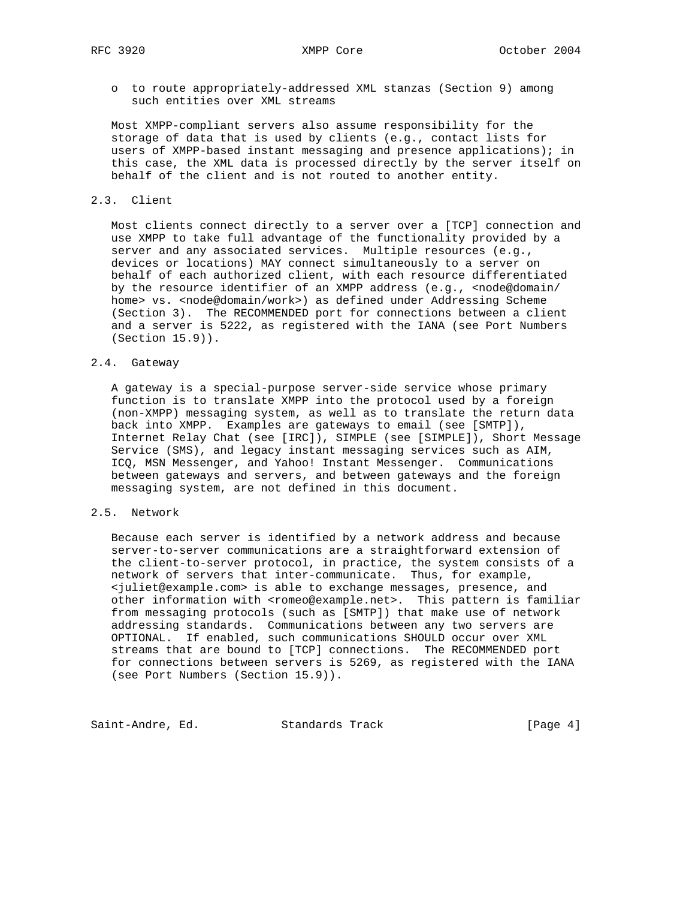- to route appropriately-addressed XML stanzas (Section 9) among such entities over XML streams

Most XMPP-compliant servers also assume responsibility for the storage of data that is used by clients (e.g., contact lists for users of XMPP-based instant messaging and presence applications); in this case, the XML data is processed directly by the server itself on behalf of the client and is not routed to another entity.

## 2.3. Client

Most clients connect directly to a server over a [TCP] connection and use XMPP to take full advantage of the functionality provided by a server and any associated services. Multiple resources (e.g., devices or locations) MAY connect simultaneously to a server on behalf of each authorized client, with each resource differentiated by the resource identifier of an XMPP address (e.g., <node@domain/home> vs. <node@domain/work>) as defined under Addressing Scheme (Section 3). The RECOMMENDED port for connections between a client and a server is 5222, as registered with the IANA (see Port Numbers (Section 15.9)).

## 2.4. Gateway

A gateway is a special-purpose server-side service whose primary function is to translate XMPP into the protocol used by a foreign (non-XMPP) messaging system, as well as to translate the return data back into XMPP. Examples are gateways to email (see [SMTP]), Internet Relay Chat (see [IRC]), SIMPLE (see [SIMPLE]), Short Message Service (SMS), and legacy instant messaging services such as AIM, ICQ, MSN Messenger, and Yahoo! Instant Messenger. Communications between gateways and servers, and between gateways and the foreign messaging system, are not defined in this document.

## 2.5. Network

Because each server is identified by a network address and because server-to-server communications are a straightforward extension of the client-to-server protocol, in practice, the system consists of a network of servers that inter-communicate. Thus, for example, <juliet@example.com> is able to exchange messages, presence, and other information with <romeo@example.net>. This pattern is familiar from messaging protocols (such as [SMTP]) that make use of network addressing standards. Communications between any two servers are OPTIONAL. If enabled, such communications SHOULD occur over XML streams that are bound to [TCP] connections. The RECOMMENDED port for connections between servers is 5269, as registered with the IANA (see Port Numbers (Section 15.9)).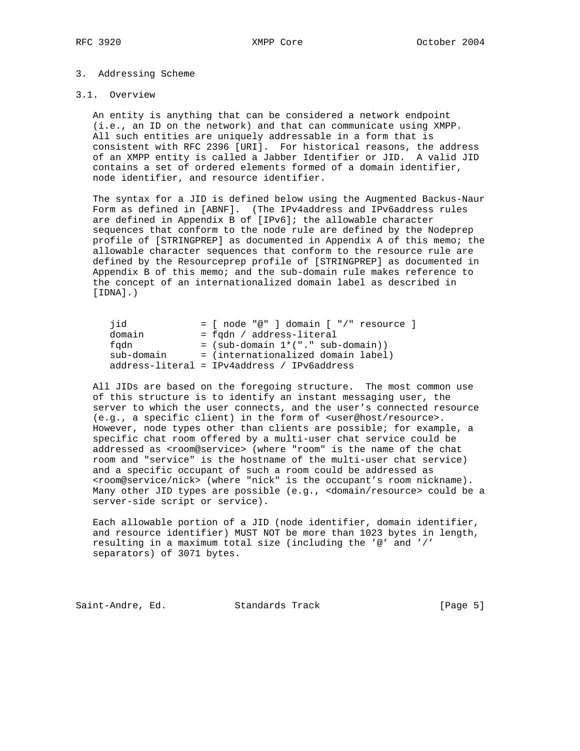# 3. Addressing Scheme

## 3.1. Overview

An entity is anything that can be considered a network endpoint (i.e., an ID on the network) and that can communicate using XMPP. All such entities are uniquely addressable in a form that is consistent with RFC 2396 [URI]. For historical reasons, the address of an XMPP entity is called a Jabber Identifier or JID. A valid JID contains a set of ordered elements formed of a domain identifier, node identifier, and resource identifier.

The syntax for a JID is defined below using the Augmented Backus-Naur Form as defined in [ABNF]. (The IPv4address and IPv6address rules are defined in Appendix B of [IPv6]; the allowable character sequences that conform to the node rule are defined by the Nodeprep profile of [STRINGPREP] as documented in Appendix A of this memo; the allowable character sequences that conform to the resource rule are defined by the Resourceprep profile of [STRINGPREP] as documented in Appendix B of this memo; and the sub-domain rule makes reference to the concept of an internationalized domain label as described in [IDNA].)

```
jid             = [ node "@" ] domain [ "/" resource ]
domain          = fqdn / address-literal
fqdn            = (sub-domain 1*("." sub-domain))
sub-domain      = (internationalized domain label)
address-literal = IPv4address / IPv6address
```

All JIDs are based on the foregoing structure. The most common use of this structure is to identify an instant messaging user, the server to which the user connects, and the user's connected resource (e.g., a specific client) in the form of <user@host/resource>. However, node types other than clients are possible; for example, a specific chat room offered by a multi-user chat service could be addressed as <room@service> (where "room" is the name of the chat room and "service" is the hostname of the multi-user chat service) and a specific occupant of such a room could be addressed as <room@service/nick> (where "nick" is the occupant's room nickname). Many other JID types are possible (e.g., <domain/resource> could be a server-side script or service).

Each allowable portion of a JID (node identifier, domain identifier, and resource identifier) MUST NOT be more than 1023 bytes in length, resulting in a maximum total size (including the '@' and '/' separators) of 3071 bytes.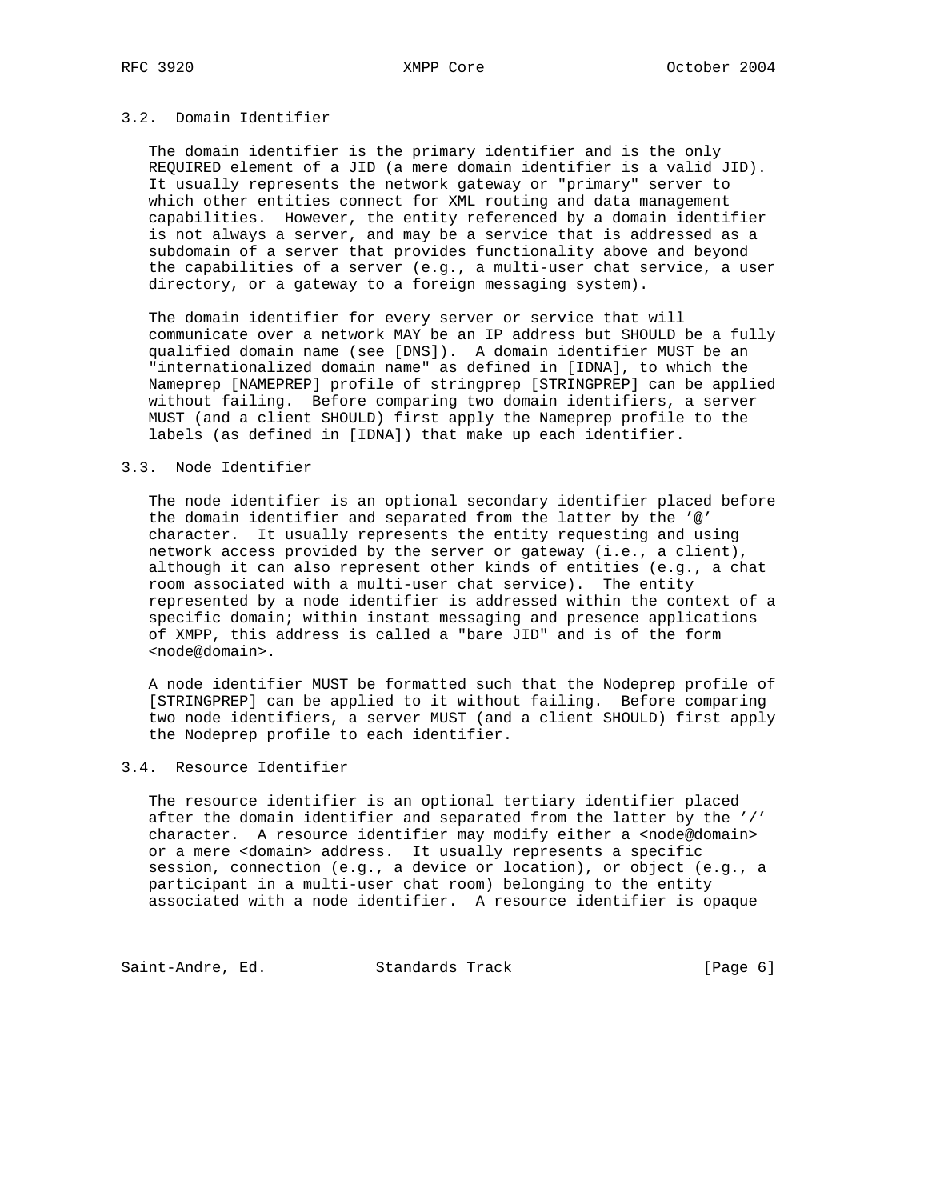### 3.2. Domain Identifier

The domain identifier is the primary identifier and is the only REQUIRED element of a JID (a mere domain identifier is a valid JID). It usually represents the network gateway or "primary" server to which other entities connect for XML routing and data management capabilities. However, the entity referenced by a domain identifier is not always a server, and may be a service that is addressed as a subdomain of a server that provides functionality above and beyond the capabilities of a server (e.g., a multi-user chat service, a user directory, or a gateway to a foreign messaging system).

The domain identifier for every server or service that will communicate over a network MAY be an IP address but SHOULD be a fully qualified domain name (see [DNS]). A domain identifier MUST be an "internationalized domain name" as defined in [IDNA], to which the Nameprep [NAMEPREP] profile of stringprep [STRINGPREP] can be applied without failing. Before comparing two domain identifiers, a server MUST (and a client SHOULD) first apply the Nameprep profile to the labels (as defined in [IDNA]) that make up each identifier.

### 3.3. Node Identifier

The node identifier is an optional secondary identifier placed before the domain identifier and separated from the latter by the '@' character. It usually represents the entity requesting and using network access provided by the server or gateway (i.e., a client), although it can also represent other kinds of entities (e.g., a chat room associated with a multi-user chat service). The entity represented by a node identifier is addressed within the context of a specific domain; within instant messaging and presence applications of XMPP, this address is called a "bare JID" and is of the form <node@domain>.

A node identifier MUST be formatted such that the Nodeprep profile of [STRINGPREP] can be applied to it without failing. Before comparing two node identifiers, a server MUST (and a client SHOULD) first apply the Nodeprep profile to each identifier.

### 3.4. Resource Identifier

The resource identifier is an optional tertiary identifier placed after the domain identifier and separated from the latter by the '/' character. A resource identifier may modify either a <node@domain> or a mere <domain> address. It usually represents a specific session, connection (e.g., a device or location), or object (e.g., a participant in a multi-user chat room) belonging to the entity associated with a node identifier. A resource identifier is opaque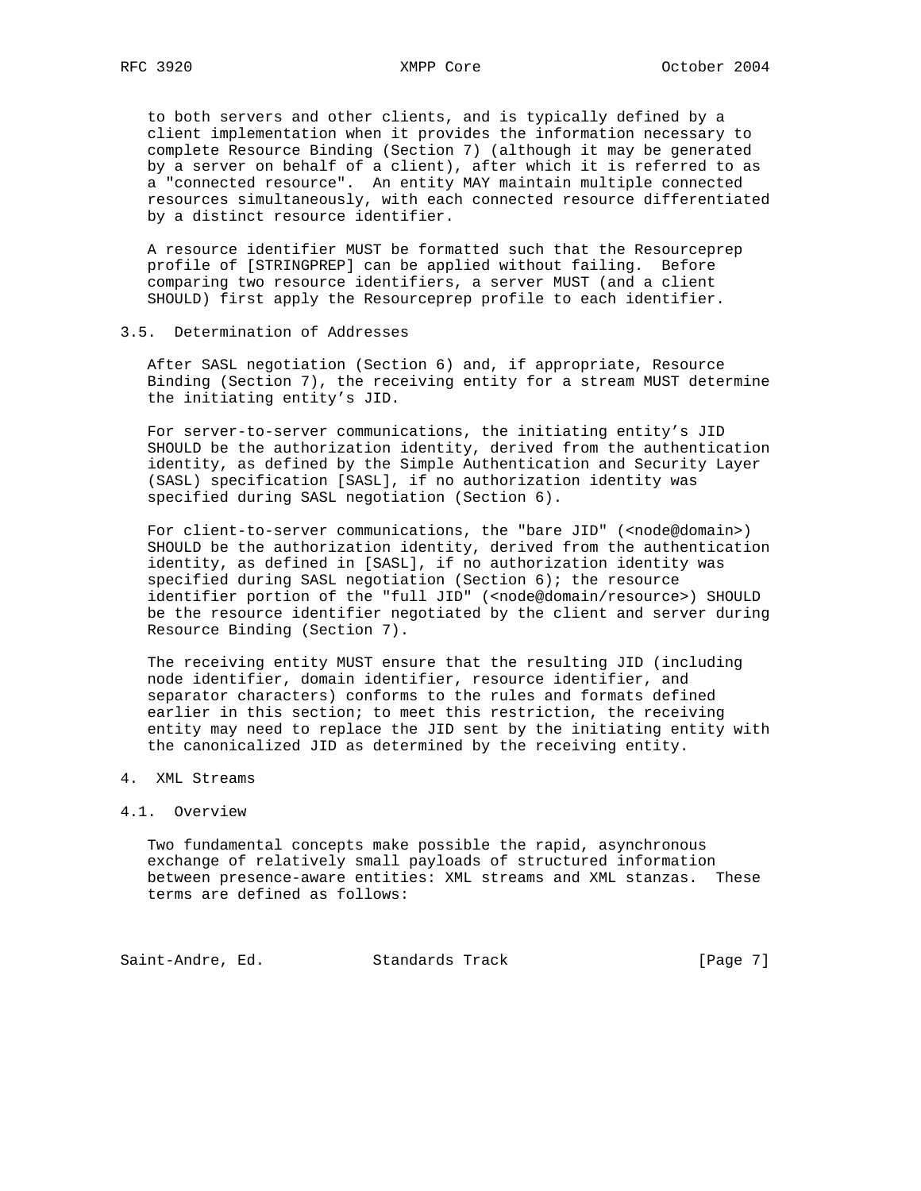to both servers and other clients, and is typically defined by a client implementation when it provides the information necessary to complete Resource Binding (Section 7) (although it may be generated by a server on behalf of a client), after which it is referred to as a "connected resource". An entity MAY maintain multiple connected resources simultaneously, with each connected resource differentiated by a distinct resource identifier.

A resource identifier MUST be formatted such that the Resourceprep profile of [STRINGPREP] can be applied without failing. Before comparing two resource identifiers, a server MUST (and a client SHOULD) first apply the Resourceprep profile to each identifier.

### 3.5. Determination of Addresses

After SASL negotiation (Section 6) and, if appropriate, Resource Binding (Section 7), the receiving entity for a stream MUST determine the initiating entity's JID.

For server-to-server communications, the initiating entity's JID SHOULD be the authorization identity, derived from the authentication identity, as defined by the Simple Authentication and Security Layer (SASL) specification [SASL], if no authorization identity was specified during SASL negotiation (Section 6).

For client-to-server communications, the "bare JID" (<node@domain>) SHOULD be the authorization identity, derived from the authentication identity, as defined in [SASL], if no authorization identity was specified during SASL negotiation (Section 6); the resource identifier portion of the "full JID" (<node@domain/resource>) SHOULD be the resource identifier negotiated by the client and server during Resource Binding (Section 7).

The receiving entity MUST ensure that the resulting JID (including node identifier, domain identifier, resource identifier, and separator characters) conforms to the rules and formats defined earlier in this section; to meet this restriction, the receiving entity may need to replace the JID sent by the initiating entity with the canonicalized JID as determined by the receiving entity.

## 4. XML Streams

### 4.1. Overview

Two fundamental concepts make possible the rapid, asynchronous exchange of relatively small payloads of structured information between presence-aware entities: XML streams and XML stanzas. These terms are defined as follows: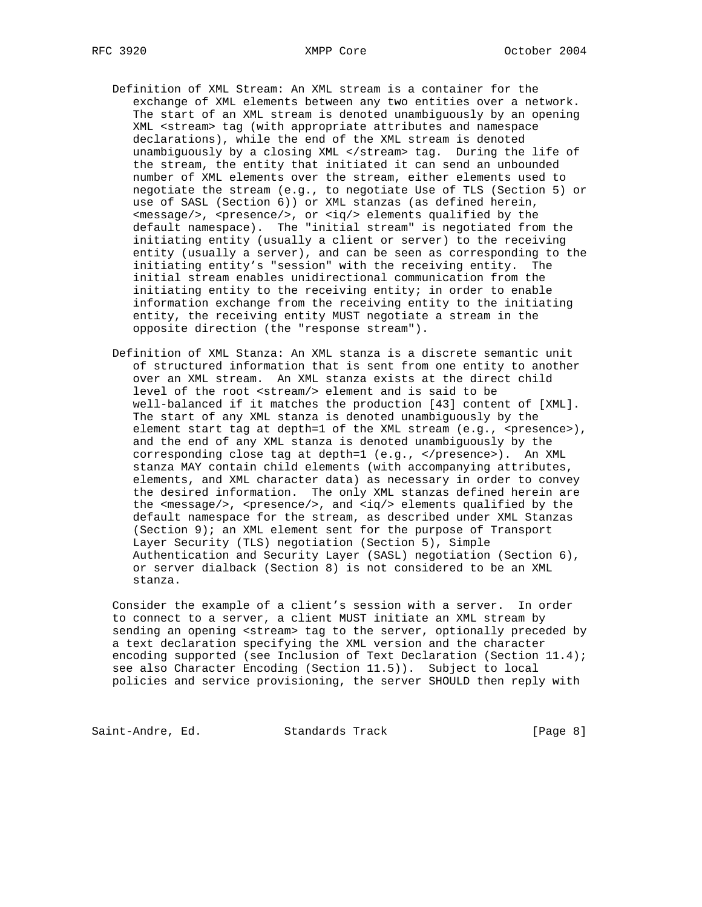Definition of XML Stream: An XML stream is a container for the exchange of XML elements between any two entities over a network. The start of an XML stream is denoted unambiguously by an opening XML <stream> tag (with appropriate attributes and namespace declarations), while the end of the XML stream is denoted unambiguously by a closing XML </stream> tag. During the life of the stream, the entity that initiated it can send an unbounded number of XML elements over the stream, either elements used to negotiate the stream (e.g., to negotiate Use of TLS (Section 5) or use of SASL (Section 6)) or XML stanzas (as defined herein, <message/>, <presence/>, or <iq/> elements qualified by the default namespace). The "initial stream" is negotiated from the initiating entity (usually a client or server) to the receiving entity (usually a server), and can be seen as corresponding to the initiating entity's "session" with the receiving entity. The initial stream enables unidirectional communication from the initiating entity to the receiving entity; in order to enable information exchange from the receiving entity to the initiating entity, the receiving entity MUST negotiate a stream in the opposite direction (the "response stream").

Definition of XML Stanza: An XML stanza is a discrete semantic unit of structured information that is sent from one entity to another over an XML stream. An XML stanza exists at the direct child level of the root <stream/> element and is said to be well-balanced if it matches the production [43] content of [XML]. The start of any XML stanza is denoted unambiguously by the element start tag at depth=1 of the XML stream (e.g., <presence>), and the end of any XML stanza is denoted unambiguously by the corresponding close tag at depth=1 (e.g., </presence>). An XML stanza MAY contain child elements (with accompanying attributes, elements, and XML character data) as necessary in order to convey the desired information. The only XML stanzas defined herein are the <message/>, <presence/>, and <iq/> elements qualified by the default namespace for the stream, as described under XML Stanzas (Section 9); an XML element sent for the purpose of Transport Layer Security (TLS) negotiation (Section 5), Simple Authentication and Security Layer (SASL) negotiation (Section 6), or server dialback (Section 8) is not considered to be an XML stanza.

Consider the example of a client's session with a server. In order to connect to a server, a client MUST initiate an XML stream by sending an opening <stream> tag to the server, optionally preceded by a text declaration specifying the XML version and the character encoding supported (see Inclusion of Text Declaration (Section 11.4); see also Character Encoding (Section 11.5)). Subject to local policies and service provisioning, the server SHOULD then reply with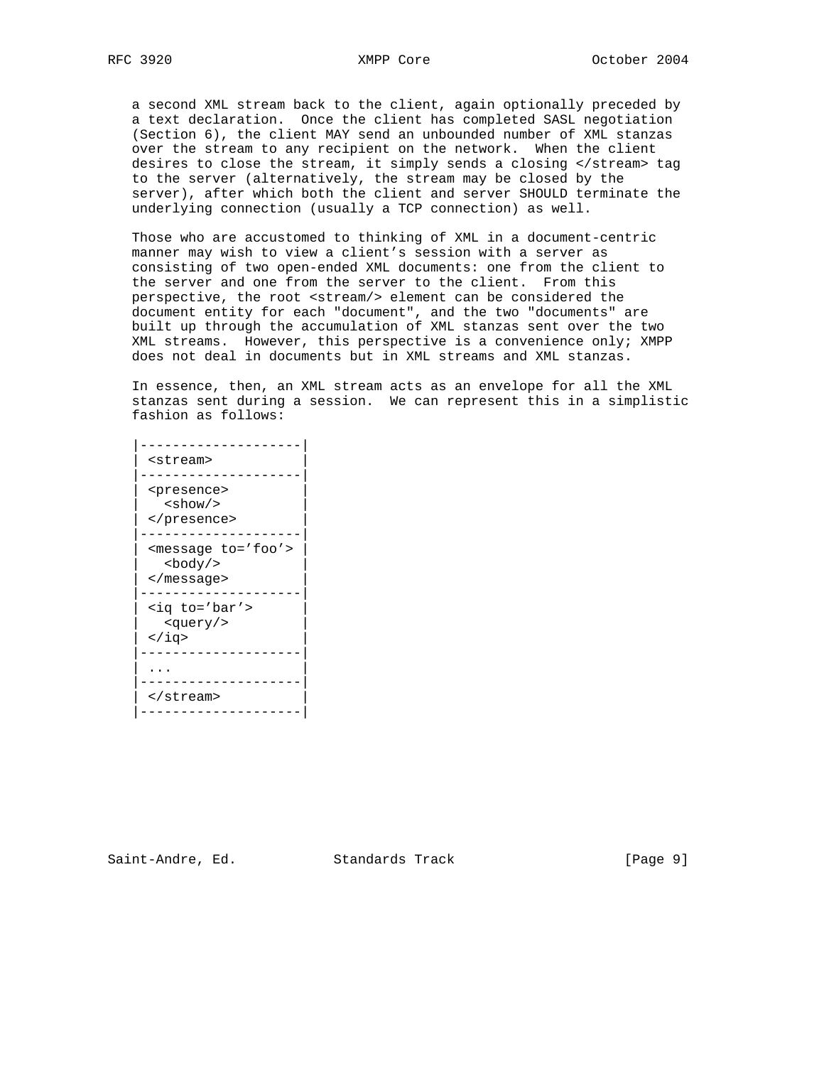a second XML stream back to the client, again optionally preceded by a text declaration. Once the client has completed SASL negotiation (Section 6), the client MAY send an unbounded number of XML stanzas over the stream to any recipient on the network. When the client desires to close the stream, it simply sends a closing </stream> tag to the server (alternatively, the stream may be closed by the server), after which both the client and server SHOULD terminate the underlying connection (usually a TCP connection) as well.

Those who are accustomed to thinking of XML in a document-centric manner may wish to view a client's session with a server as consisting of two open-ended XML documents: one from the client to the server and one from the server to the client. From this perspective, the root <stream/> element can be considered the document entity for each "document", and the two "documents" are built up through the accumulation of XML stanzas sent over the two XML streams. However, this perspective is a convenience only; XMPP does not deal in documents but in XML streams and XML stanzas.

In essence, then, an XML stream acts as an envelope for all the XML stanzas sent during a session. We can represent this in a simplistic fashion as follows:

```
|--------------------|
| <stream>           |
|--------------------|
| <presence>         |
|   <show/>          |
| </presence>        |
|--------------------|
| <message to='foo'> |
|   <body/>          |
| </message>         |
|--------------------|
| <iq to='bar'>      |
|   <query/>         |
| </iq>              |
|--------------------|
| ...                |
|--------------------|
| </stream>          |
|--------------------|
```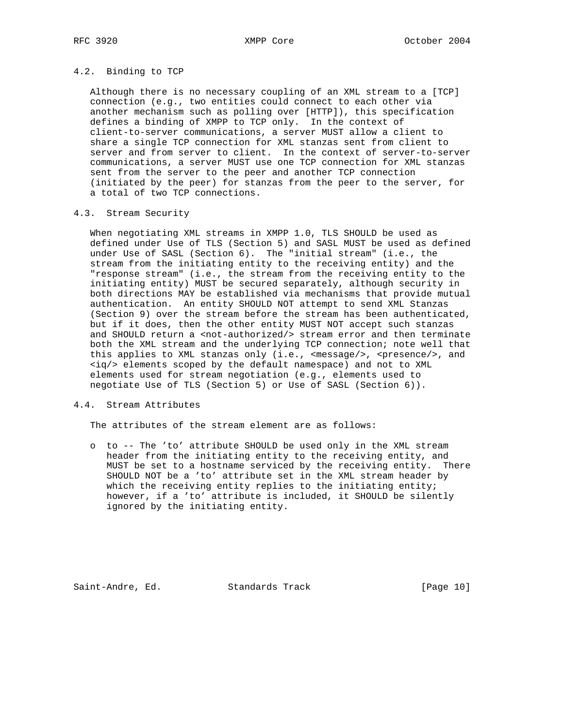### 4.2. Binding to TCP

Although there is no necessary coupling of an XML stream to a [TCP] connection (e.g., two entities could connect to each other via another mechanism such as polling over [HTTP]), this specification defines a binding of XMPP to TCP only. In the context of client-to-server communications, a server MUST allow a client to share a single TCP connection for XML stanzas sent from client to server and from server to client. In the context of server-to-server communications, a server MUST use one TCP connection for XML stanzas sent from the server to the peer and another TCP connection (initiated by the peer) for stanzas from the peer to the server, for a total of two TCP connections.

### 4.3. Stream Security

When negotiating XML streams in XMPP 1.0, TLS SHOULD be used as defined under Use of TLS (Section 5) and SASL MUST be used as defined under Use of SASL (Section 6). The "initial stream" (i.e., the stream from the initiating entity to the receiving entity) and the "response stream" (i.e., the stream from the receiving entity to the initiating entity) MUST be secured separately, although security in both directions MAY be established via mechanisms that provide mutual authentication. An entity SHOULD NOT attempt to send XML Stanzas (Section 9) over the stream before the stream has been authenticated, but if it does, then the other entity MUST NOT accept such stanzas and SHOULD return a <not-authorized/> stream error and then terminate both the XML stream and the underlying TCP connection; note well that this applies to XML stanzas only (i.e., <message/>, <presence/>, and <iq/> elements scoped by the default namespace) and not to XML elements used for stream negotiation (e.g., elements used to negotiate Use of TLS (Section 5) or Use of SASL (Section 6)).

### 4.4. Stream Attributes

The attributes of the stream element are as follows:

- to -- The 'to' attribute SHOULD be used only in the XML stream header from the initiating entity to the receiving entity, and MUST be set to a hostname serviced by the receiving entity. There SHOULD NOT be a 'to' attribute set in the XML stream header by which the receiving entity replies to the initiating entity; however, if a 'to' attribute is included, it SHOULD be silently ignored by the initiating entity.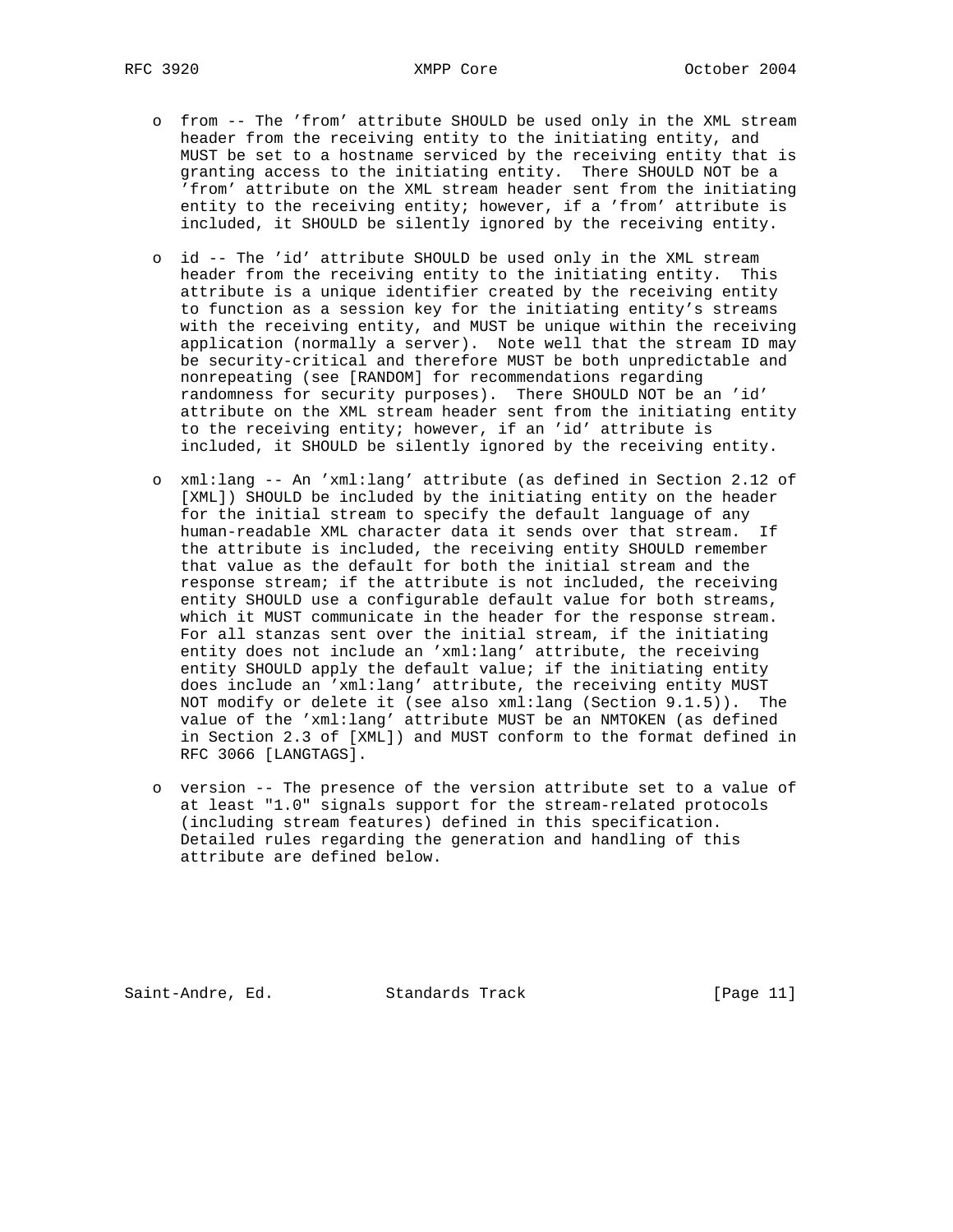- from -- The 'from' attribute SHOULD be used only in the XML stream header from the receiving entity to the initiating entity, and MUST be set to a hostname serviced by the receiving entity that is granting access to the initiating entity. There SHOULD NOT be a 'from' attribute on the XML stream header sent from the initiating entity to the receiving entity; however, if a 'from' attribute is included, it SHOULD be silently ignored by the receiving entity.

- id -- The 'id' attribute SHOULD be used only in the XML stream header from the receiving entity to the initiating entity. This attribute is a unique identifier created by the receiving entity to function as a session key for the initiating entity's streams with the receiving entity, and MUST be unique within the receiving application (normally a server). Note well that the stream ID may be security-critical and therefore MUST be both unpredictable and nonrepeating (see [RANDOM] for recommendations regarding randomness for security purposes). There SHOULD NOT be an 'id' attribute on the XML stream header sent from the initiating entity to the receiving entity; however, if an 'id' attribute is included, it SHOULD be silently ignored by the receiving entity.

- xml:lang -- An 'xml:lang' attribute (as defined in Section 2.12 of [XML]) SHOULD be included by the initiating entity on the header for the initial stream to specify the default language of any human-readable XML character data it sends over that stream. If the attribute is included, the receiving entity SHOULD remember that value as the default for both the initial stream and the response stream; if the attribute is not included, the receiving entity SHOULD use a configurable default value for both streams, which it MUST communicate in the header for the response stream. For all stanzas sent over the initial stream, if the initiating entity does not include an 'xml:lang' attribute, the receiving entity SHOULD apply the default value; if the initiating entity does include an 'xml:lang' attribute, the receiving entity MUST NOT modify or delete it (see also xml:lang (Section 9.1.5)). The value of the 'xml:lang' attribute MUST be an NMTOKEN (as defined in Section 2.3 of [XML]) and MUST conform to the format defined in RFC 3066 [LANGTAGS].

- version -- The presence of the version attribute set to a value of at least "1.0" signals support for the stream-related protocols (including stream features) defined in this specification. Detailed rules regarding the generation and handling of this attribute are defined below.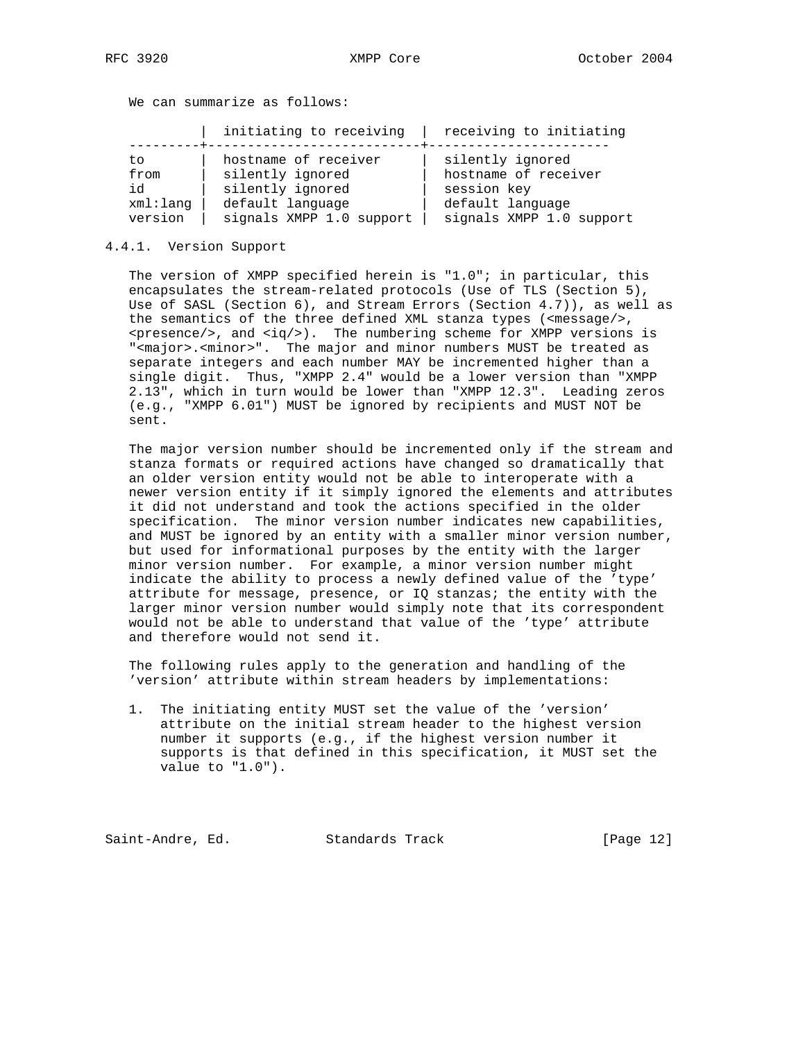We can summarize as follows:

| | initiating to receiving | receiving to initiating |
|---|---|---|
| to | hostname of receiver | silently ignored |
| from | silently ignored | hostname of receiver |
| id | silently ignored | session key |
| xml:lang | default language | default language |
| version | signals XMPP 1.0 support | signals XMPP 1.0 support |

### 4.4.1. Version Support

The version of XMPP specified herein is "1.0"; in particular, this encapsulates the stream-related protocols (Use of TLS (Section 5), Use of SASL (Section 6), and Stream Errors (Section 4.7)), as well as the semantics of the three defined XML stanza types (<message/>, <presence/>, and <iq/>). The numbering scheme for XMPP versions is "<major>.<minor>". The major and minor numbers MUST be treated as separate integers and each number MAY be incremented higher than a single digit. Thus, "XMPP 2.4" would be a lower version than "XMPP 2.13", which in turn would be lower than "XMPP 12.3". Leading zeros (e.g., "XMPP 6.01") MUST be ignored by recipients and MUST NOT be sent.

The major version number should be incremented only if the stream and stanza formats or required actions have changed so dramatically that an older version entity would not be able to interoperate with a newer version entity if it simply ignored the elements and attributes it did not understand and took the actions specified in the older specification. The minor version number indicates new capabilities, and MUST be ignored by an entity with a smaller minor version number, but used for informational purposes by the entity with the larger minor version number. For example, a minor version number might indicate the ability to process a newly defined value of the 'type' attribute for message, presence, or IQ stanzas; the entity with the larger minor version number would simply note that its correspondent would not be able to understand that value of the 'type' attribute and therefore would not send it.

The following rules apply to the generation and handling of the 'version' attribute within stream headers by implementations:

1. The initiating entity MUST set the value of the 'version' attribute on the initial stream header to the highest version number it supports (e.g., if the highest version number it supports is that defined in this specification, it MUST set the value to "1.0").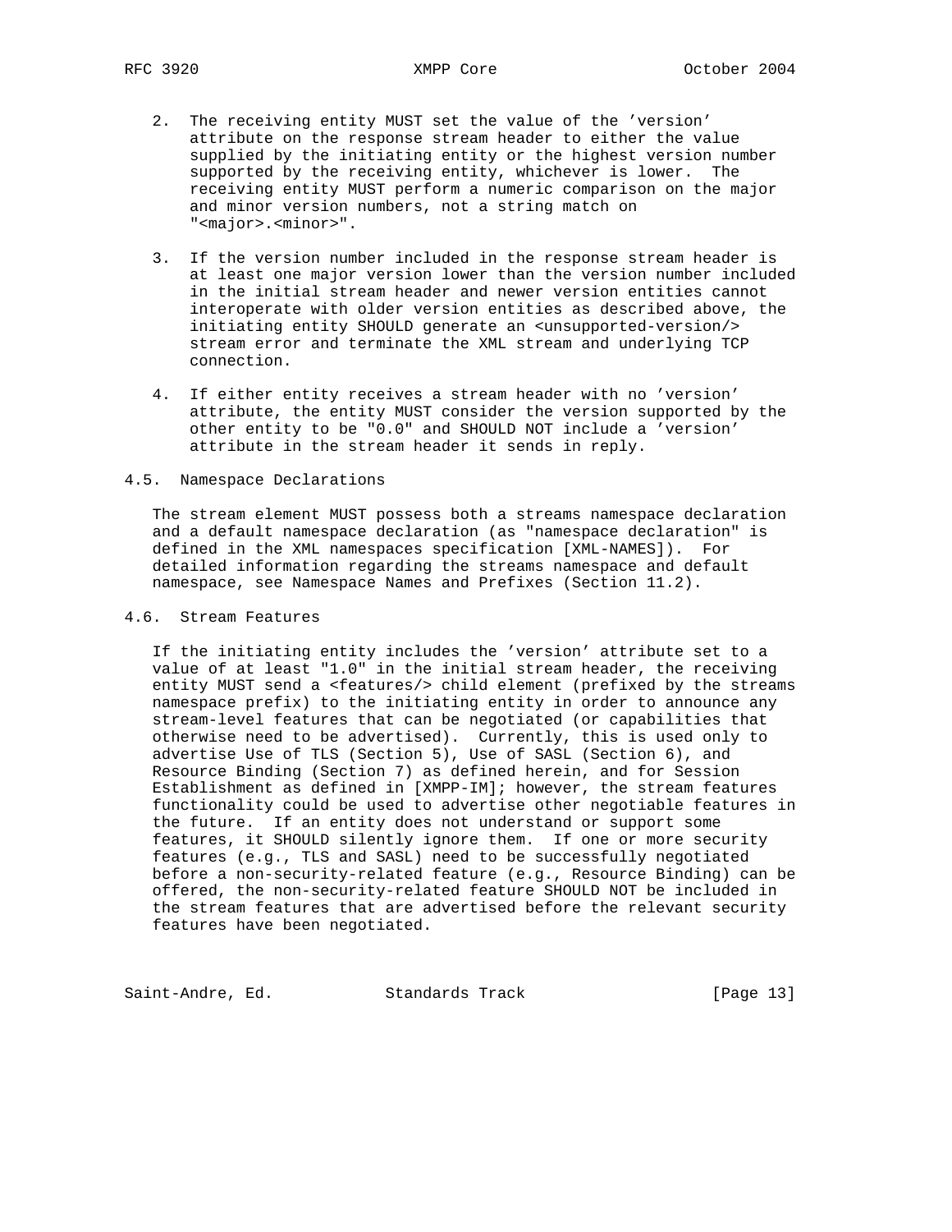2. The receiving entity MUST set the value of the 'version' attribute on the response stream header to either the value supplied by the initiating entity or the highest version number supported by the receiving entity, whichever is lower. The receiving entity MUST perform a numeric comparison on the major and minor version numbers, not a string match on "<major>.<minor>".

3. If the version number included in the response stream header is at least one major version lower than the version number included in the initial stream header and newer version entities cannot interoperate with older version entities as described above, the initiating entity SHOULD generate an <unsupported-version/> stream error and terminate the XML stream and underlying TCP connection.

4. If either entity receives a stream header with no 'version' attribute, the entity MUST consider the version supported by the other entity to be "0.0" and SHOULD NOT include a 'version' attribute in the stream header it sends in reply.

## 4.5. Namespace Declarations

The stream element MUST possess both a streams namespace declaration and a default namespace declaration (as "namespace declaration" is defined in the XML namespaces specification [XML-NAMES]). For detailed information regarding the streams namespace and default namespace, see Namespace Names and Prefixes (Section 11.2).

## 4.6. Stream Features

If the initiating entity includes the 'version' attribute set to a value of at least "1.0" in the initial stream header, the receiving entity MUST send a <features/> child element (prefixed by the streams namespace prefix) to the initiating entity in order to announce any stream-level features that can be negotiated (or capabilities that otherwise need to be advertised). Currently, this is used only to advertise Use of TLS (Section 5), Use of SASL (Section 6), and Resource Binding (Section 7) as defined herein, and for Session Establishment as defined in [XMPP-IM]; however, the stream features functionality could be used to advertise other negotiable features in the future. If an entity does not understand or support some features, it SHOULD silently ignore them. If one or more security features (e.g., TLS and SASL) need to be successfully negotiated before a non-security-related feature (e.g., Resource Binding) can be offered, the non-security-related feature SHOULD NOT be included in the stream features that are advertised before the relevant security features have been negotiated.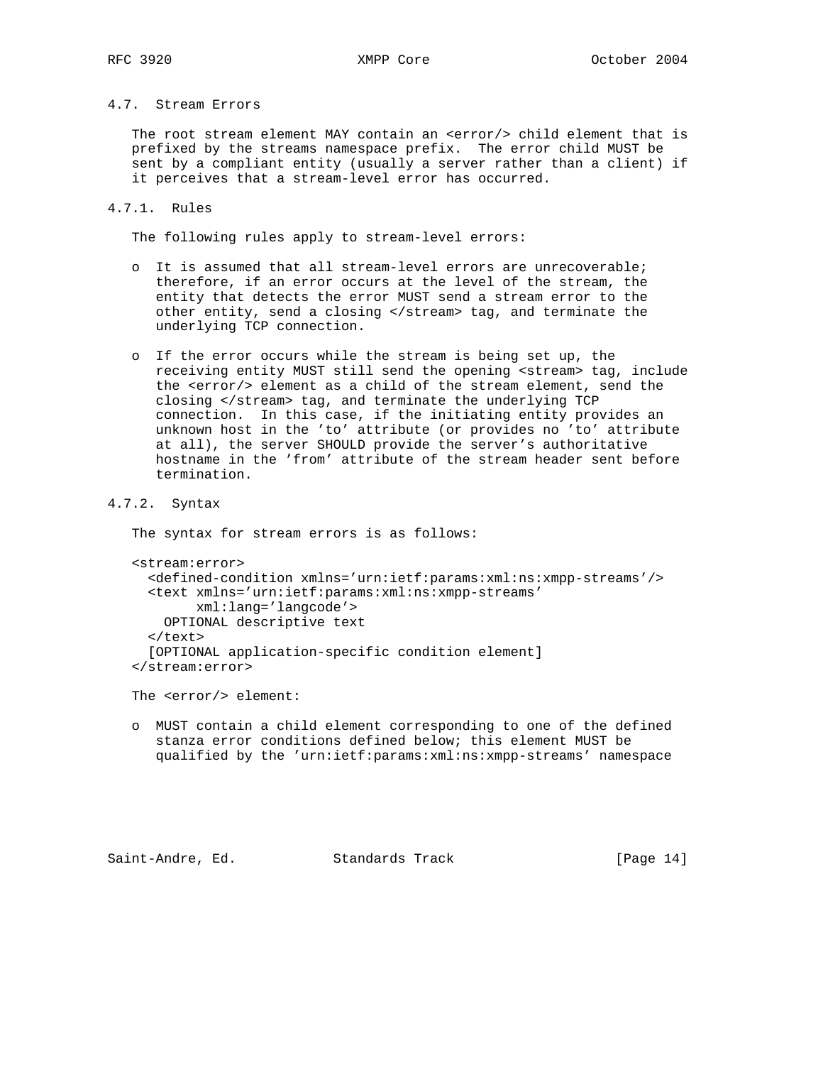### 4.7. Stream Errors

The root stream element MAY contain an <error/> child element that is prefixed by the streams namespace prefix. The error child MUST be sent by a compliant entity (usually a server rather than a client) if it perceives that a stream-level error has occurred.

#### 4.7.1. Rules

The following rules apply to stream-level errors:

- It is assumed that all stream-level errors are unrecoverable; therefore, if an error occurs at the level of the stream, the entity that detects the error MUST send a stream error to the other entity, send a closing </stream> tag, and terminate the underlying TCP connection.

- If the error occurs while the stream is being set up, the receiving entity MUST still send the opening <stream> tag, include the <error/> element as a child of the stream element, send the closing </stream> tag, and terminate the underlying TCP connection. In this case, if the initiating entity provides an unknown host in the 'to' attribute (or provides no 'to' attribute at all), the server SHOULD provide the server's authoritative hostname in the 'from' attribute of the stream header sent before termination.

#### 4.7.2. Syntax

The syntax for stream errors is as follows:

```
<stream:error>
  <defined-condition xmlns='urn:ietf:params:xml:ns:xmpp-streams'/>
  <text xmlns='urn:ietf:params:xml:ns:xmpp-streams'
        xml:lang='langcode'>
    OPTIONAL descriptive text
  </text>
  [OPTIONAL application-specific condition element]
</stream:error>
```

The <error/> element:

- MUST contain a child element corresponding to one of the defined stanza error conditions defined below; this element MUST be qualified by the 'urn:ietf:params:xml:ns:xmpp-streams' namespace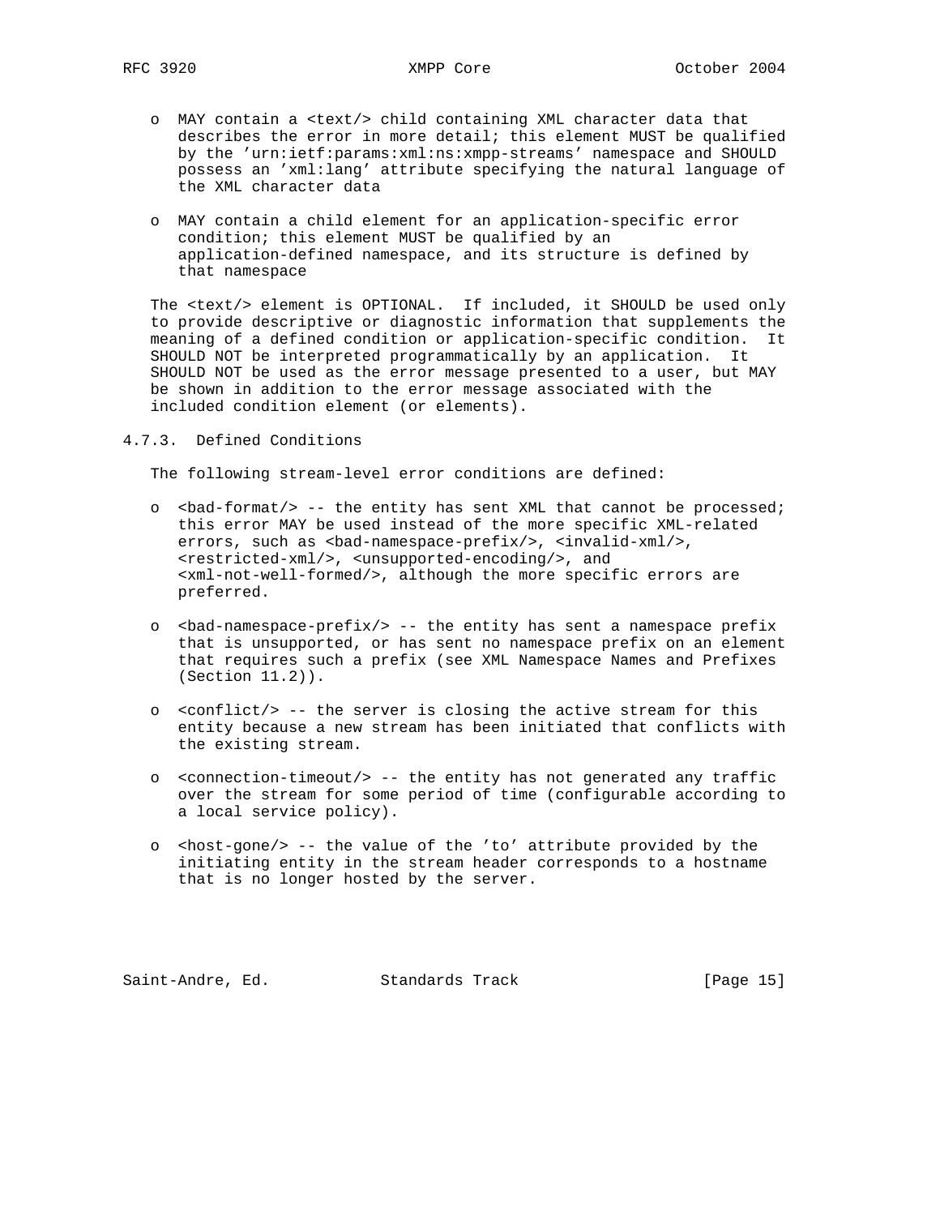- MAY contain a <text/> child containing XML character data that describes the error in more detail; this element MUST be qualified by the 'urn:ietf:params:xml:ns:xmpp-streams' namespace and SHOULD possess an 'xml:lang' attribute specifying the natural language of the XML character data

- MAY contain a child element for an application-specific error condition; this element MUST be qualified by an application-defined namespace, and its structure is defined by that namespace

The <text/> element is OPTIONAL. If included, it SHOULD be used only to provide descriptive or diagnostic information that supplements the meaning of a defined condition or application-specific condition. It SHOULD NOT be interpreted programmatically by an application. It SHOULD NOT be used as the error message presented to a user, but MAY be shown in addition to the error message associated with the included condition element (or elements).

### 4.7.3. Defined Conditions

The following stream-level error conditions are defined:

- <bad-format/> -- the entity has sent XML that cannot be processed; this error MAY be used instead of the more specific XML-related errors, such as <bad-namespace-prefix/>, <invalid-xml/>, <restricted-xml/>, <unsupported-encoding/>, and <xml-not-well-formed/>, although the more specific errors are preferred.

- <bad-namespace-prefix/> -- the entity has sent a namespace prefix that is unsupported, or has sent no namespace prefix on an element that requires such a prefix (see XML Namespace Names and Prefixes (Section 11.2)).

- <conflict/> -- the server is closing the active stream for this entity because a new stream has been initiated that conflicts with the existing stream.

- <connection-timeout/> -- the entity has not generated any traffic over the stream for some period of time (configurable according to a local service policy).

- <host-gone/> -- the value of the 'to' attribute provided by the initiating entity in the stream header corresponds to a hostname that is no longer hosted by the server.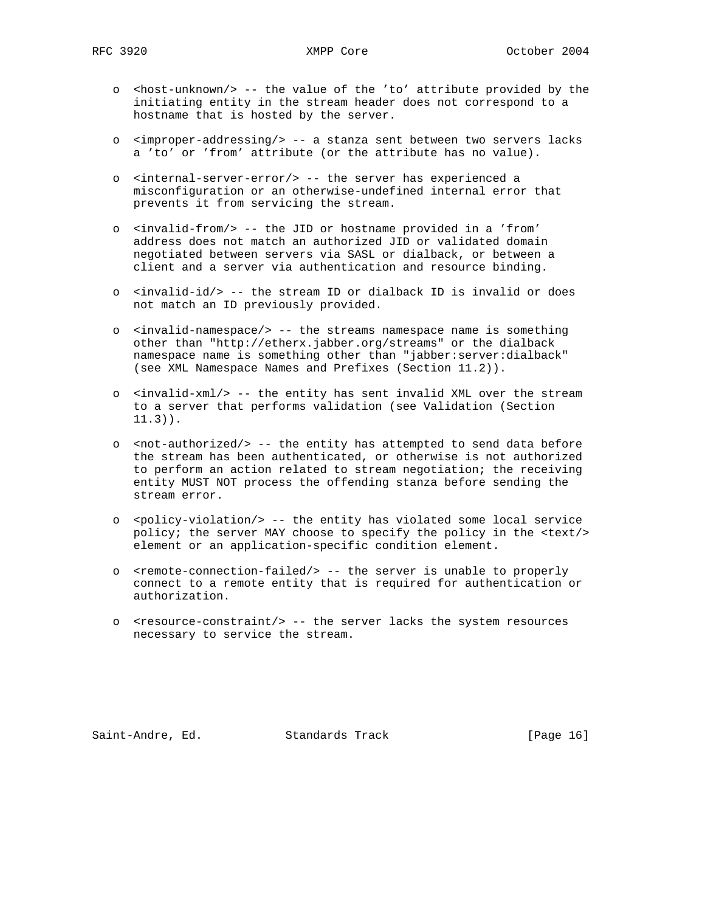- <host-unknown/> -- the value of the 'to' attribute provided by the initiating entity in the stream header does not correspond to a hostname that is hosted by the server.

- <improper-addressing/> -- a stanza sent between two servers lacks a 'to' or 'from' attribute (or the attribute has no value).

- <internal-server-error/> -- the server has experienced a misconfiguration or an otherwise-undefined internal error that prevents it from servicing the stream.

- <invalid-from/> -- the JID or hostname provided in a 'from' address does not match an authorized JID or validated domain negotiated between servers via SASL or dialback, or between a client and a server via authentication and resource binding.

- <invalid-id/> -- the stream ID or dialback ID is invalid or does not match an ID previously provided.

- <invalid-namespace/> -- the streams namespace name is something other than "http://etherx.jabber.org/streams" or the dialback namespace name is something other than "jabber:server:dialback" (see XML Namespace Names and Prefixes (Section 11.2)).

- <invalid-xml/> -- the entity has sent invalid XML over the stream to a server that performs validation (see Validation (Section 11.3)).

- <not-authorized/> -- the entity has attempted to send data before the stream has been authenticated, or otherwise is not authorized to perform an action related to stream negotiation; the receiving entity MUST NOT process the offending stanza before sending the stream error.

- <policy-violation/> -- the entity has violated some local service policy; the server MAY choose to specify the policy in the <text/> element or an application-specific condition element.

- <remote-connection-failed/> -- the server is unable to properly connect to a remote entity that is required for authentication or authorization.

- <resource-constraint/> -- the server lacks the system resources necessary to service the stream.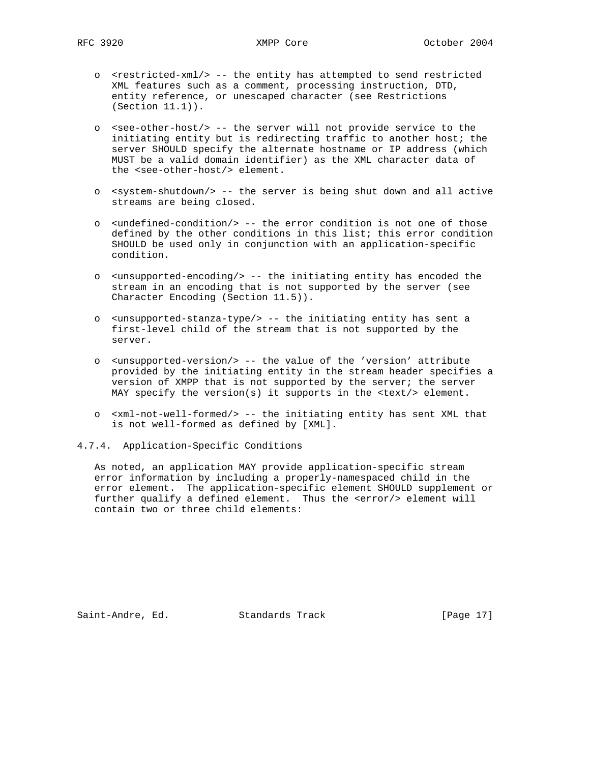- `<restricted-xml/>` -- the entity has attempted to send restricted XML features such as a comment, processing instruction, DTD, entity reference, or unescaped character (see Restrictions (Section 11.1)).

- `<see-other-host/>` -- the server will not provide service to the initiating entity but is redirecting traffic to another host; the server SHOULD specify the alternate hostname or IP address (which MUST be a valid domain identifier) as the XML character data of the `<see-other-host/>` element.

- `<system-shutdown/>` -- the server is being shut down and all active streams are being closed.

- `<undefined-condition/>` -- the error condition is not one of those defined by the other conditions in this list; this error condition SHOULD be used only in conjunction with an application-specific condition.

- `<unsupported-encoding/>` -- the initiating entity has encoded the stream in an encoding that is not supported by the server (see Character Encoding (Section 11.5)).

- `<unsupported-stanza-type/>` -- the initiating entity has sent a first-level child of the stream that is not supported by the server.

- `<unsupported-version/>` -- the value of the 'version' attribute provided by the initiating entity in the stream header specifies a version of XMPP that is not supported by the server; the server MAY specify the version(s) it supports in the `<text/>` element.

- `<xml-not-well-formed/>` -- the initiating entity has sent XML that is not well-formed as defined by [XML].

#### 4.7.4. Application-Specific Conditions

As noted, an application MAY provide application-specific stream error information by including a properly-namespaced child in the error element. The application-specific element SHOULD supplement or further qualify a defined element. Thus the `<error/>` element will contain two or three child elements: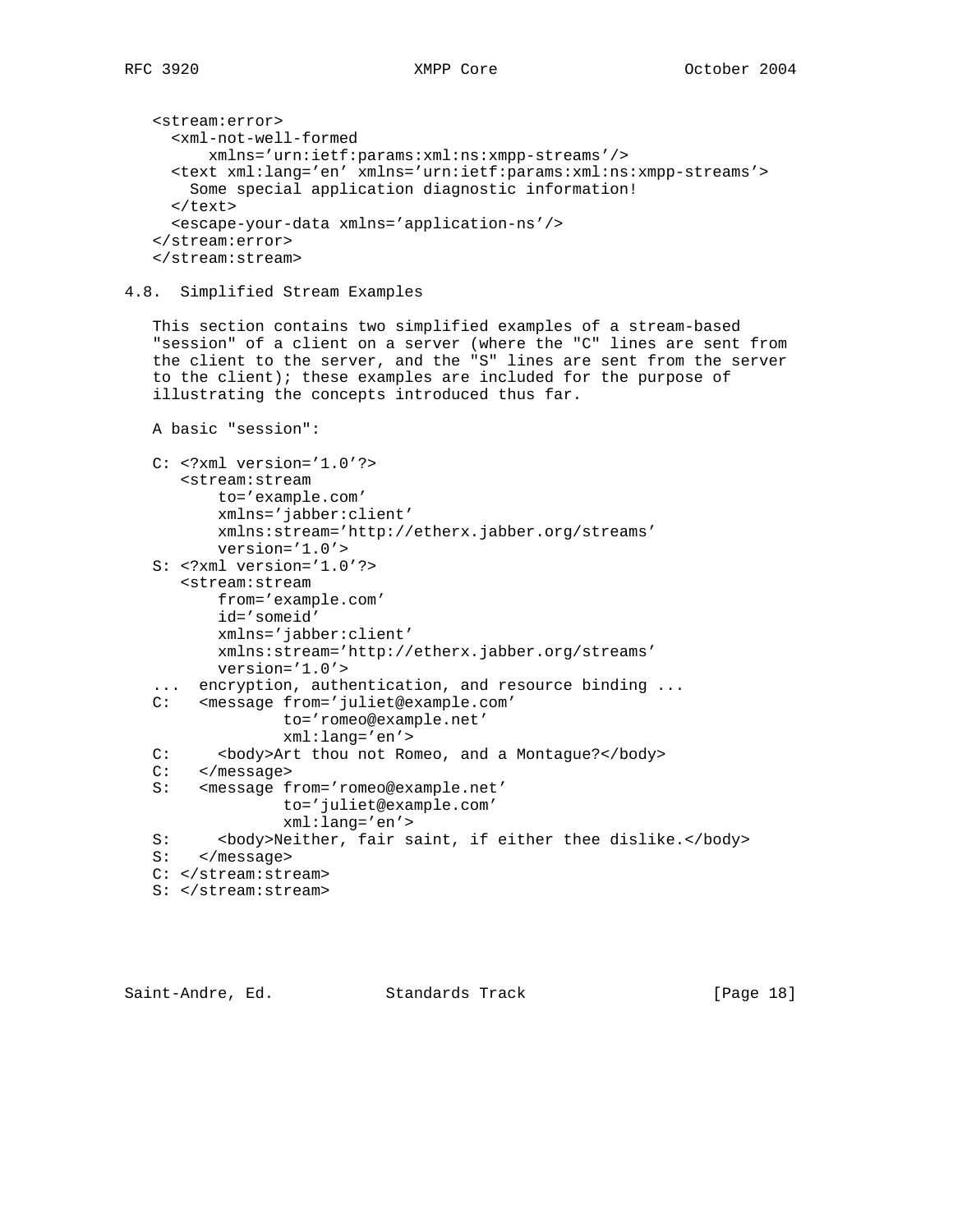```
<stream:error>
  <xml-not-well-formed
      xmlns='urn:ietf:params:xml:ns:xmpp-streams'/>
  <text xml:lang='en' xmlns='urn:ietf:params:xml:ns:xmpp-streams'>
    Some special application diagnostic information!
  </text>
  <escape-your-data xmlns='application-ns'/>
</stream:error>
</stream:stream>
```

### 4.8. Simplified Stream Examples

This section contains two simplified examples of a stream-based "session" of a client on a server (where the "C" lines are sent from the client to the server, and the "S" lines are sent from the server to the client); these examples are included for the purpose of illustrating the concepts introduced thus far.

A basic "session":

```
C: <?xml version='1.0'?>
   <stream:stream
       to='example.com'
       xmlns='jabber:client'
       xmlns:stream='http://etherx.jabber.org/streams'
       version='1.0'>
S: <?xml version='1.0'?>
   <stream:stream
       from='example.com'
       id='someid'
       xmlns='jabber:client'
       xmlns:stream='http://etherx.jabber.org/streams'
       version='1.0'>
...  encryption, authentication, and resource binding ...
C:   <message from='juliet@example.com'
              to='romeo@example.net'
              xml:lang='en'>
C:     <body>Art thou not Romeo, and a Montague?</body>
C:   </message>
S:   <message from='romeo@example.net'
              to='juliet@example.com'
              xml:lang='en'>
S:     <body>Neither, fair saint, if either thee dislike.</body>
S:   </message>
C: </stream:stream>
S: </stream:stream>
```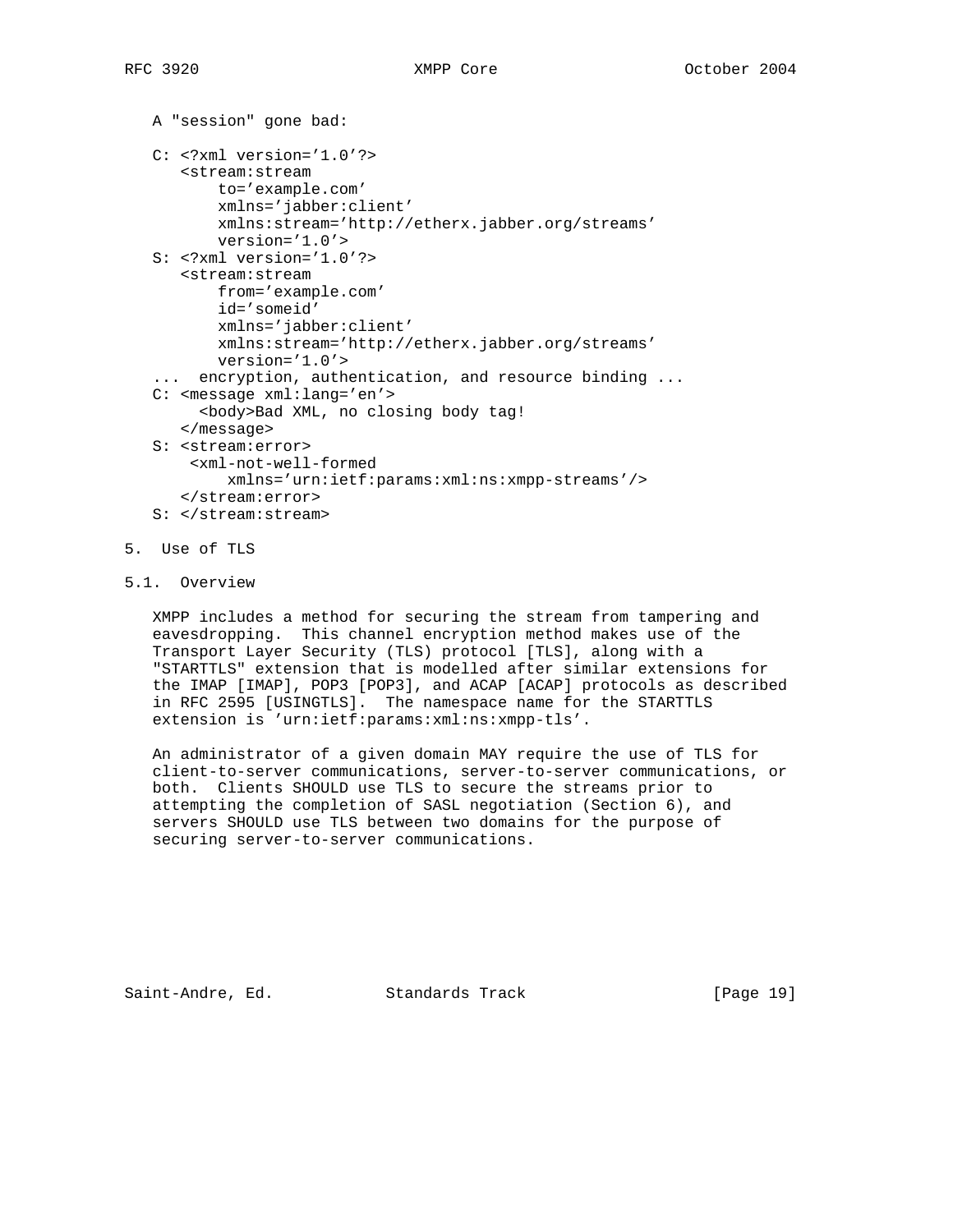A "session" gone bad:

```
C: <?xml version='1.0'?>
   <stream:stream
       to='example.com'
       xmlns='jabber:client'
       xmlns:stream='http://etherx.jabber.org/streams'
       version='1.0'>
S: <?xml version='1.0'?>
   <stream:stream
       from='example.com'
       id='someid'
       xmlns='jabber:client'
       xmlns:stream='http://etherx.jabber.org/streams'
       version='1.0'>
...  encryption, authentication, and resource binding ...
C: <message xml:lang='en'>
     <body>Bad XML, no closing body tag!
   </message>
S: <stream:error>
    <xml-not-well-formed
        xmlns='urn:ietf:params:xml:ns:xmpp-streams'/>
   </stream:error>
S: </stream:stream>
```

## 5. Use of TLS

### 5.1. Overview

XMPP includes a method for securing the stream from tampering and eavesdropping. This channel encryption method makes use of the Transport Layer Security (TLS) protocol [TLS], along with a "STARTTLS" extension that is modelled after similar extensions for the IMAP [IMAP], POP3 [POP3], and ACAP [ACAP] protocols as described in RFC 2595 [USINGTLS]. The namespace name for the STARTTLS extension is 'urn:ietf:params:xml:ns:xmpp-tls'.

An administrator of a given domain MAY require the use of TLS for client-to-server communications, server-to-server communications, or both. Clients SHOULD use TLS to secure the streams prior to attempting the completion of SASL negotiation (Section 6), and servers SHOULD use TLS between two domains for the purpose of securing server-to-server communications.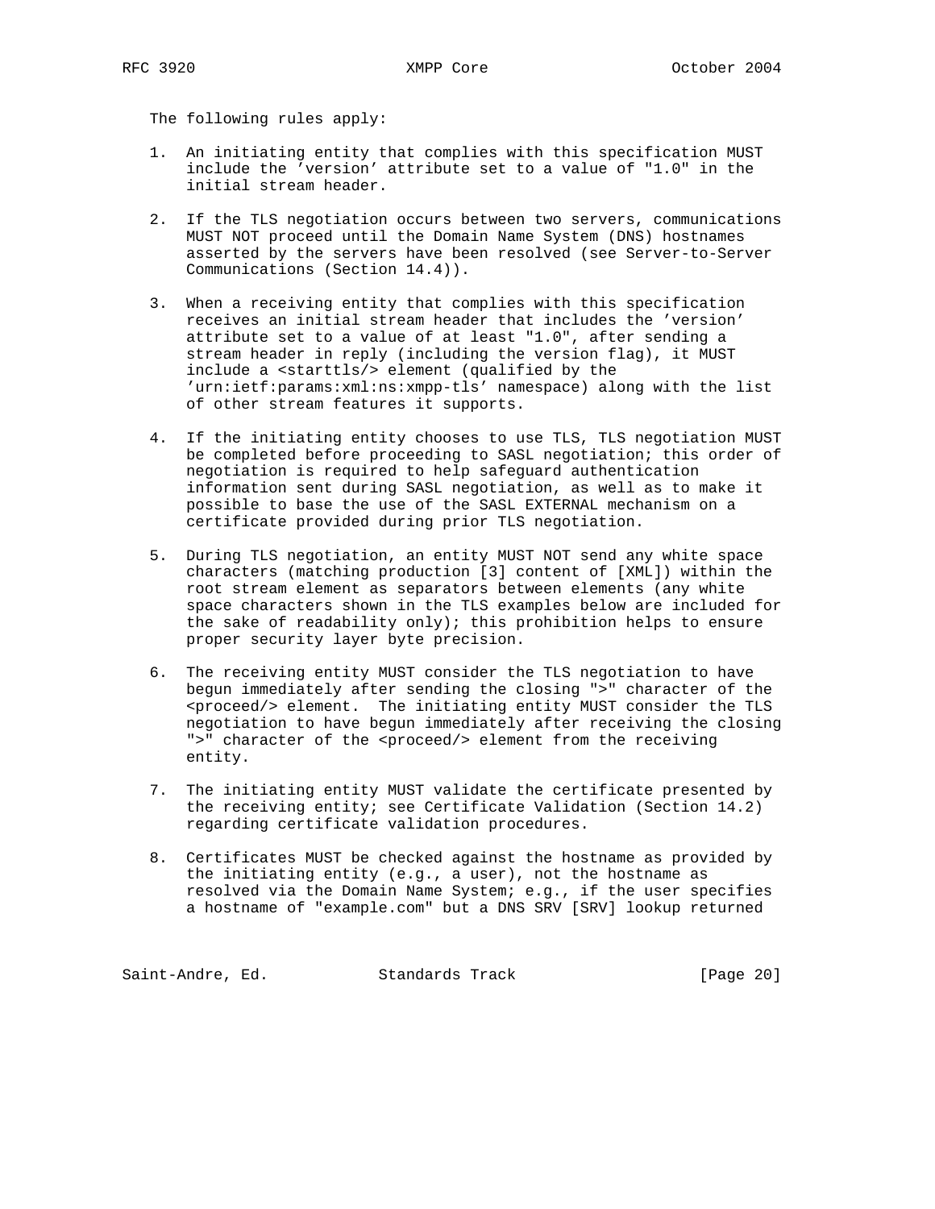The following rules apply:

1. An initiating entity that complies with this specification MUST include the 'version' attribute set to a value of "1.0" in the initial stream header.

2. If the TLS negotiation occurs between two servers, communications MUST NOT proceed until the Domain Name System (DNS) hostnames asserted by the servers have been resolved (see Server-to-Server Communications (Section 14.4)).

3. When a receiving entity that complies with this specification receives an initial stream header that includes the 'version' attribute set to a value of at least "1.0", after sending a stream header in reply (including the version flag), it MUST include a <starttls/> element (qualified by the 'urn:ietf:params:xml:ns:xmpp-tls' namespace) along with the list of other stream features it supports.

4. If the initiating entity chooses to use TLS, TLS negotiation MUST be completed before proceeding to SASL negotiation; this order of negotiation is required to help safeguard authentication information sent during SASL negotiation, as well as to make it possible to base the use of the SASL EXTERNAL mechanism on a certificate provided during prior TLS negotiation.

5. During TLS negotiation, an entity MUST NOT send any white space characters (matching production [3] content of [XML]) within the root stream element as separators between elements (any white space characters shown in the TLS examples below are included for the sake of readability only); this prohibition helps to ensure proper security layer byte precision.

6. The receiving entity MUST consider the TLS negotiation to have begun immediately after sending the closing ">" character of the <proceed/> element. The initiating entity MUST consider the TLS negotiation to have begun immediately after receiving the closing ">" character of the <proceed/> element from the receiving entity.

7. The initiating entity MUST validate the certificate presented by the receiving entity; see Certificate Validation (Section 14.2) regarding certificate validation procedures.

8. Certificates MUST be checked against the hostname as provided by the initiating entity (e.g., a user), not the hostname as resolved via the Domain Name System; e.g., if the user specifies a hostname of "example.com" but a DNS SRV [SRV] lookup returned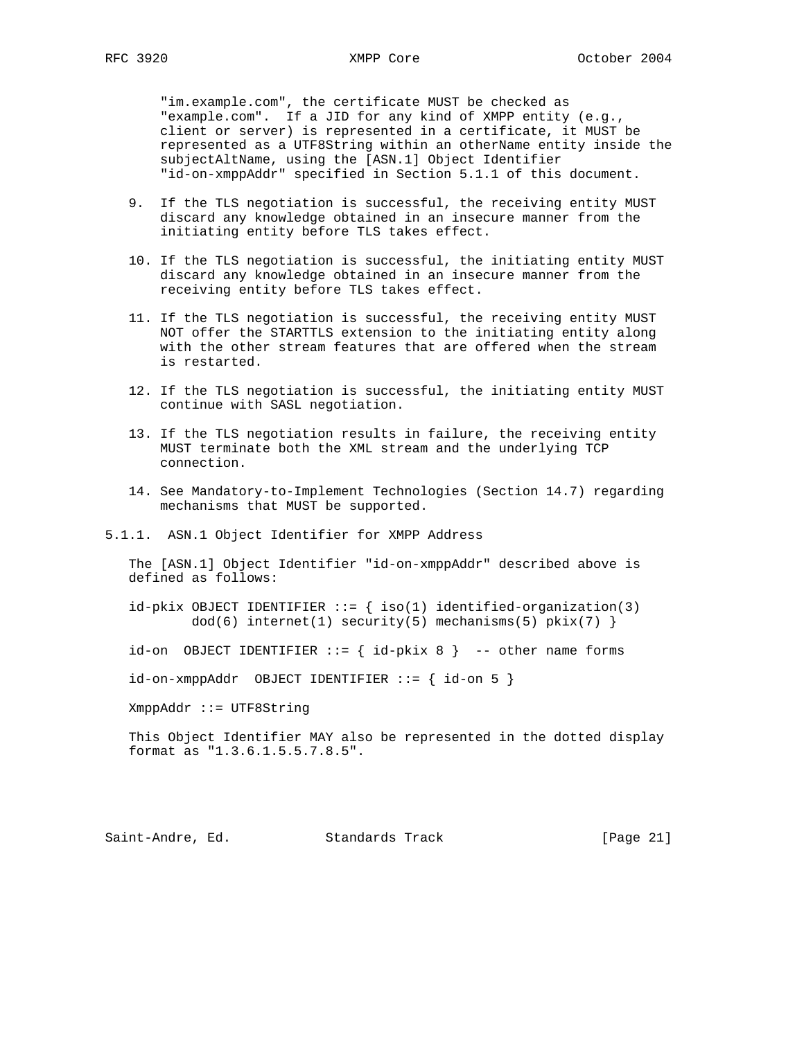"im.example.com", the certificate MUST be checked as "example.com". If a JID for any kind of XMPP entity (e.g., client or server) is represented in a certificate, it MUST be represented as a UTF8String within an otherName entity inside the subjectAltName, using the [ASN.1] Object Identifier "id-on-xmppAddr" specified in Section 5.1.1 of this document.

9. If the TLS negotiation is successful, the receiving entity MUST discard any knowledge obtained in an insecure manner from the initiating entity before TLS takes effect.

10. If the TLS negotiation is successful, the initiating entity MUST discard any knowledge obtained in an insecure manner from the receiving entity before TLS takes effect.

11. If the TLS negotiation is successful, the receiving entity MUST NOT offer the STARTTLS extension to the initiating entity along with the other stream features that are offered when the stream is restarted.

12. If the TLS negotiation is successful, the initiating entity MUST continue with SASL negotiation.

13. If the TLS negotiation results in failure, the receiving entity MUST terminate both the XML stream and the underlying TCP connection.

14. See Mandatory-to-Implement Technologies (Section 14.7) regarding mechanisms that MUST be supported.

### 5.1.1. ASN.1 Object Identifier for XMPP Address

The [ASN.1] Object Identifier "id-on-xmppAddr" described above is defined as follows:

```
id-pkix OBJECT IDENTIFIER ::= { iso(1) identified-organization(3)
        dod(6) internet(1) security(5) mechanisms(5) pkix(7) }

id-on  OBJECT IDENTIFIER ::= { id-pkix 8 }  -- other name forms

id-on-xmppAddr  OBJECT IDENTIFIER ::= { id-on 5 }

XmppAddr ::= UTF8String
```

This Object Identifier MAY also be represented in the dotted display format as "1.3.6.1.5.5.7.8.5".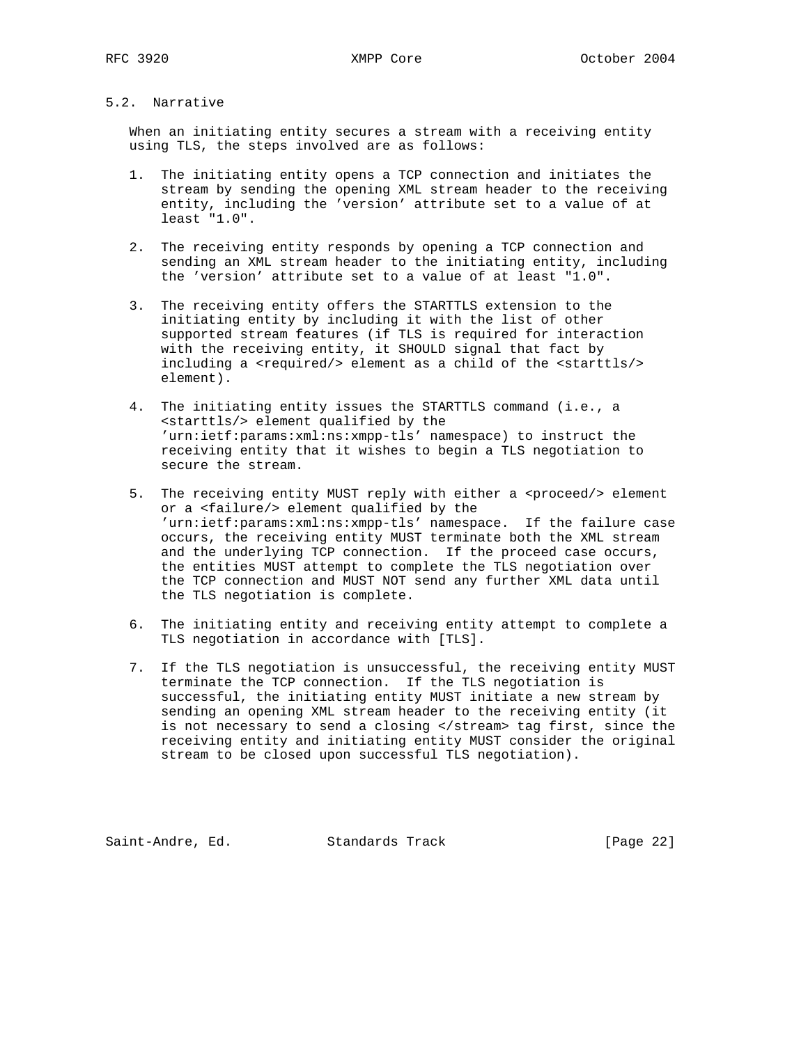## 5.2. Narrative

When an initiating entity secures a stream with a receiving entity using TLS, the steps involved are as follows:

1. The initiating entity opens a TCP connection and initiates the stream by sending the opening XML stream header to the receiving entity, including the 'version' attribute set to a value of at least "1.0".

2. The receiving entity responds by opening a TCP connection and sending an XML stream header to the initiating entity, including the 'version' attribute set to a value of at least "1.0".

3. The receiving entity offers the STARTTLS extension to the initiating entity by including it with the list of other supported stream features (if TLS is required for interaction with the receiving entity, it SHOULD signal that fact by including a <required/> element as a child of the <starttls/> element).

4. The initiating entity issues the STARTTLS command (i.e., a <starttls/> element qualified by the 'urn:ietf:params:xml:ns:xmpp-tls' namespace) to instruct the receiving entity that it wishes to begin a TLS negotiation to secure the stream.

5. The receiving entity MUST reply with either a <proceed/> element or a <failure/> element qualified by the 'urn:ietf:params:xml:ns:xmpp-tls' namespace. If the failure case occurs, the receiving entity MUST terminate both the XML stream and the underlying TCP connection. If the proceed case occurs, the entities MUST attempt to complete the TLS negotiation over the TCP connection and MUST NOT send any further XML data until the TLS negotiation is complete.

6. The initiating entity and receiving entity attempt to complete a TLS negotiation in accordance with [TLS].

7. If the TLS negotiation is unsuccessful, the receiving entity MUST terminate the TCP connection. If the TLS negotiation is successful, the initiating entity MUST initiate a new stream by sending an opening XML stream header to the receiving entity (it is not necessary to send a closing </stream> tag first, since the receiving entity and initiating entity MUST consider the original stream to be closed upon successful TLS negotiation).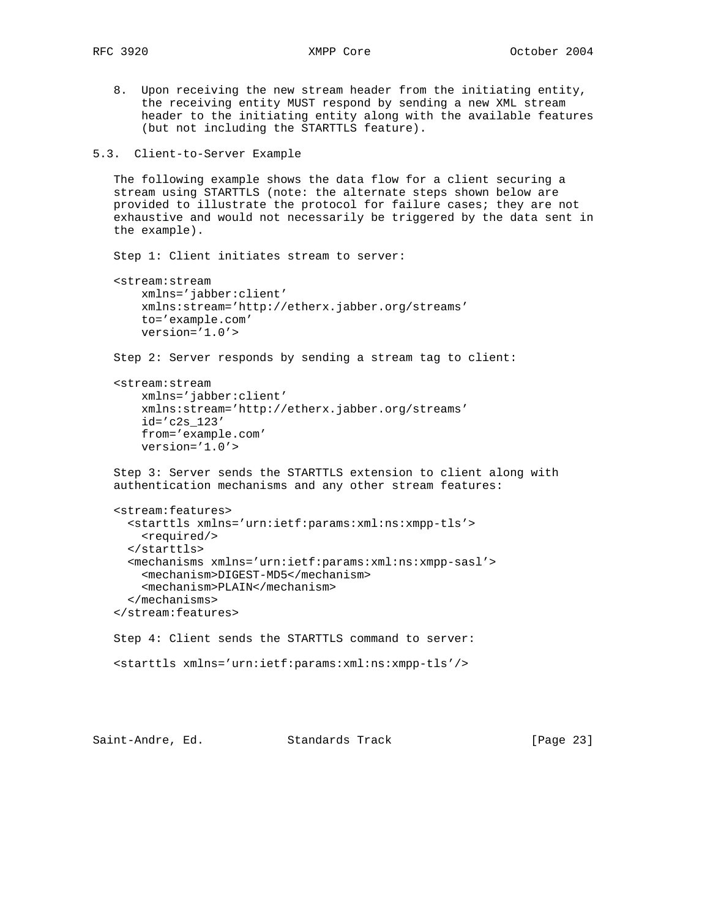8. Upon receiving the new stream header from the initiating entity, the receiving entity MUST respond by sending a new XML stream header to the initiating entity along with the available features (but not including the STARTTLS feature).

### 5.3. Client-to-Server Example

The following example shows the data flow for a client securing a stream using STARTTLS (note: the alternate steps shown below are provided to illustrate the protocol for failure cases; they are not exhaustive and would not necessarily be triggered by the data sent in the example).

Step 1: Client initiates stream to server:

```
<stream:stream
    xmlns='jabber:client'
    xmlns:stream='http://etherx.jabber.org/streams'
    to='example.com'
    version='1.0'>
```

Step 2: Server responds by sending a stream tag to client:

```
<stream:stream
    xmlns='jabber:client'
    xmlns:stream='http://etherx.jabber.org/streams'
    id='c2s_123'
    from='example.com'
    version='1.0'>
```

Step 3: Server sends the STARTTLS extension to client along with authentication mechanisms and any other stream features:

```
<stream:features>
  <starttls xmlns='urn:ietf:params:xml:ns:xmpp-tls'>
    <required/>
  </starttls>
  <mechanisms xmlns='urn:ietf:params:xml:ns:xmpp-sasl'>
    <mechanism>DIGEST-MD5</mechanism>
    <mechanism>PLAIN</mechanism>
  </mechanisms>
</stream:features>
```

Step 4: Client sends the STARTTLS command to server:

```
<starttls xmlns='urn:ietf:params:xml:ns:xmpp-tls'/>
```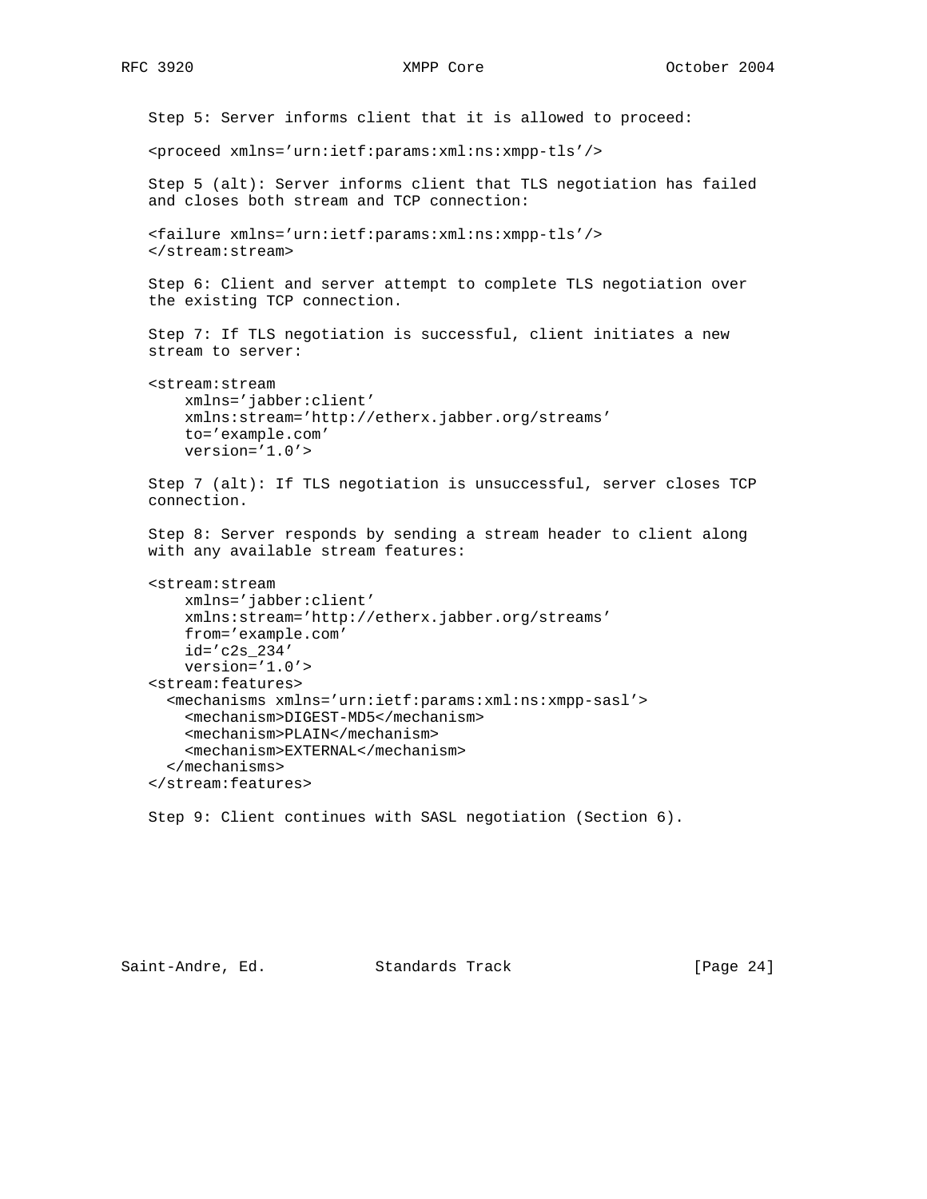Step 5: Server informs client that it is allowed to proceed:

```
<proceed xmlns='urn:ietf:params:xml:ns:xmpp-tls'/>
```

Step 5 (alt): Server informs client that TLS negotiation has failed and closes both stream and TCP connection:

```
<failure xmlns='urn:ietf:params:xml:ns:xmpp-tls'/>
</stream:stream>
```

Step 6: Client and server attempt to complete TLS negotiation over the existing TCP connection.

Step 7: If TLS negotiation is successful, client initiates a new stream to server:

```
<stream:stream
    xmlns='jabber:client'
    xmlns:stream='http://etherx.jabber.org/streams'
    to='example.com'
    version='1.0'>
```

Step 7 (alt): If TLS negotiation is unsuccessful, server closes TCP connection.

Step 8: Server responds by sending a stream header to client along with any available stream features:

```
<stream:stream
    xmlns='jabber:client'
    xmlns:stream='http://etherx.jabber.org/streams'
    from='example.com'
    id='c2s_234'
    version='1.0'>
<stream:features>
  <mechanisms xmlns='urn:ietf:params:xml:ns:xmpp-sasl'>
    <mechanism>DIGEST-MD5</mechanism>
    <mechanism>PLAIN</mechanism>
    <mechanism>EXTERNAL</mechanism>
  </mechanisms>
</stream:features>
```

Step 9: Client continues with SASL negotiation (Section 6).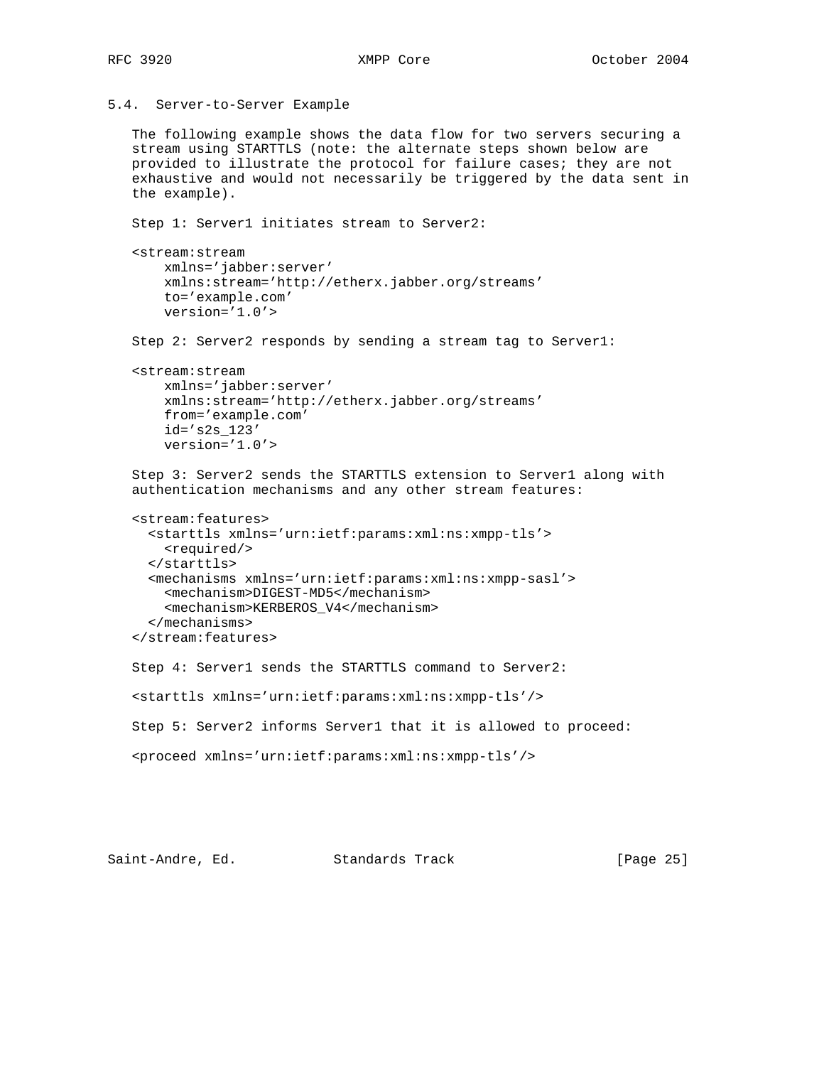### 5.4. Server-to-Server Example

The following example shows the data flow for two servers securing a stream using STARTTLS (note: the alternate steps shown below are provided to illustrate the protocol for failure cases; they are not exhaustive and would not necessarily be triggered by the data sent in the example).

Step 1: Server1 initiates stream to Server2:

```
<stream:stream
    xmlns='jabber:server'
    xmlns:stream='http://etherx.jabber.org/streams'
    to='example.com'
    version='1.0'>
```

Step 2: Server2 responds by sending a stream tag to Server1:

```
<stream:stream
    xmlns='jabber:server'
    xmlns:stream='http://etherx.jabber.org/streams'
    from='example.com'
    id='s2s_123'
    version='1.0'>
```

Step 3: Server2 sends the STARTTLS extension to Server1 along with authentication mechanisms and any other stream features:

```
<stream:features>
  <starttls xmlns='urn:ietf:params:xml:ns:xmpp-tls'>
    <required/>
  </starttls>
  <mechanisms xmlns='urn:ietf:params:xml:ns:xmpp-sasl'>
    <mechanism>DIGEST-MD5</mechanism>
    <mechanism>KERBEROS_V4</mechanism>
  </mechanisms>
</stream:features>
```

Step 4: Server1 sends the STARTTLS command to Server2:

```
<starttls xmlns='urn:ietf:params:xml:ns:xmpp-tls'/>
```

Step 5: Server2 informs Server1 that it is allowed to proceed:

```
<proceed xmlns='urn:ietf:params:xml:ns:xmpp-tls'/>
```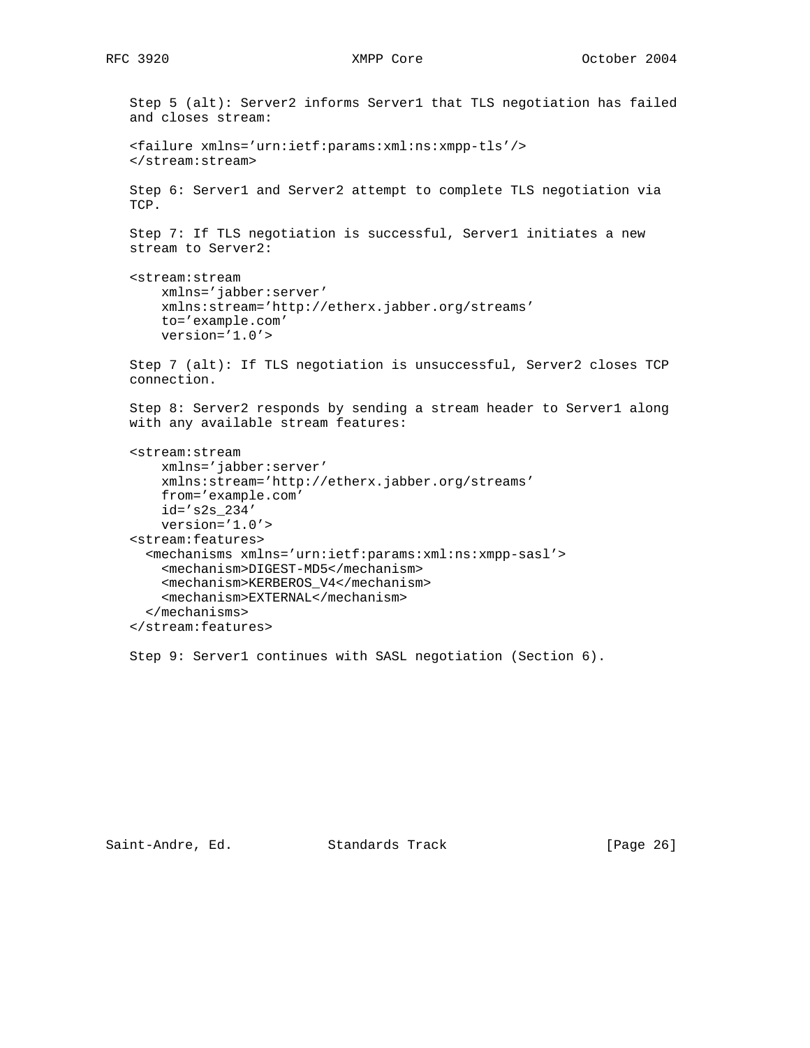Step 5 (alt): Server2 informs Server1 that TLS negotiation has failed and closes stream:

```
<failure xmlns='urn:ietf:params:xml:ns:xmpp-tls'/>
</stream:stream>
```

Step 6: Server1 and Server2 attempt to complete TLS negotiation via TCP.

Step 7: If TLS negotiation is successful, Server1 initiates a new stream to Server2:

```
<stream:stream
    xmlns='jabber:server'
    xmlns:stream='http://etherx.jabber.org/streams'
    to='example.com'
    version='1.0'>
```

Step 7 (alt): If TLS negotiation is unsuccessful, Server2 closes TCP connection.

Step 8: Server2 responds by sending a stream header to Server1 along with any available stream features:

```
<stream:stream
    xmlns='jabber:server'
    xmlns:stream='http://etherx.jabber.org/streams'
    from='example.com'
    id='s2s_234'
    version='1.0'>
<stream:features>
  <mechanisms xmlns='urn:ietf:params:xml:ns:xmpp-sasl'>
    <mechanism>DIGEST-MD5</mechanism>
    <mechanism>KERBEROS_V4</mechanism>
    <mechanism>EXTERNAL</mechanism>
  </mechanisms>
</stream:features>
```

Step 9: Server1 continues with SASL negotiation (Section 6).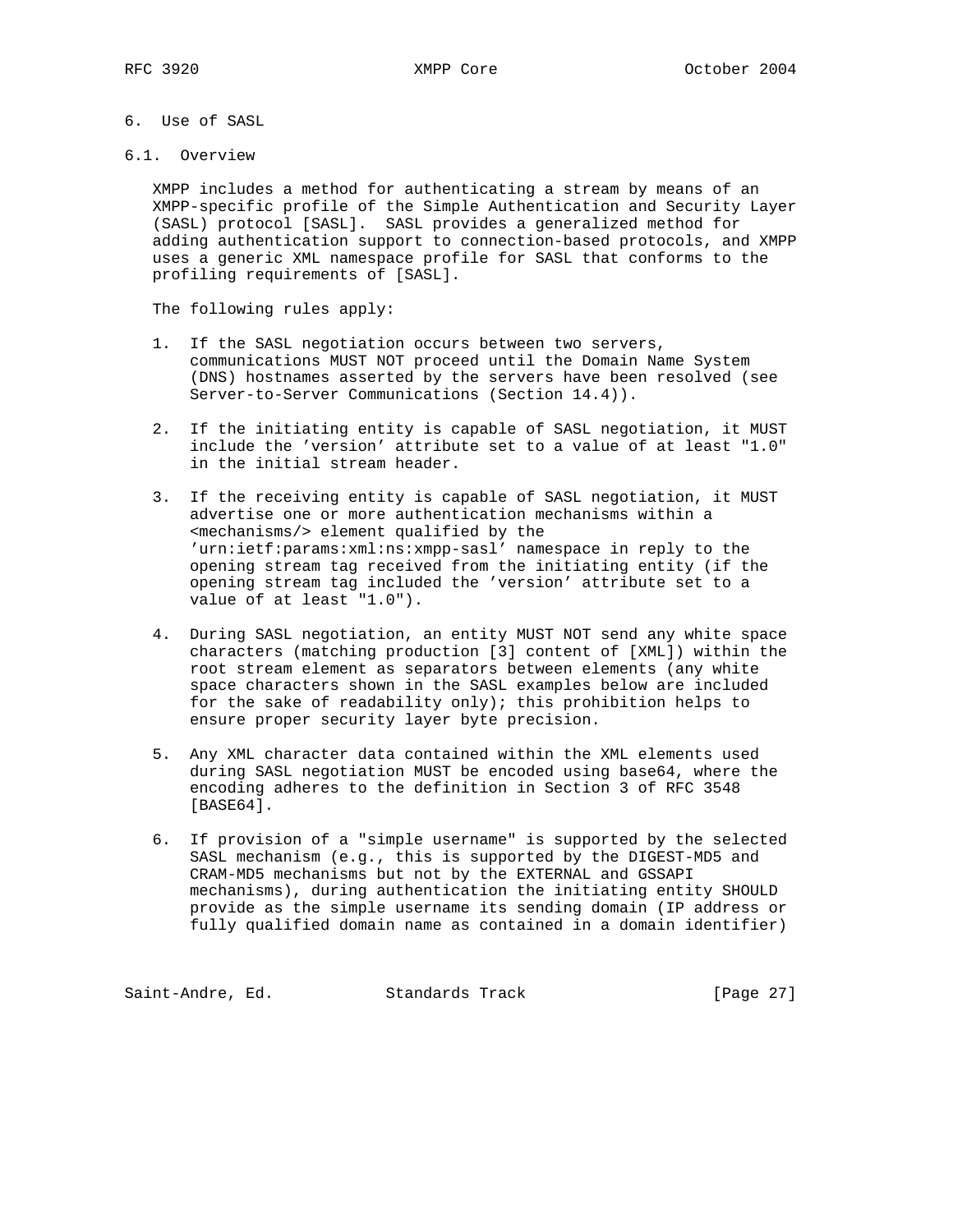## 6. Use of SASL

### 6.1. Overview

XMPP includes a method for authenticating a stream by means of an XMPP-specific profile of the Simple Authentication and Security Layer (SASL) protocol [SASL]. SASL provides a generalized method for adding authentication support to connection-based protocols, and XMPP uses a generic XML namespace profile for SASL that conforms to the profiling requirements of [SASL].

The following rules apply:

1. If the SASL negotiation occurs between two servers, communications MUST NOT proceed until the Domain Name System (DNS) hostnames asserted by the servers have been resolved (see Server-to-Server Communications (Section 14.4)).

2. If the initiating entity is capable of SASL negotiation, it MUST include the 'version' attribute set to a value of at least "1.0" in the initial stream header.

3. If the receiving entity is capable of SASL negotiation, it MUST advertise one or more authentication mechanisms within a <mechanisms/> element qualified by the 'urn:ietf:params:xml:ns:xmpp-sasl' namespace in reply to the opening stream tag received from the initiating entity (if the opening stream tag included the 'version' attribute set to a value of at least "1.0").

4. During SASL negotiation, an entity MUST NOT send any white space characters (matching production [3] content of [XML]) within the root stream element as separators between elements (any white space characters shown in the SASL examples below are included for the sake of readability only); this prohibition helps to ensure proper security layer byte precision.

5. Any XML character data contained within the XML elements used during SASL negotiation MUST be encoded using base64, where the encoding adheres to the definition in Section 3 of RFC 3548 [BASE64].

6. If provision of a "simple username" is supported by the selected SASL mechanism (e.g., this is supported by the DIGEST-MD5 and CRAM-MD5 mechanisms but not by the EXTERNAL and GSSAPI mechanisms), during authentication the initiating entity SHOULD provide as the simple username its sending domain (IP address or fully qualified domain name as contained in a domain identifier)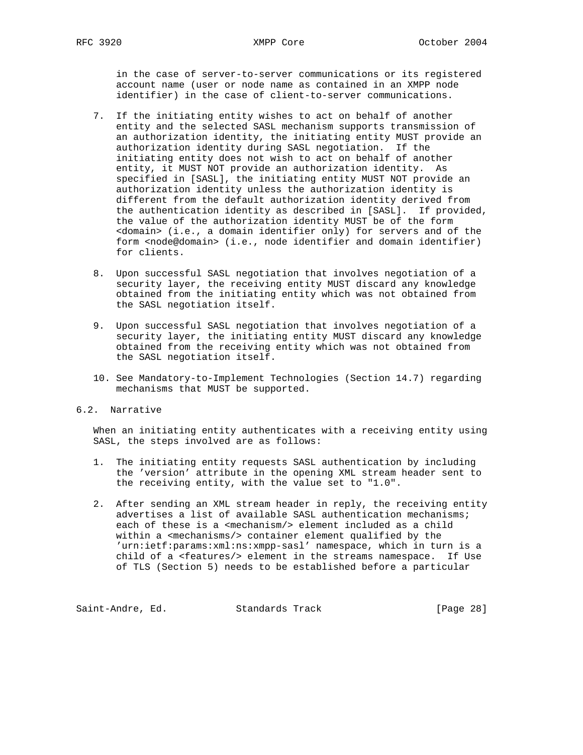in the case of server-to-server communications or its registered account name (user or node name as contained in an XMPP node identifier) in the case of client-to-server communications.

7. If the initiating entity wishes to act on behalf of another entity and the selected SASL mechanism supports transmission of an authorization identity, the initiating entity MUST provide an authorization identity during SASL negotiation. If the initiating entity does not wish to act on behalf of another entity, it MUST NOT provide an authorization identity. As specified in [SASL], the initiating entity MUST NOT provide an authorization identity unless the authorization identity is different from the default authorization identity derived from the authentication identity as described in [SASL]. If provided, the value of the authorization identity MUST be of the form <domain> (i.e., a domain identifier only) for servers and of the form <node@domain> (i.e., node identifier and domain identifier) for clients.

8. Upon successful SASL negotiation that involves negotiation of a security layer, the receiving entity MUST discard any knowledge obtained from the initiating entity which was not obtained from the SASL negotiation itself.

9. Upon successful SASL negotiation that involves negotiation of a security layer, the initiating entity MUST discard any knowledge obtained from the receiving entity which was not obtained from the SASL negotiation itself.

10. See Mandatory-to-Implement Technologies (Section 14.7) regarding mechanisms that MUST be supported.

## 6.2. Narrative

When an initiating entity authenticates with a receiving entity using SASL, the steps involved are as follows:

1. The initiating entity requests SASL authentication by including the 'version' attribute in the opening XML stream header sent to the receiving entity, with the value set to "1.0".

2. After sending an XML stream header in reply, the receiving entity advertises a list of available SASL authentication mechanisms; each of these is a <mechanism/> element included as a child within a <mechanisms/> container element qualified by the 'urn:ietf:params:xml:ns:xmpp-sasl' namespace, which in turn is a child of a <features/> element in the streams namespace. If Use of TLS (Section 5) needs to be established before a particular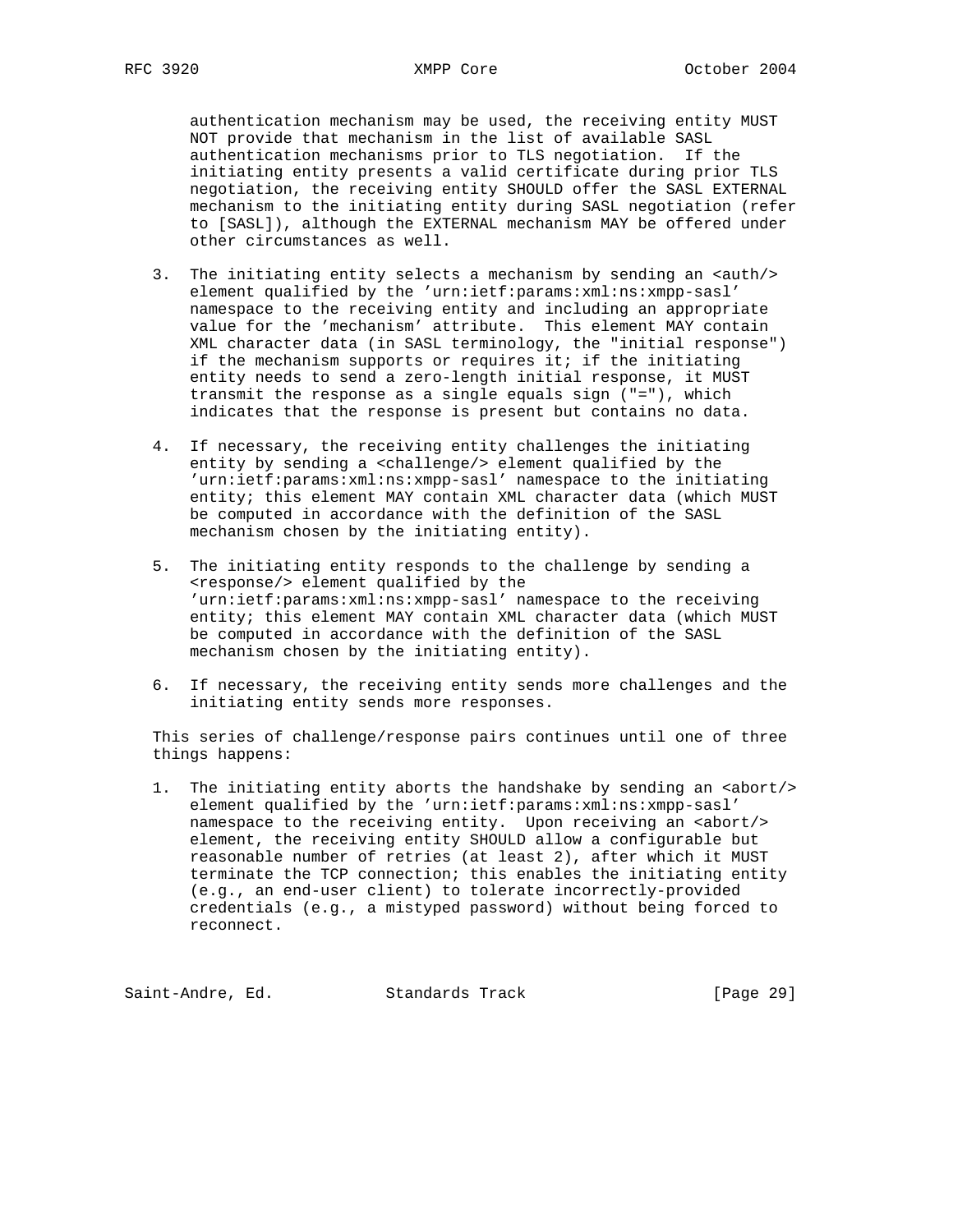authentication mechanism may be used, the receiving entity MUST NOT provide that mechanism in the list of available SASL authentication mechanisms prior to TLS negotiation. If the initiating entity presents a valid certificate during prior TLS negotiation, the receiving entity SHOULD offer the SASL EXTERNAL mechanism to the initiating entity during SASL negotiation (refer to [SASL]), although the EXTERNAL mechanism MAY be offered under other circumstances as well.

3. The initiating entity selects a mechanism by sending an <auth/> element qualified by the 'urn:ietf:params:xml:ns:xmpp-sasl' namespace to the receiving entity and including an appropriate value for the 'mechanism' attribute. This element MAY contain XML character data (in SASL terminology, the "initial response") if the mechanism supports or requires it; if the initiating entity needs to send a zero-length initial response, it MUST transmit the response as a single equals sign ("="), which indicates that the response is present but contains no data.

4. If necessary, the receiving entity challenges the initiating entity by sending a <challenge/> element qualified by the 'urn:ietf:params:xml:ns:xmpp-sasl' namespace to the initiating entity; this element MAY contain XML character data (which MUST be computed in accordance with the definition of the SASL mechanism chosen by the initiating entity).

5. The initiating entity responds to the challenge by sending a <response/> element qualified by the 'urn:ietf:params:xml:ns:xmpp-sasl' namespace to the receiving entity; this element MAY contain XML character data (which MUST be computed in accordance with the definition of the SASL mechanism chosen by the initiating entity).

6. If necessary, the receiving entity sends more challenges and the initiating entity sends more responses.

This series of challenge/response pairs continues until one of three things happens:

1. The initiating entity aborts the handshake by sending an <abort/> element qualified by the 'urn:ietf:params:xml:ns:xmpp-sasl' namespace to the receiving entity. Upon receiving an <abort/> element, the receiving entity SHOULD allow a configurable but reasonable number of retries (at least 2), after which it MUST terminate the TCP connection; this enables the initiating entity (e.g., an end-user client) to tolerate incorrectly-provided credentials (e.g., a mistyped password) without being forced to reconnect.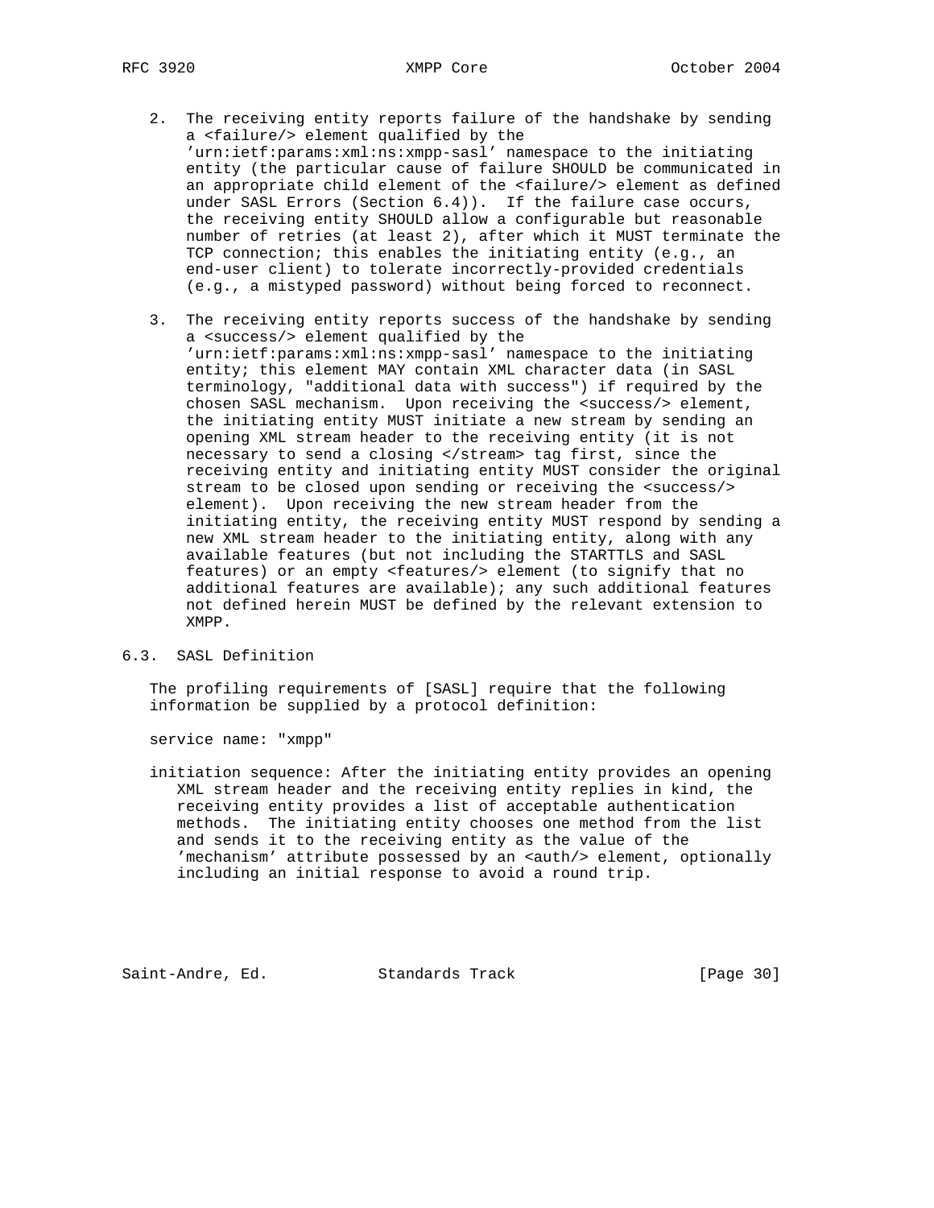2. The receiving entity reports failure of the handshake by sending a <failure/> element qualified by the 'urn:ietf:params:xml:ns:xmpp-sasl' namespace to the initiating entity (the particular cause of failure SHOULD be communicated in an appropriate child element of the <failure/> element as defined under SASL Errors (Section 6.4)). If the failure case occurs, the receiving entity SHOULD allow a configurable but reasonable number of retries (at least 2), after which it MUST terminate the TCP connection; this enables the initiating entity (e.g., an end-user client) to tolerate incorrectly-provided credentials (e.g., a mistyped password) without being forced to reconnect.

3. The receiving entity reports success of the handshake by sending a <success/> element qualified by the 'urn:ietf:params:xml:ns:xmpp-sasl' namespace to the initiating entity; this element MAY contain XML character data (in SASL terminology, "additional data with success") if required by the chosen SASL mechanism. Upon receiving the <success/> element, the initiating entity MUST initiate a new stream by sending an opening XML stream header to the receiving entity (it is not necessary to send a closing </stream> tag first, since the receiving entity and initiating entity MUST consider the original stream to be closed upon sending or receiving the <success/> element). Upon receiving the new stream header from the initiating entity, the receiving entity MUST respond by sending a new XML stream header to the initiating entity, along with any available features (but not including the STARTTLS and SASL features) or an empty <features/> element (to signify that no additional features are available); any such additional features not defined herein MUST be defined by the relevant extension to XMPP.

## 6.3. SASL Definition

The profiling requirements of [SASL] require that the following information be supplied by a protocol definition:

service name: "xmpp"

initiation sequence: After the initiating entity provides an opening XML stream header and the receiving entity replies in kind, the receiving entity provides a list of acceptable authentication methods. The initiating entity chooses one method from the list and sends it to the receiving entity as the value of the 'mechanism' attribute possessed by an <auth/> element, optionally including an initial response to avoid a round trip.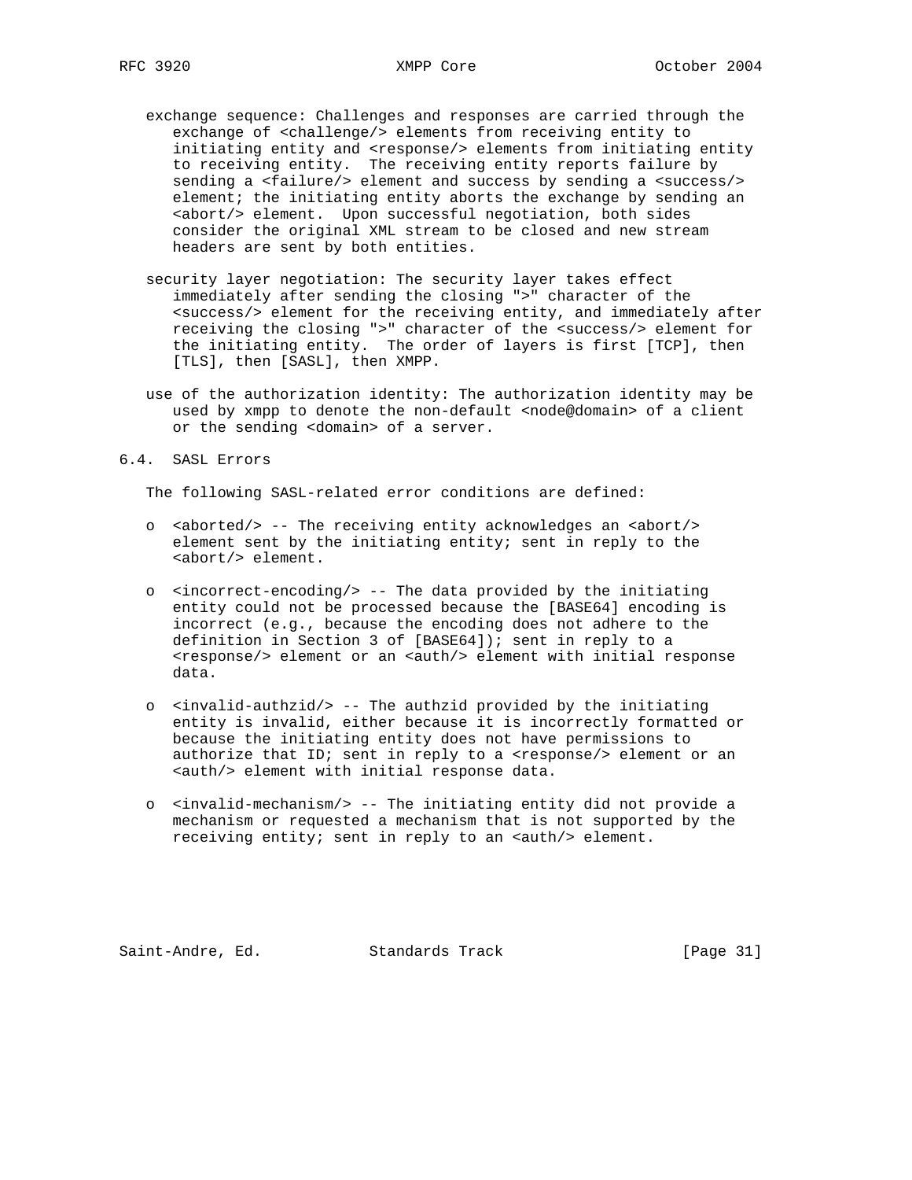exchange sequence: Challenges and responses are carried through the exchange of <challenge/> elements from receiving entity to initiating entity and <response/> elements from initiating entity to receiving entity. The receiving entity reports failure by sending a <failure/> element and success by sending a <success/> element; the initiating entity aborts the exchange by sending an <abort/> element. Upon successful negotiation, both sides consider the original XML stream to be closed and new stream headers are sent by both entities.

security layer negotiation: The security layer takes effect immediately after sending the closing ">" character of the <success/> element for the receiving entity, and immediately after receiving the closing ">" character of the <success/> element for the initiating entity. The order of layers is first [TCP], then [TLS], then [SASL], then XMPP.

use of the authorization identity: The authorization identity may be used by xmpp to denote the non-default <node@domain> of a client or the sending <domain> of a server.

## 6.4. SASL Errors

The following SASL-related error conditions are defined:

- <aborted/> -- The receiving entity acknowledges an <abort/> element sent by the initiating entity; sent in reply to the <abort/> element.
- <incorrect-encoding/> -- The data provided by the initiating entity could not be processed because the [BASE64] encoding is incorrect (e.g., because the encoding does not adhere to the definition in Section 3 of [BASE64]); sent in reply to a <response/> element or an <auth/> element with initial response data.
- <invalid-authzid/> -- The authzid provided by the initiating entity is invalid, either because it is incorrectly formatted or because the initiating entity does not have permissions to authorize that ID; sent in reply to a <response/> element or an <auth/> element with initial response data.
- <invalid-mechanism/> -- The initiating entity did not provide a mechanism or requested a mechanism that is not supported by the receiving entity; sent in reply to an <auth/> element.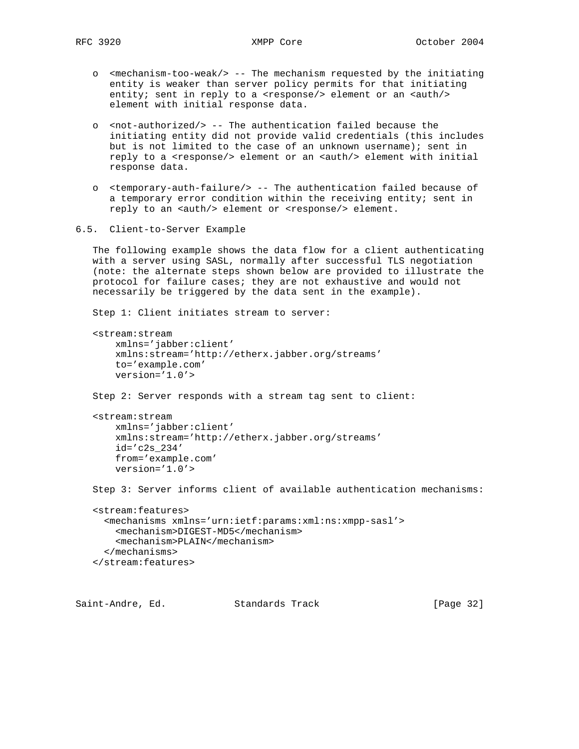- <mechanism-too-weak/> -- The mechanism requested by the initiating entity is weaker than server policy permits for that initiating entity; sent in reply to a <response/> element or an <auth/> element with initial response data.

- <not-authorized/> -- The authentication failed because the initiating entity did not provide valid credentials (this includes but is not limited to the case of an unknown username); sent in reply to a <response/> element or an <auth/> element with initial response data.

- <temporary-auth-failure/> -- The authentication failed because of a temporary error condition within the receiving entity; sent in reply to an <auth/> element or <response/> element.

### 6.5. Client-to-Server Example

The following example shows the data flow for a client authenticating with a server using SASL, normally after successful TLS negotiation (note: the alternate steps shown below are provided to illustrate the protocol for failure cases; they are not exhaustive and would not necessarily be triggered by the data sent in the example).

Step 1: Client initiates stream to server:

```
<stream:stream
    xmlns='jabber:client'
    xmlns:stream='http://etherx.jabber.org/streams'
    to='example.com'
    version='1.0'>
```

Step 2: Server responds with a stream tag sent to client:

```
<stream:stream
    xmlns='jabber:client'
    xmlns:stream='http://etherx.jabber.org/streams'
    id='c2s_234'
    from='example.com'
    version='1.0'>
```

Step 3: Server informs client of available authentication mechanisms:

```
<stream:features>
  <mechanisms xmlns='urn:ietf:params:xml:ns:xmpp-sasl'>
    <mechanism>DIGEST-MD5</mechanism>
    <mechanism>PLAIN</mechanism>
  </mechanisms>
</stream:features>
```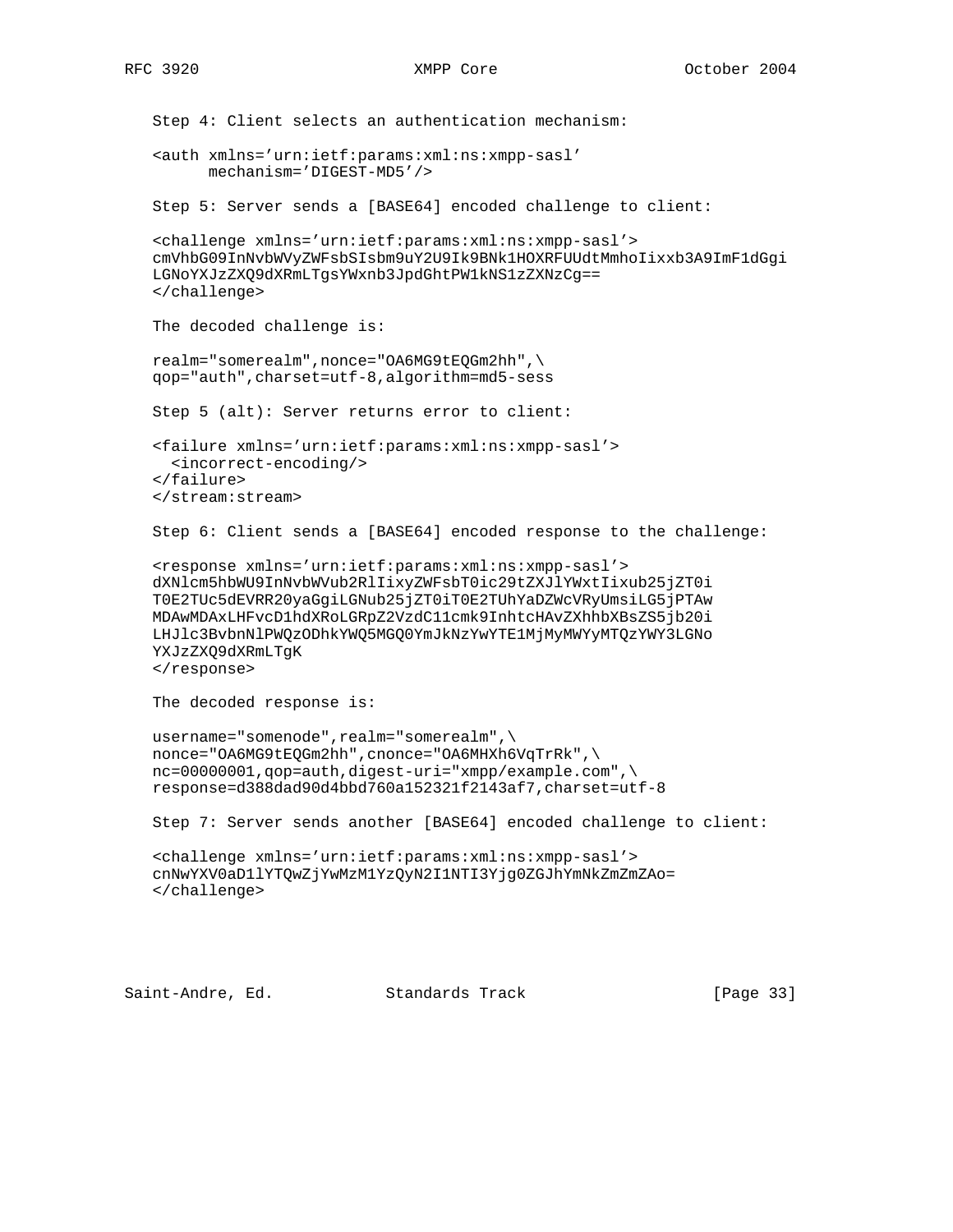Step 4: Client selects an authentication mechanism:

```
<auth xmlns='urn:ietf:params:xml:ns:xmpp-sasl'
      mechanism='DIGEST-MD5'/>
```

Step 5: Server sends a [BASE64] encoded challenge to client:

```
<challenge xmlns='urn:ietf:params:xml:ns:xmpp-sasl'>
cmVhbG09InNvbWVyZWFsbSIsbm9uY2U9Ik9BNk1HOXRFUUdtMmhoIixxb3A9ImF1dGgi
LGNoYXJzZXQ9dXRmLTgsYWxnb3JpdGhtPW1kNS1zZXNzCg==
</challenge>
```

The decoded challenge is:

```
realm="somerealm",nonce="OA6MG9tEQGm2hh",\
qop="auth",charset=utf-8,algorithm=md5-sess
```

Step 5 (alt): Server returns error to client:

```
<failure xmlns='urn:ietf:params:xml:ns:xmpp-sasl'>
  <incorrect-encoding/>
</failure>
</stream:stream>
```

Step 6: Client sends a [BASE64] encoded response to the challenge:

```
<response xmlns='urn:ietf:params:xml:ns:xmpp-sasl'>
dXNlcm5hbWU9InNvbWVub2RlIixyZWFsbT0ic29tZXJlYWxtIixub25jZT0i
T0E2TUc5dEVRR20yaGgiLGNub25jZT0iT0E2TUhYaDZWcVRyUmsiLG5jPTAw
MDAwMDAxLHFvcD1hdXRoLGRpZ2VzdC11cmk9InhtcHAvZXhhbXBsZS5jb20i
LHJlc3BvbnNlPWQzODhkYWQ5MGQ0YmJkNzYwYTE1MjMyMWYyMTQzYWY3LGNo
YXJzZXQ9dXRmLTgK
</response>
```

The decoded response is:

```
username="somenode",realm="somerealm",\
nonce="OA6MG9tEQGm2hh",cnonce="OA6MHXh6VqTrRk",\
nc=00000001,qop=auth,digest-uri="xmpp/example.com",\
response=d388dad90d4bbd760a152321f2143af7,charset=utf-8
```

Step 7: Server sends another [BASE64] encoded challenge to client:

```
<challenge xmlns='urn:ietf:params:xml:ns:xmpp-sasl'>
cnNwYXV0aD1lYTQwZjYwMzM1YzQyN2I1NTI3Yjg0ZGJhYmNkZmZmZAo=
</challenge>
```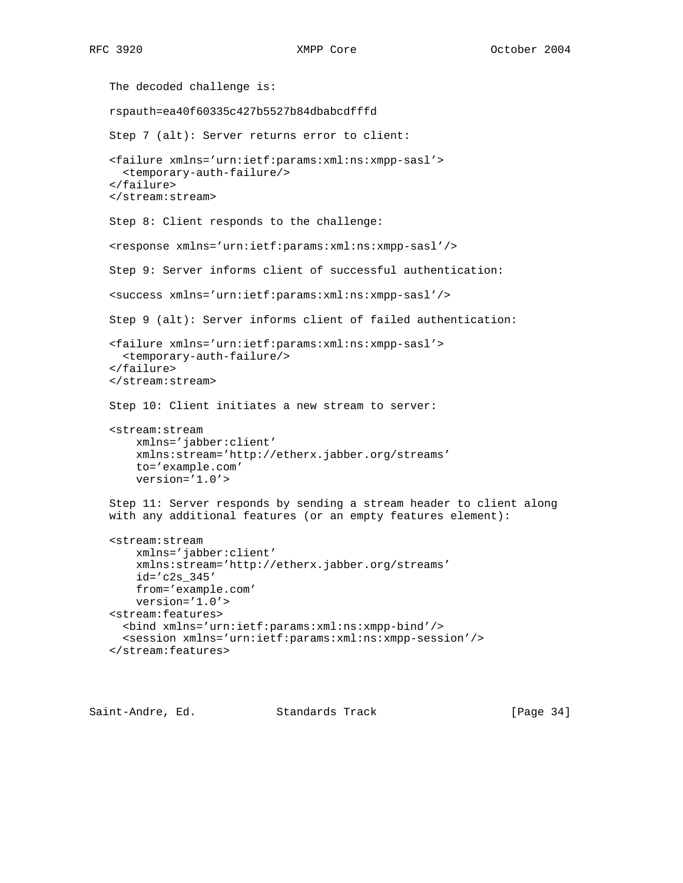The decoded challenge is:

```
rspauth=ea40f60335c427b5527b84dbabcdfffd
```

Step 7 (alt): Server returns error to client:

```
<failure xmlns='urn:ietf:params:xml:ns:xmpp-sasl'>
  <temporary-auth-failure/>
</failure>
</stream:stream>
```

Step 8: Client responds to the challenge:

```
<response xmlns='urn:ietf:params:xml:ns:xmpp-sasl'/>
```

Step 9: Server informs client of successful authentication:

```
<success xmlns='urn:ietf:params:xml:ns:xmpp-sasl'/>
```

Step 9 (alt): Server informs client of failed authentication:

```
<failure xmlns='urn:ietf:params:xml:ns:xmpp-sasl'>
  <temporary-auth-failure/>
</failure>
</stream:stream>
```

Step 10: Client initiates a new stream to server:

```
<stream:stream
    xmlns='jabber:client'
    xmlns:stream='http://etherx.jabber.org/streams'
    to='example.com'
    version='1.0'>
```

Step 11: Server responds by sending a stream header to client along with any additional features (or an empty features element):

```
<stream:stream
    xmlns='jabber:client'
    xmlns:stream='http://etherx.jabber.org/streams'
    id='c2s_345'
    from='example.com'
    version='1.0'>
<stream:features>
  <bind xmlns='urn:ietf:params:xml:ns:xmpp-bind'/>
  <session xmlns='urn:ietf:params:xml:ns:xmpp-session'/>
</stream:features>
```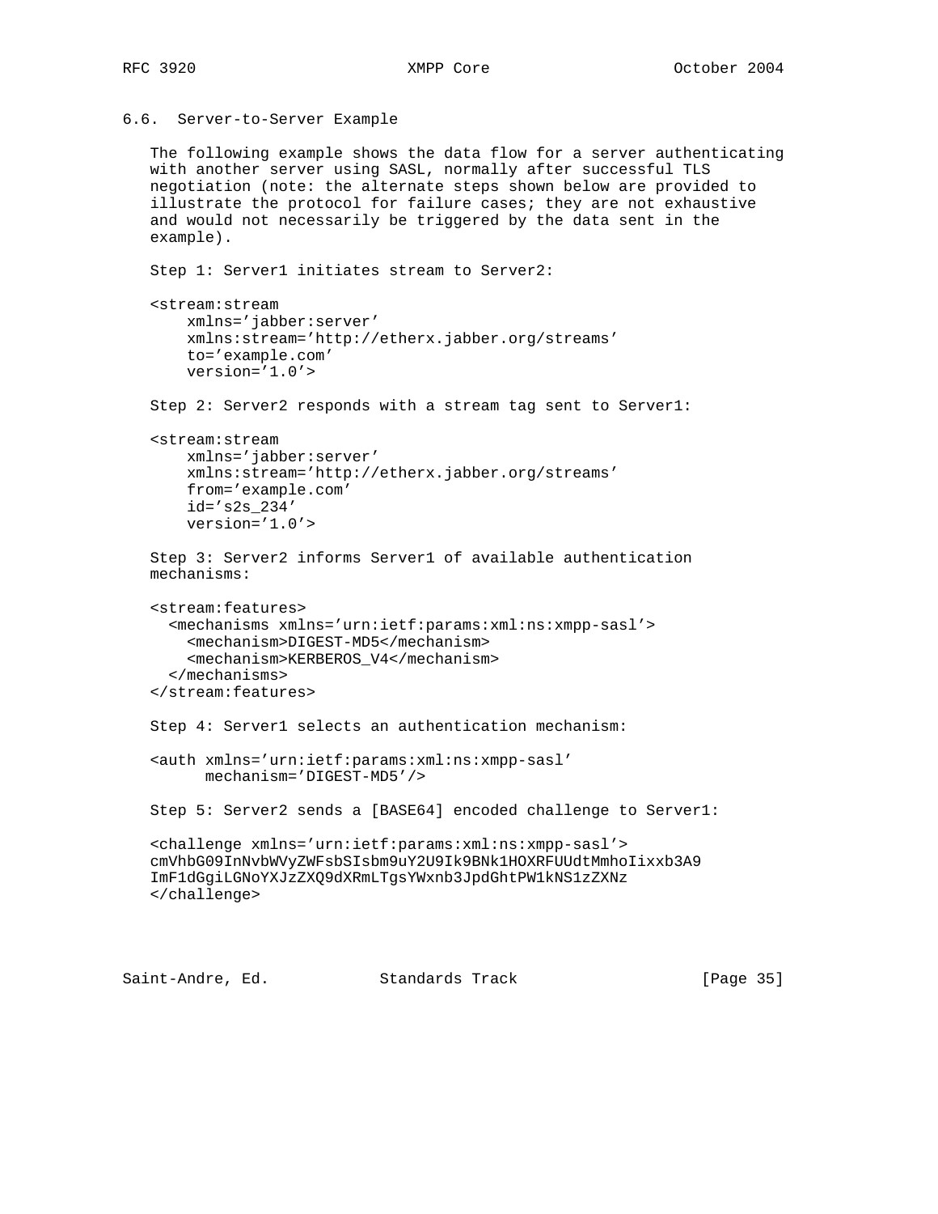### 6.6. Server-to-Server Example

The following example shows the data flow for a server authenticating with another server using SASL, normally after successful TLS negotiation (note: the alternate steps shown below are provided to illustrate the protocol for failure cases; they are not exhaustive and would not necessarily be triggered by the data sent in the example).

Step 1: Server1 initiates stream to Server2:

```
<stream:stream
    xmlns='jabber:server'
    xmlns:stream='http://etherx.jabber.org/streams'
    to='example.com'
    version='1.0'>
```

Step 2: Server2 responds with a stream tag sent to Server1:

```
<stream:stream
    xmlns='jabber:server'
    xmlns:stream='http://etherx.jabber.org/streams'
    from='example.com'
    id='s2s_234'
    version='1.0'>
```

Step 3: Server2 informs Server1 of available authentication mechanisms:

```
<stream:features>
  <mechanisms xmlns='urn:ietf:params:xml:ns:xmpp-sasl'>
    <mechanism>DIGEST-MD5</mechanism>
    <mechanism>KERBEROS_V4</mechanism>
  </mechanisms>
</stream:features>
```

Step 4: Server1 selects an authentication mechanism:

```
<auth xmlns='urn:ietf:params:xml:ns:xmpp-sasl'
      mechanism='DIGEST-MD5'/>
```

Step 5: Server2 sends a [BASE64] encoded challenge to Server1:

```
<challenge xmlns='urn:ietf:params:xml:ns:xmpp-sasl'>
cmVhbG09InNvbWVyZWFsbSIsbm9uY2U9Ik9BNk1HOXRFUUdtMmhoIixxb3A9
ImF1dGgiLGNoYXJzZXQ9dXRmLTgsYWxnb3JpdGhtPW1kNS1zZXNz
</challenge>
```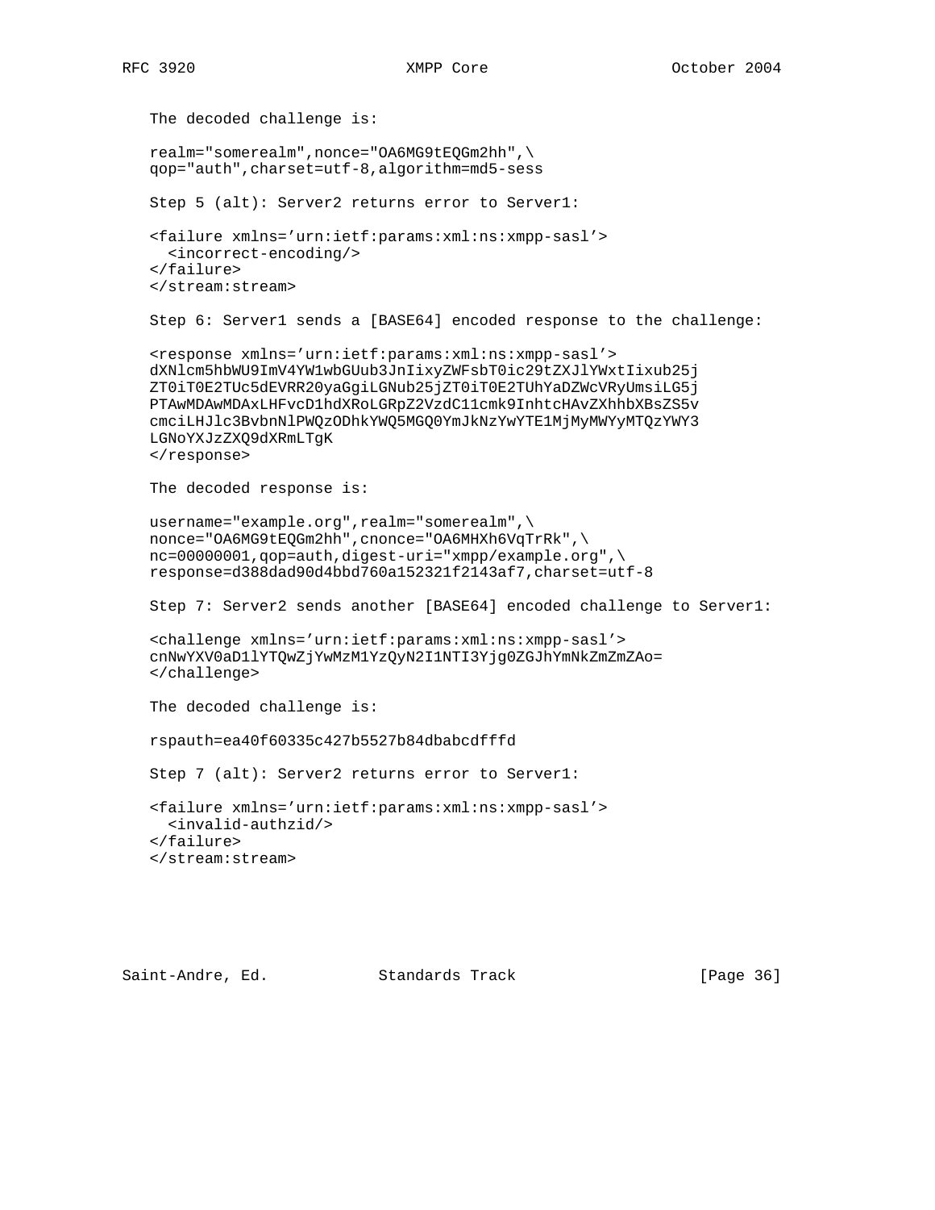The decoded challenge is:

```
realm="somerealm",nonce="OA6MG9tEQGm2hh",\
qop="auth",charset=utf-8,algorithm=md5-sess
```

Step 5 (alt): Server2 returns error to Server1:

```
<failure xmlns='urn:ietf:params:xml:ns:xmpp-sasl'>
  <incorrect-encoding/>
</failure>
</stream:stream>
```

Step 6: Server1 sends a [BASE64] encoded response to the challenge:

```
<response xmlns='urn:ietf:params:xml:ns:xmpp-sasl'>
dXNlcm5hbWU9ImV4YW1wbGUub3JnIixyZWFsbT0ic29tZXJlYWxtIixub25j
ZT0iT0E2TUc5dEVRR20yaGgiLGNub25jZT0iT0E2TUhYaDZWcVRyUmsiLG5j
PTAwMDAwMDAxLHFvcD1hdXRoLGRpZ2VzdC11cmk9InhtcHAvZXhhbXBsZS5v
cmciLHJlc3BvbnNlPWQzODhkYWQ5MGQ0YmJkNzYwYTE1MjMyMWYyMTQzYWY3
LGNoYXJzZXQ9dXRmLTgK
</response>
```

The decoded response is:

```
username="example.org",realm="somerealm",\
nonce="OA6MG9tEQGm2hh",cnonce="OA6MHXh6VqTrRk",\
nc=00000001,qop=auth,digest-uri="xmpp/example.org",\
response=d388dad90d4bbd760a152321f2143af7,charset=utf-8
```

Step 7: Server2 sends another [BASE64] encoded challenge to Server1:

```
<challenge xmlns='urn:ietf:params:xml:ns:xmpp-sasl'>
cnNwYXV0aD1lYTQwZjYwMzM1YzQyN2I1NTI3Yjg0ZGJhYmNkZmZmZAo=
</challenge>
```

The decoded challenge is:

```
rspauth=ea40f60335c427b5527b84dbabcdfffd
```

Step 7 (alt): Server2 returns error to Server1:

```
<failure xmlns='urn:ietf:params:xml:ns:xmpp-sasl'>
  <invalid-authzid/>
</failure>
</stream:stream>
```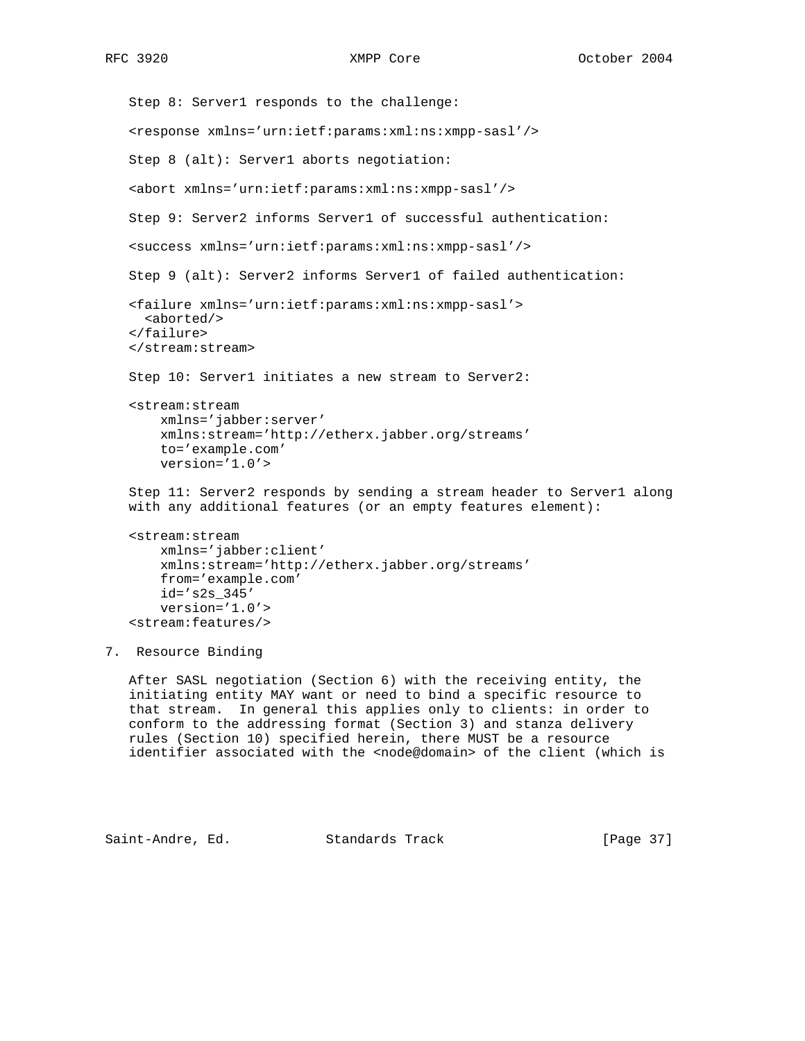Step 8: Server1 responds to the challenge:

```
<response xmlns='urn:ietf:params:xml:ns:xmpp-sasl'/>
```

Step 8 (alt): Server1 aborts negotiation:

```
<abort xmlns='urn:ietf:params:xml:ns:xmpp-sasl'/>
```

Step 9: Server2 informs Server1 of successful authentication:

```
<success xmlns='urn:ietf:params:xml:ns:xmpp-sasl'/>
```

Step 9 (alt): Server2 informs Server1 of failed authentication:

```
<failure xmlns='urn:ietf:params:xml:ns:xmpp-sasl'>
  <aborted/>
</failure>
</stream:stream>
```

Step 10: Server1 initiates a new stream to Server2:

```
<stream:stream
    xmlns='jabber:server'
    xmlns:stream='http://etherx.jabber.org/streams'
    to='example.com'
    version='1.0'>
```

Step 11: Server2 responds by sending a stream header to Server1 along with any additional features (or an empty features element):

```
<stream:stream
    xmlns='jabber:client'
    xmlns:stream='http://etherx.jabber.org/streams'
    from='example.com'
    id='s2s_345'
    version='1.0'>
<stream:features/>
```

# 7. Resource Binding

After SASL negotiation (Section 6) with the receiving entity, the initiating entity MAY want or need to bind a specific resource to that stream. In general this applies only to clients: in order to conform to the addressing format (Section 3) and stanza delivery rules (Section 10) specified herein, there MUST be a resource identifier associated with the <node@domain> of the client (which is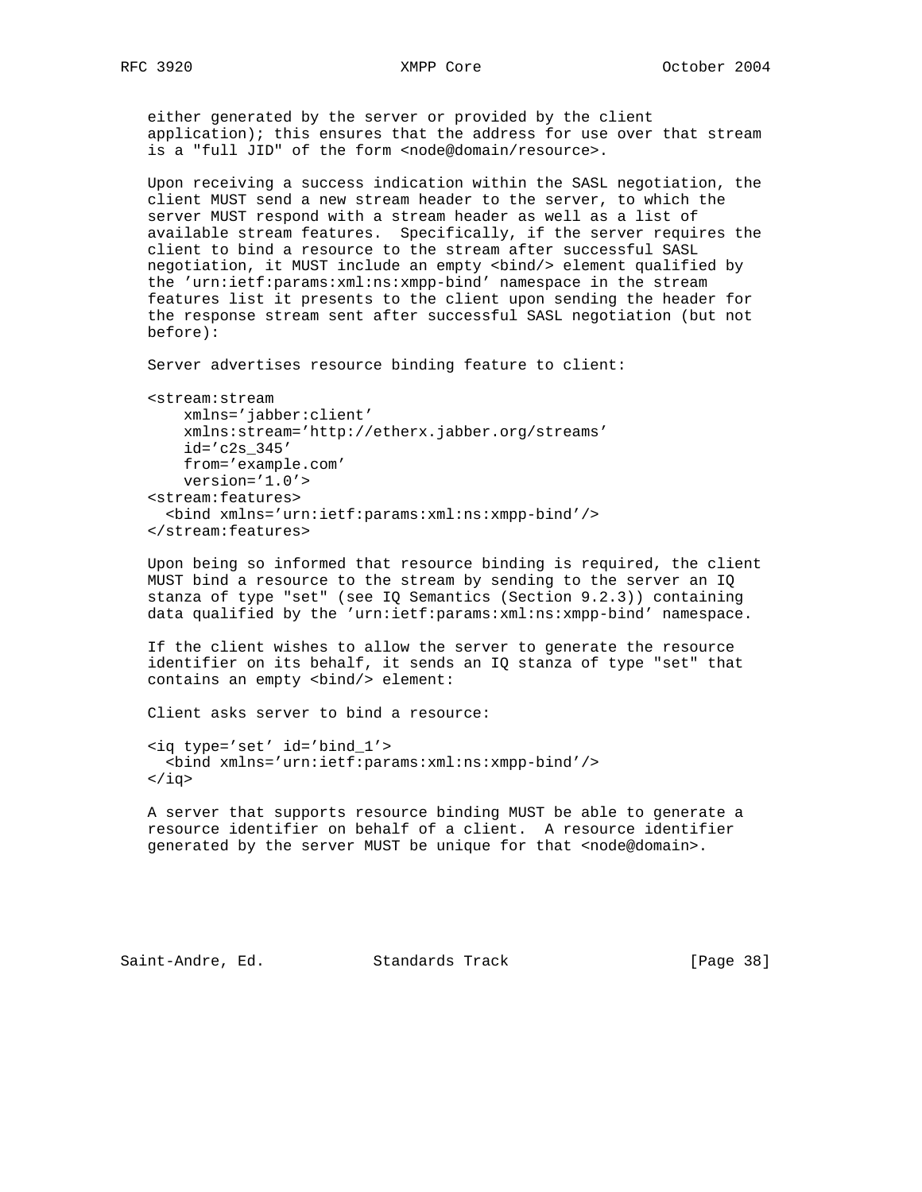either generated by the server or provided by the client application); this ensures that the address for use over that stream is a "full JID" of the form <node@domain/resource>.

Upon receiving a success indication within the SASL negotiation, the client MUST send a new stream header to the server, to which the server MUST respond with a stream header as well as a list of available stream features. Specifically, if the server requires the client to bind a resource to the stream after successful SASL negotiation, it MUST include an empty <bind/> element qualified by the 'urn:ietf:params:xml:ns:xmpp-bind' namespace in the stream features list it presents to the client upon sending the header for the response stream sent after successful SASL negotiation (but not before):

Server advertises resource binding feature to client:

```
<stream:stream
    xmlns='jabber:client'
    xmlns:stream='http://etherx.jabber.org/streams'
    id='c2s_345'
    from='example.com'
    version='1.0'>
<stream:features>
  <bind xmlns='urn:ietf:params:xml:ns:xmpp-bind'/>
</stream:features>
```

Upon being so informed that resource binding is required, the client MUST bind a resource to the stream by sending to the server an IQ stanza of type "set" (see IQ Semantics (Section 9.2.3)) containing data qualified by the 'urn:ietf:params:xml:ns:xmpp-bind' namespace.

If the client wishes to allow the server to generate the resource identifier on its behalf, it sends an IQ stanza of type "set" that contains an empty <bind/> element:

Client asks server to bind a resource:

```
<iq type='set' id='bind_1'>
  <bind xmlns='urn:ietf:params:xml:ns:xmpp-bind'/>
</iq>
```

A server that supports resource binding MUST be able to generate a resource identifier on behalf of a client. A resource identifier generated by the server MUST be unique for that <node@domain>.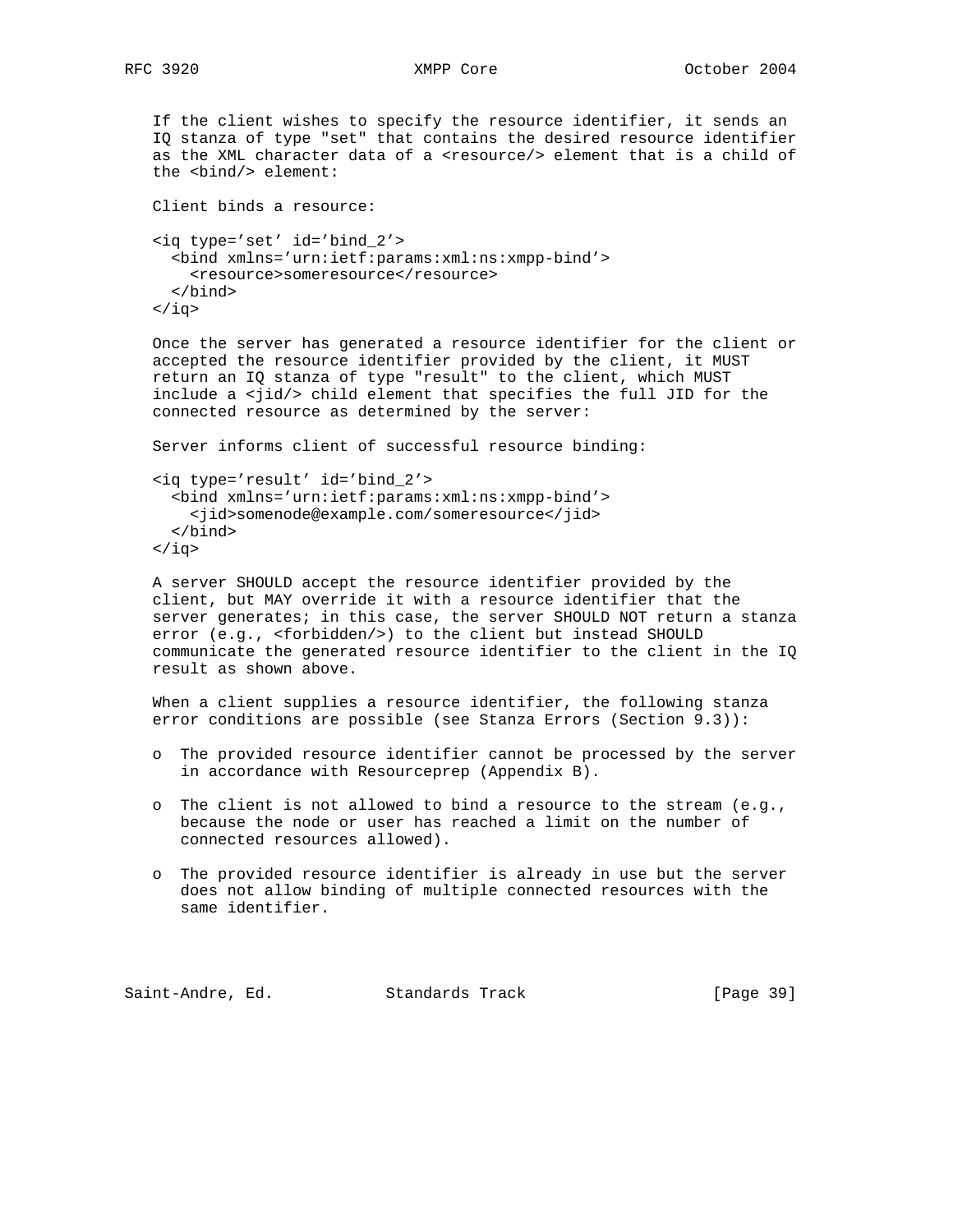If the client wishes to specify the resource identifier, it sends an IQ stanza of type "set" that contains the desired resource identifier as the XML character data of a <resource/> element that is a child of the <bind/> element:

Client binds a resource:

```
<iq type='set' id='bind_2'>
  <bind xmlns='urn:ietf:params:xml:ns:xmpp-bind'>
    <resource>someresource</resource>
  </bind>
</iq>
```

Once the server has generated a resource identifier for the client or accepted the resource identifier provided by the client, it MUST return an IQ stanza of type "result" to the client, which MUST include a <jid/> child element that specifies the full JID for the connected resource as determined by the server:

Server informs client of successful resource binding:

```
<iq type='result' id='bind_2'>
  <bind xmlns='urn:ietf:params:xml:ns:xmpp-bind'>
    <jid>somenode@example.com/someresource</jid>
  </bind>
</iq>
```

A server SHOULD accept the resource identifier provided by the client, but MAY override it with a resource identifier that the server generates; in this case, the server SHOULD NOT return a stanza error (e.g., <forbidden/>) to the client but instead SHOULD communicate the generated resource identifier to the client in the IQ result as shown above.

When a client supplies a resource identifier, the following stanza error conditions are possible (see Stanza Errors (Section 9.3)):

- The provided resource identifier cannot be processed by the server in accordance with Resourceprep (Appendix B).
- The client is not allowed to bind a resource to the stream (e.g., because the node or user has reached a limit on the number of connected resources allowed).
- The provided resource identifier is already in use but the server does not allow binding of multiple connected resources with the same identifier.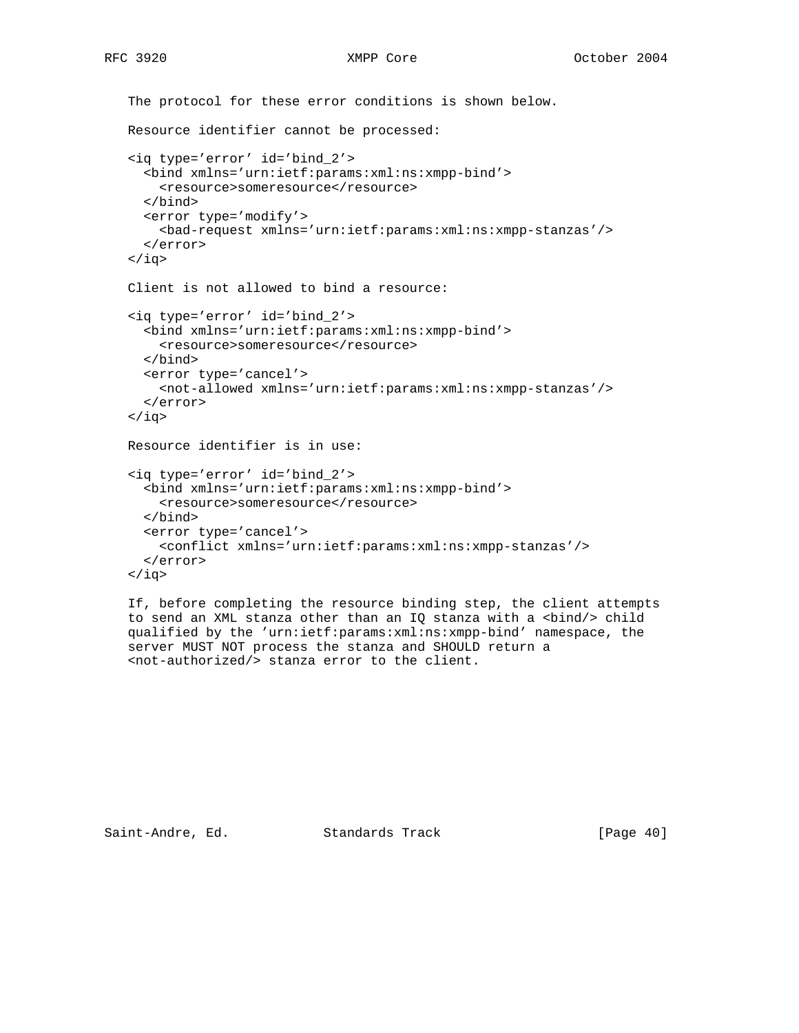The protocol for these error conditions is shown below.

Resource identifier cannot be processed:

```
<iq type='error' id='bind_2'>
  <bind xmlns='urn:ietf:params:xml:ns:xmpp-bind'>
    <resource>someresource</resource>
  </bind>
  <error type='modify'>
    <bad-request xmlns='urn:ietf:params:xml:ns:xmpp-stanzas'/>
  </error>
</iq>
```

Client is not allowed to bind a resource:

```
<iq type='error' id='bind_2'>
  <bind xmlns='urn:ietf:params:xml:ns:xmpp-bind'>
    <resource>someresource</resource>
  </bind>
  <error type='cancel'>
    <not-allowed xmlns='urn:ietf:params:xml:ns:xmpp-stanzas'/>
  </error>
</iq>
```

Resource identifier is in use:

```
<iq type='error' id='bind_2'>
  <bind xmlns='urn:ietf:params:xml:ns:xmpp-bind'>
    <resource>someresource</resource>
  </bind>
  <error type='cancel'>
    <conflict xmlns='urn:ietf:params:xml:ns:xmpp-stanzas'/>
  </error>
</iq>
```

If, before completing the resource binding step, the client attempts to send an XML stanza other than an IQ stanza with a <bind/> child qualified by the 'urn:ietf:params:xml:ns:xmpp-bind' namespace, the server MUST NOT process the stanza and SHOULD return a <not-authorized/> stanza error to the client.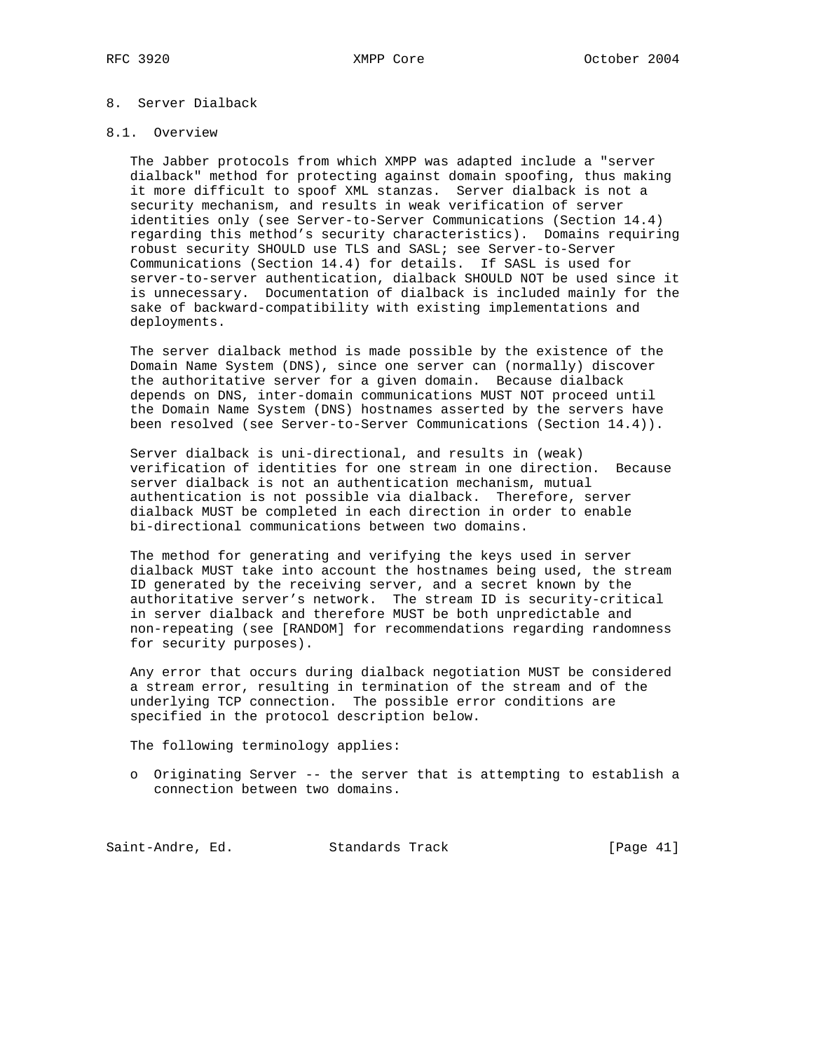## 8. Server Dialback

### 8.1. Overview

The Jabber protocols from which XMPP was adapted include a "server dialback" method for protecting against domain spoofing, thus making it more difficult to spoof XML stanzas. Server dialback is not a security mechanism, and results in weak verification of server identities only (see Server-to-Server Communications (Section 14.4) regarding this method's security characteristics). Domains requiring robust security SHOULD use TLS and SASL; see Server-to-Server Communications (Section 14.4) for details. If SASL is used for server-to-server authentication, dialback SHOULD NOT be used since it is unnecessary. Documentation of dialback is included mainly for the sake of backward-compatibility with existing implementations and deployments.

The server dialback method is made possible by the existence of the Domain Name System (DNS), since one server can (normally) discover the authoritative server for a given domain. Because dialback depends on DNS, inter-domain communications MUST NOT proceed until the Domain Name System (DNS) hostnames asserted by the servers have been resolved (see Server-to-Server Communications (Section 14.4)).

Server dialback is uni-directional, and results in (weak) verification of identities for one stream in one direction. Because server dialback is not an authentication mechanism, mutual authentication is not possible via dialback. Therefore, server dialback MUST be completed in each direction in order to enable bi-directional communications between two domains.

The method for generating and verifying the keys used in server dialback MUST take into account the hostnames being used, the stream ID generated by the receiving server, and a secret known by the authoritative server's network. The stream ID is security-critical in server dialback and therefore MUST be both unpredictable and non-repeating (see [RANDOM] for recommendations regarding randomness for security purposes).

Any error that occurs during dialback negotiation MUST be considered a stream error, resulting in termination of the stream and of the underlying TCP connection. The possible error conditions are specified in the protocol description below.

The following terminology applies:

- Originating Server -- the server that is attempting to establish a connection between two domains.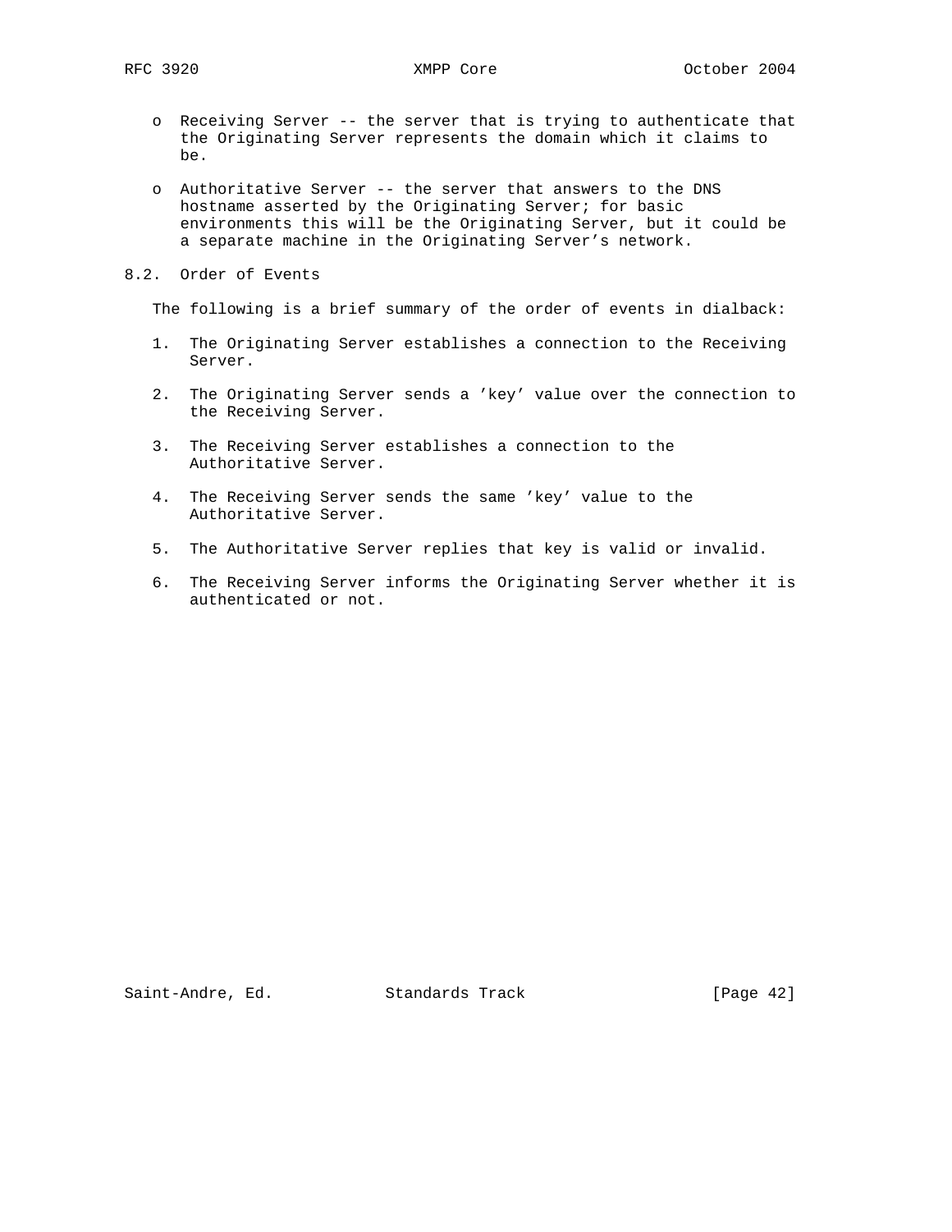- Receiving Server -- the server that is trying to authenticate that the Originating Server represents the domain which it claims to be.

- Authoritative Server -- the server that answers to the DNS hostname asserted by the Originating Server; for basic environments this will be the Originating Server, but it could be a separate machine in the Originating Server's network.

## 8.2. Order of Events

The following is a brief summary of the order of events in dialback:

1. The Originating Server establishes a connection to the Receiving Server.

2. The Originating Server sends a 'key' value over the connection to the Receiving Server.

3. The Receiving Server establishes a connection to the Authoritative Server.

4. The Receiving Server sends the same 'key' value to the Authoritative Server.

5. The Authoritative Server replies that key is valid or invalid.

6. The Receiving Server informs the Originating Server whether it is authenticated or not.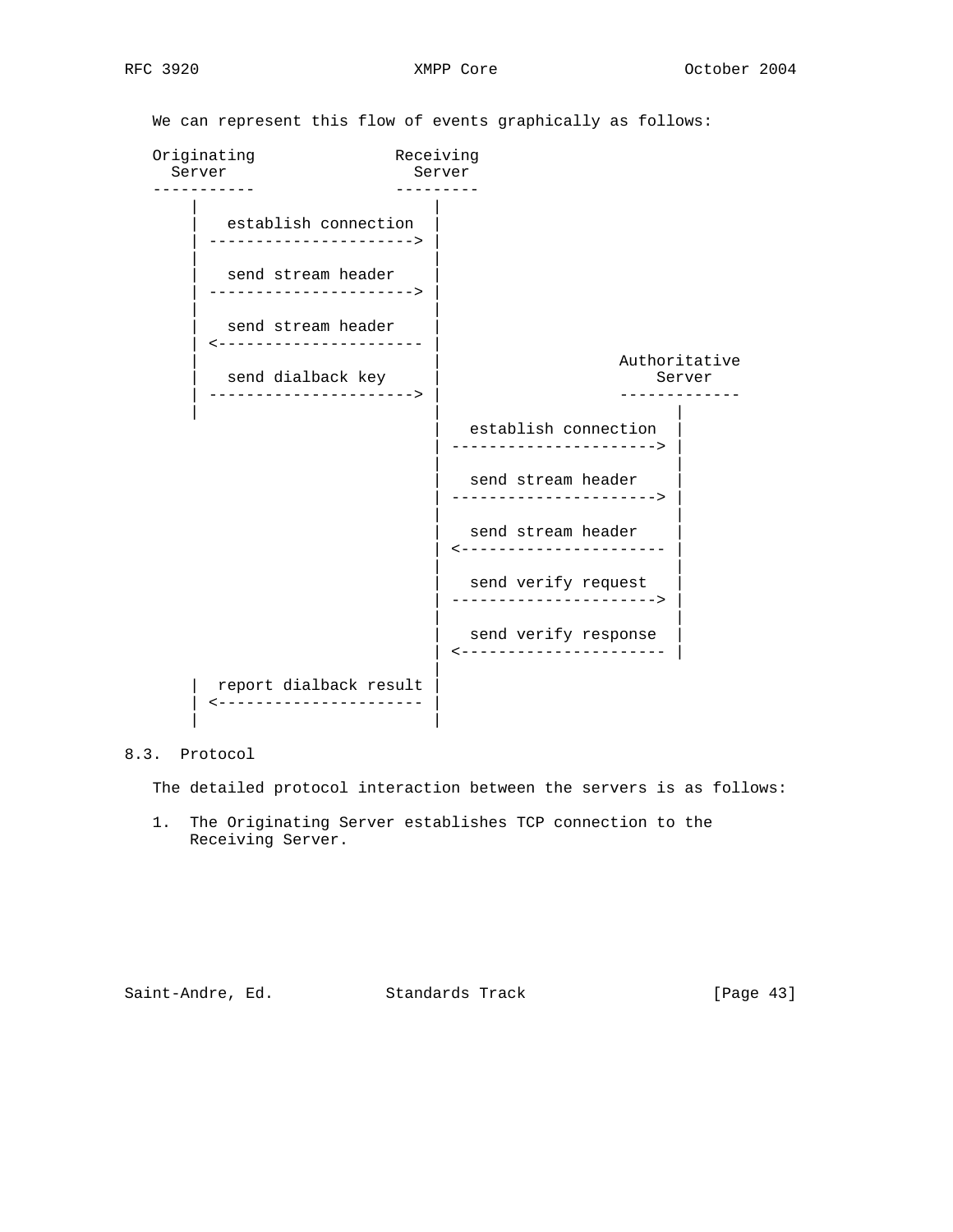We can represent this flow of events graphically as follows:

```
Originating               Receiving
  Server                    Server
-----------               ---------
    |                         |
    |   establish connection  |
    | ----------------------> |
    |                         |
    |   send stream header    |
    | ----------------------> |
    |                         |
    |   send stream header    |
    | <---------------------- |
    |                         |                   Authoritative
    |   send dialback key     |                       Server
    | ----------------------> |                   -------------
    |                         |                          |
                              |   establish connection  |
                              | ----------------------> |
                              |                          |
                              |   send stream header    |
                              | ----------------------> |
                              |                          |
                              |   send stream header    |
                              | <---------------------- |
                              |                          |
                              |   send verify request   |
                              | ----------------------> |
                              |                          |
                              |   send verify response  |
                              | <---------------------- |
                              |
    |  report dialback result |
    | <---------------------- |
    |                         |
```

## 8.3. Protocol

The detailed protocol interaction between the servers is as follows:

1. The Originating Server establishes TCP connection to the Receiving Server.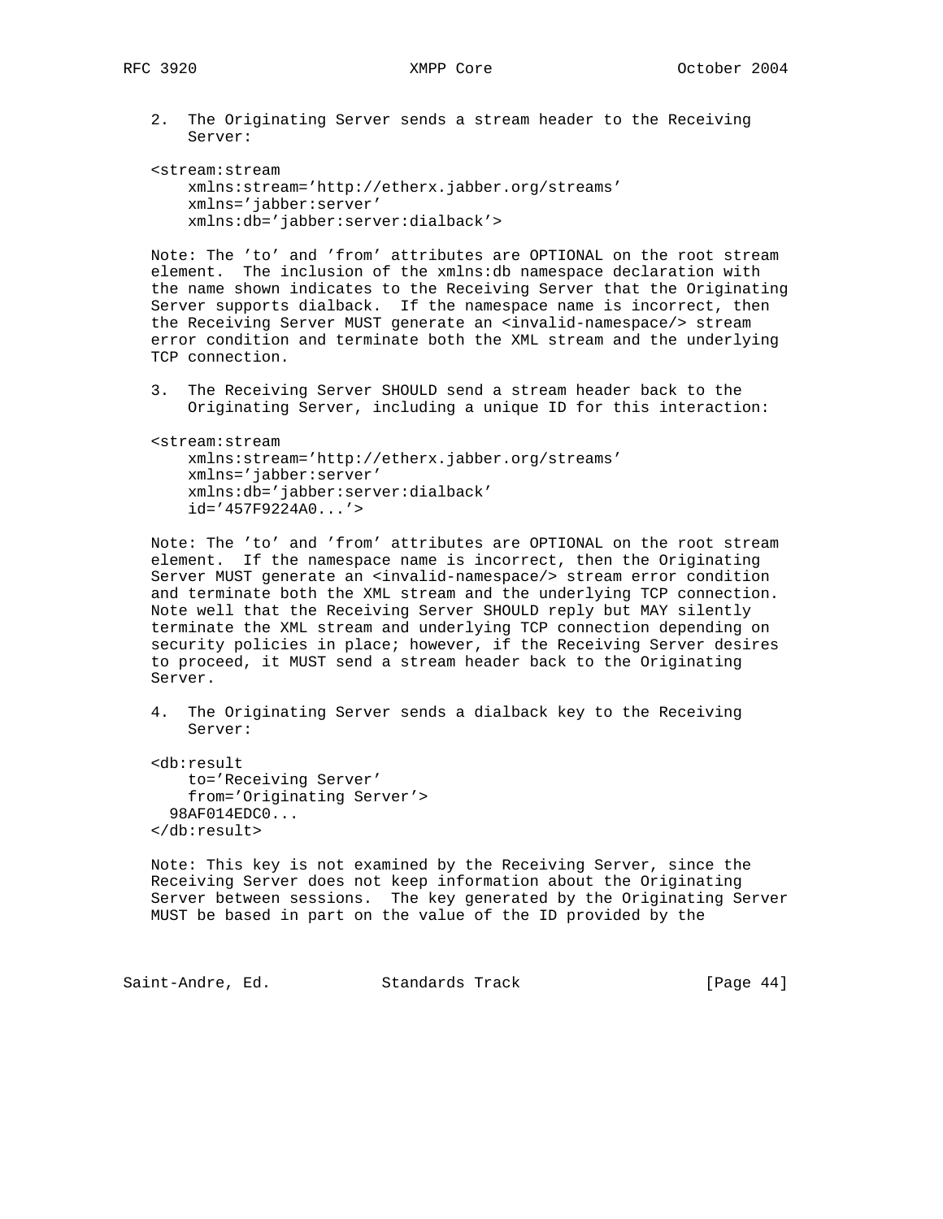2. The Originating Server sends a stream header to the Receiving Server:

```
<stream:stream
    xmlns:stream='http://etherx.jabber.org/streams'
    xmlns='jabber:server'
    xmlns:db='jabber:server:dialback'>
```

Note: The 'to' and 'from' attributes are OPTIONAL on the root stream element. The inclusion of the xmlns:db namespace declaration with the name shown indicates to the Receiving Server that the Originating Server supports dialback. If the namespace name is incorrect, then the Receiving Server MUST generate an <invalid-namespace/> stream error condition and terminate both the XML stream and the underlying TCP connection.

3. The Receiving Server SHOULD send a stream header back to the Originating Server, including a unique ID for this interaction:

```
<stream:stream
    xmlns:stream='http://etherx.jabber.org/streams'
    xmlns='jabber:server'
    xmlns:db='jabber:server:dialback'
    id='457F9224A0...'>
```

Note: The 'to' and 'from' attributes are OPTIONAL on the root stream element. If the namespace name is incorrect, then the Originating Server MUST generate an <invalid-namespace/> stream error condition and terminate both the XML stream and the underlying TCP connection. Note well that the Receiving Server SHOULD reply but MAY silently terminate the XML stream and underlying TCP connection depending on security policies in place; however, if the Receiving Server desires to proceed, it MUST send a stream header back to the Originating Server.

4. The Originating Server sends a dialback key to the Receiving Server:

```
<db:result
    to='Receiving Server'
    from='Originating Server'>
  98AF014EDC0...
</db:result>
```

Note: This key is not examined by the Receiving Server, since the Receiving Server does not keep information about the Originating Server between sessions. The key generated by the Originating Server MUST be based in part on the value of the ID provided by the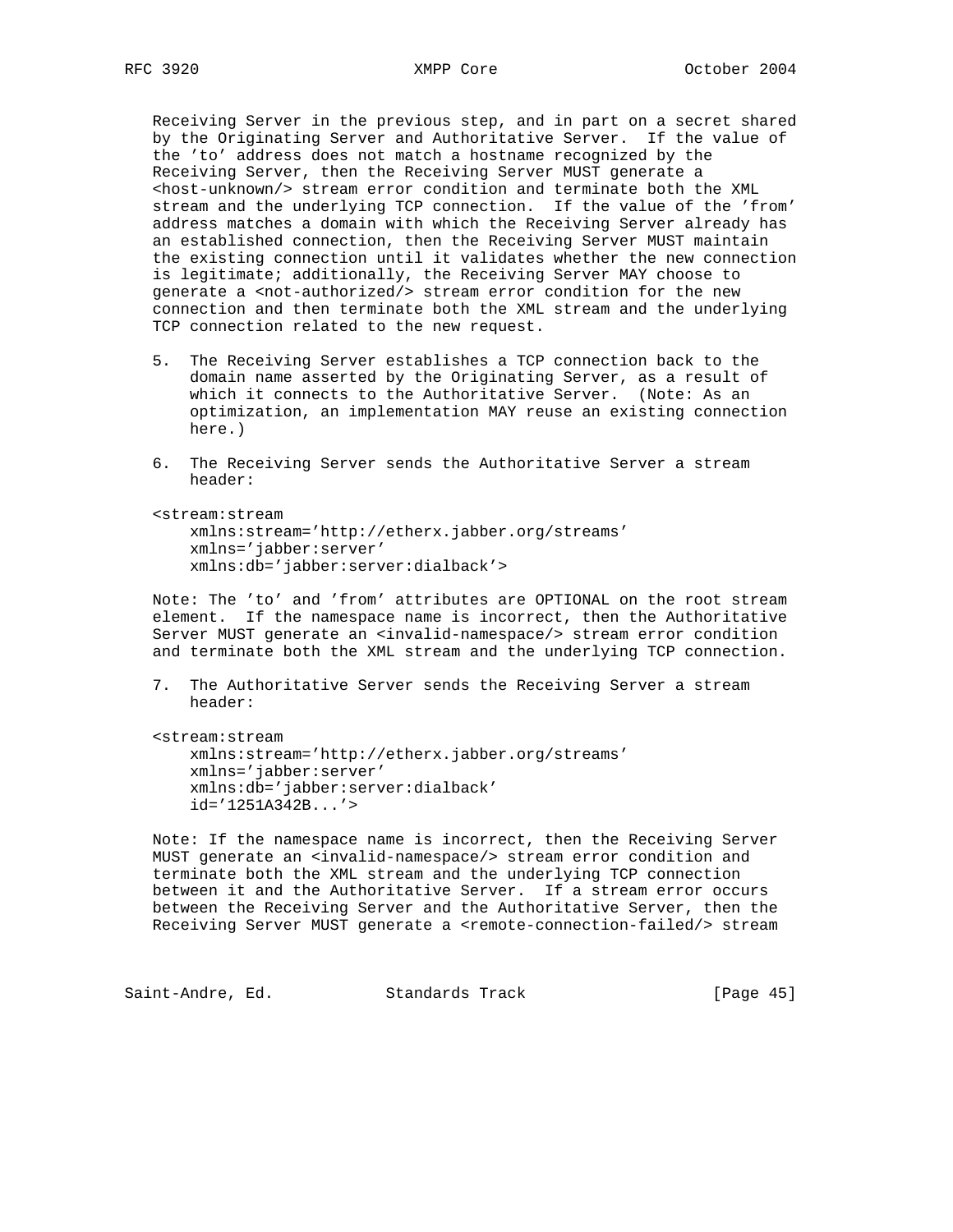Receiving Server in the previous step, and in part on a secret shared by the Originating Server and Authoritative Server. If the value of the 'to' address does not match a hostname recognized by the Receiving Server, then the Receiving Server MUST generate a <host-unknown/> stream error condition and terminate both the XML stream and the underlying TCP connection. If the value of the 'from' address matches a domain with which the Receiving Server already has an established connection, then the Receiving Server MUST maintain the existing connection until it validates whether the new connection is legitimate; additionally, the Receiving Server MAY choose to generate a <not-authorized/> stream error condition for the new connection and then terminate both the XML stream and the underlying TCP connection related to the new request.

5. The Receiving Server establishes a TCP connection back to the domain name asserted by the Originating Server, as a result of which it connects to the Authoritative Server. (Note: As an optimization, an implementation MAY reuse an existing connection here.)

6. The Receiving Server sends the Authoritative Server a stream header:

```
<stream:stream
    xmlns:stream='http://etherx.jabber.org/streams'
    xmlns='jabber:server'
    xmlns:db='jabber:server:dialback'>
```

Note: The 'to' and 'from' attributes are OPTIONAL on the root stream element. If the namespace name is incorrect, then the Authoritative Server MUST generate an <invalid-namespace/> stream error condition and terminate both the XML stream and the underlying TCP connection.

7. The Authoritative Server sends the Receiving Server a stream header:

```
<stream:stream
    xmlns:stream='http://etherx.jabber.org/streams'
    xmlns='jabber:server'
    xmlns:db='jabber:server:dialback'
    id='1251A342B...'>
```

Note: If the namespace name is incorrect, then the Receiving Server MUST generate an <invalid-namespace/> stream error condition and terminate both the XML stream and the underlying TCP connection between it and the Authoritative Server. If a stream error occurs between the Receiving Server and the Authoritative Server, then the Receiving Server MUST generate a <remote-connection-failed/> stream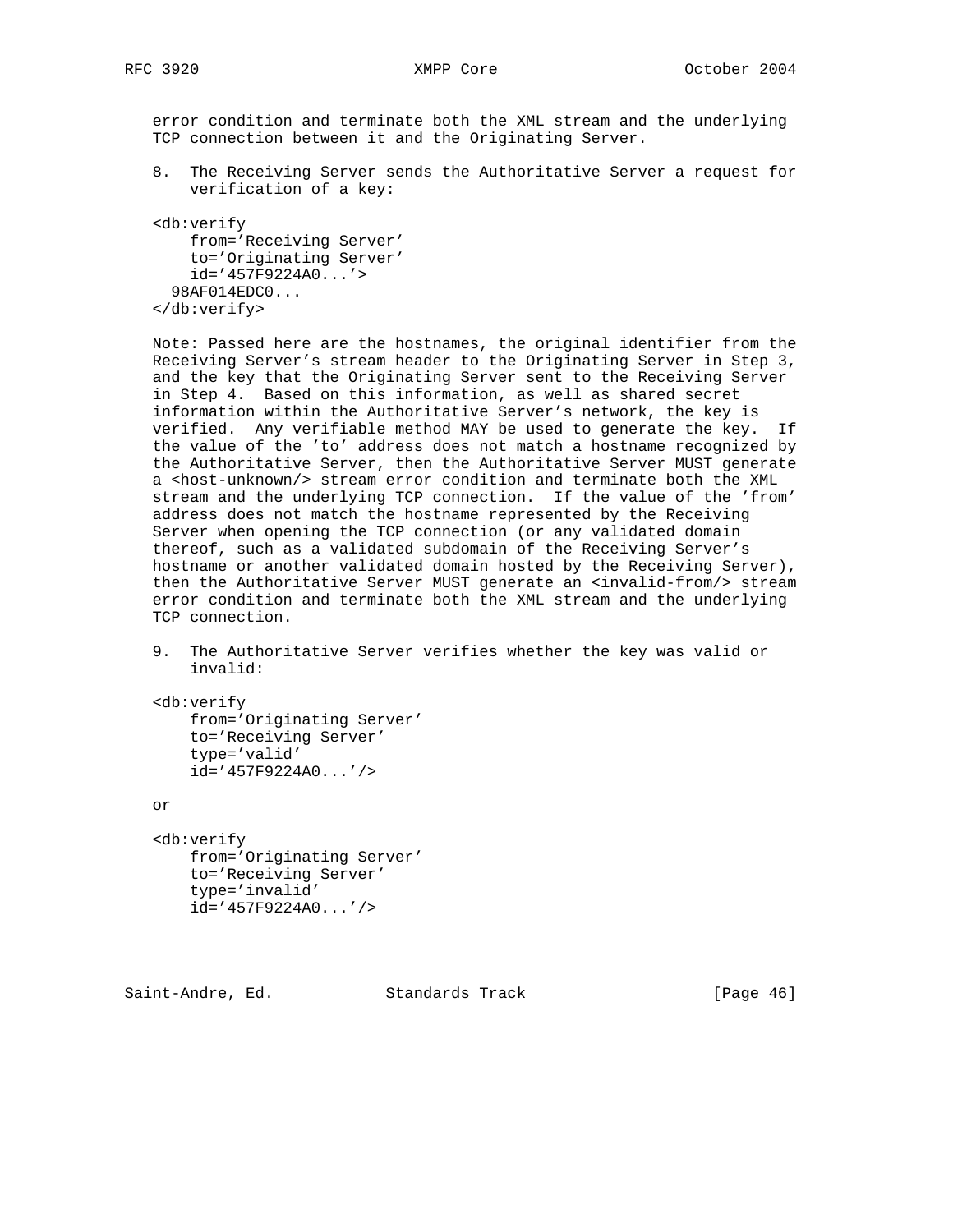error condition and terminate both the XML stream and the underlying TCP connection between it and the Originating Server.

8. The Receiving Server sends the Authoritative Server a request for verification of a key:

```
<db:verify
    from='Receiving Server'
    to='Originating Server'
    id='457F9224A0...'>
  98AF014EDC0...
</db:verify>
```

Note: Passed here are the hostnames, the original identifier from the Receiving Server's stream header to the Originating Server in Step 3, and the key that the Originating Server sent to the Receiving Server in Step 4. Based on this information, as well as shared secret information within the Authoritative Server's network, the key is verified. Any verifiable method MAY be used to generate the key. If the value of the 'to' address does not match a hostname recognized by the Authoritative Server, then the Authoritative Server MUST generate a <host-unknown/> stream error condition and terminate both the XML stream and the underlying TCP connection. If the value of the 'from' address does not match the hostname represented by the Receiving Server when opening the TCP connection (or any validated domain thereof, such as a validated subdomain of the Receiving Server's hostname or another validated domain hosted by the Receiving Server), then the Authoritative Server MUST generate an <invalid-from/> stream error condition and terminate both the XML stream and the underlying TCP connection.

9. The Authoritative Server verifies whether the key was valid or invalid:

```
<db:verify
    from='Originating Server'
    to='Receiving Server'
    type='valid'
    id='457F9224A0...'/>
```

or

```
<db:verify
    from='Originating Server'
    to='Receiving Server'
    type='invalid'
    id='457F9224A0...'/>
```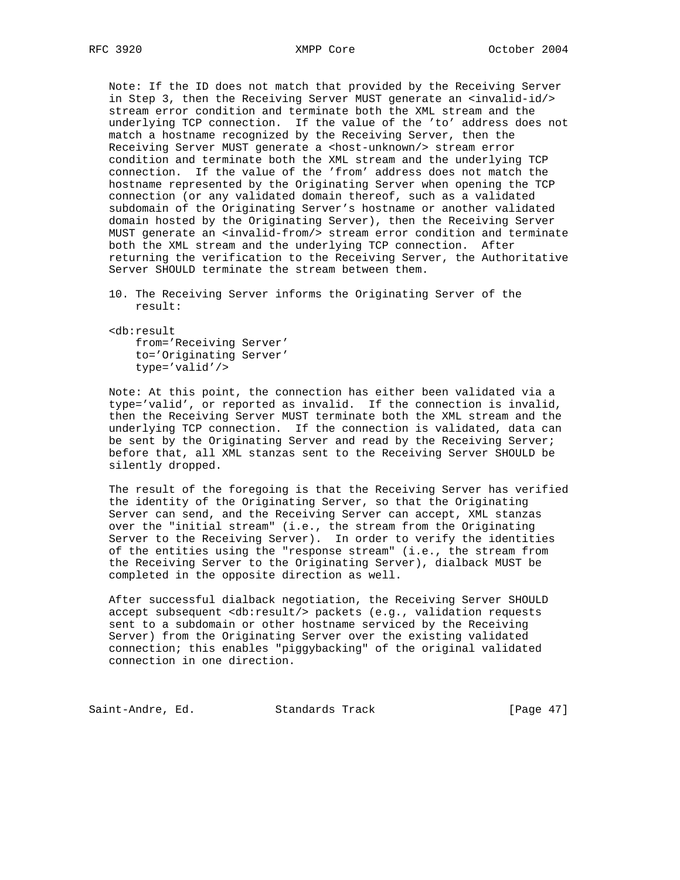Note: If the ID does not match that provided by the Receiving Server in Step 3, then the Receiving Server MUST generate an <invalid-id/> stream error condition and terminate both the XML stream and the underlying TCP connection. If the value of the 'to' address does not match a hostname recognized by the Receiving Server, then the Receiving Server MUST generate a <host-unknown/> stream error condition and terminate both the XML stream and the underlying TCP connection. If the value of the 'from' address does not match the hostname represented by the Originating Server when opening the TCP connection (or any validated domain thereof, such as a validated subdomain of the Originating Server's hostname or another validated domain hosted by the Originating Server), then the Receiving Server MUST generate an <invalid-from/> stream error condition and terminate both the XML stream and the underlying TCP connection. After returning the verification to the Receiving Server, the Authoritative Server SHOULD terminate the stream between them.

10. The Receiving Server informs the Originating Server of the result:

```
<db:result
    from='Receiving Server'
    to='Originating Server'
    type='valid'/>
```

Note: At this point, the connection has either been validated via a type='valid', or reported as invalid. If the connection is invalid, then the Receiving Server MUST terminate both the XML stream and the underlying TCP connection. If the connection is validated, data can be sent by the Originating Server and read by the Receiving Server; before that, all XML stanzas sent to the Receiving Server SHOULD be silently dropped.

The result of the foregoing is that the Receiving Server has verified the identity of the Originating Server, so that the Originating Server can send, and the Receiving Server can accept, XML stanzas over the "initial stream" (i.e., the stream from the Originating Server to the Receiving Server). In order to verify the identities of the entities using the "response stream" (i.e., the stream from the Receiving Server to the Originating Server), dialback MUST be completed in the opposite direction as well.

After successful dialback negotiation, the Receiving Server SHOULD accept subsequent <db:result/> packets (e.g., validation requests sent to a subdomain or other hostname serviced by the Receiving Server) from the Originating Server over the existing validated connection; this enables "piggybacking" of the original validated connection in one direction.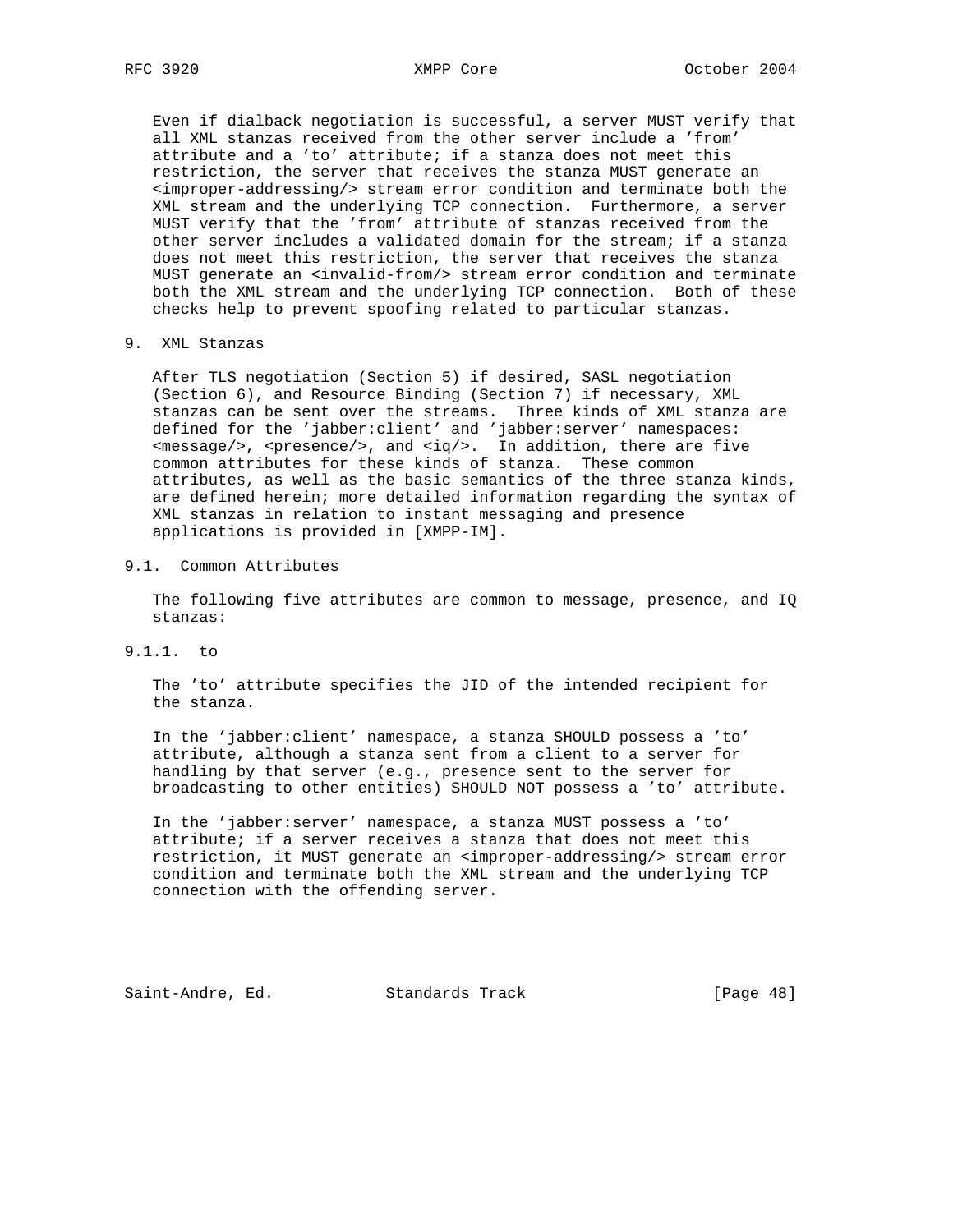Even if dialback negotiation is successful, a server MUST verify that all XML stanzas received from the other server include a 'from' attribute and a 'to' attribute; if a stanza does not meet this restriction, the server that receives the stanza MUST generate an <improper-addressing/> stream error condition and terminate both the XML stream and the underlying TCP connection. Furthermore, a server MUST verify that the 'from' attribute of stanzas received from the other server includes a validated domain for the stream; if a stanza does not meet this restriction, the server that receives the stanza MUST generate an <invalid-from/> stream error condition and terminate both the XML stream and the underlying TCP connection. Both of these checks help to prevent spoofing related to particular stanzas.

## 9. XML Stanzas

After TLS negotiation (Section 5) if desired, SASL negotiation (Section 6), and Resource Binding (Section 7) if necessary, XML stanzas can be sent over the streams. Three kinds of XML stanza are defined for the 'jabber:client' and 'jabber:server' namespaces: <message/>, <presence/>, and <iq/>. In addition, there are five common attributes for these kinds of stanza. These common attributes, as well as the basic semantics of the three stanza kinds, are defined herein; more detailed information regarding the syntax of XML stanzas in relation to instant messaging and presence applications is provided in [XMPP-IM].

### 9.1. Common Attributes

The following five attributes are common to message, presence, and IQ stanzas:

#### 9.1.1. to

The 'to' attribute specifies the JID of the intended recipient for the stanza.

In the 'jabber:client' namespace, a stanza SHOULD possess a 'to' attribute, although a stanza sent from a client to a server for handling by that server (e.g., presence sent to the server for broadcasting to other entities) SHOULD NOT possess a 'to' attribute.

In the 'jabber:server' namespace, a stanza MUST possess a 'to' attribute; if a server receives a stanza that does not meet this restriction, it MUST generate an <improper-addressing/> stream error condition and terminate both the XML stream and the underlying TCP connection with the offending server.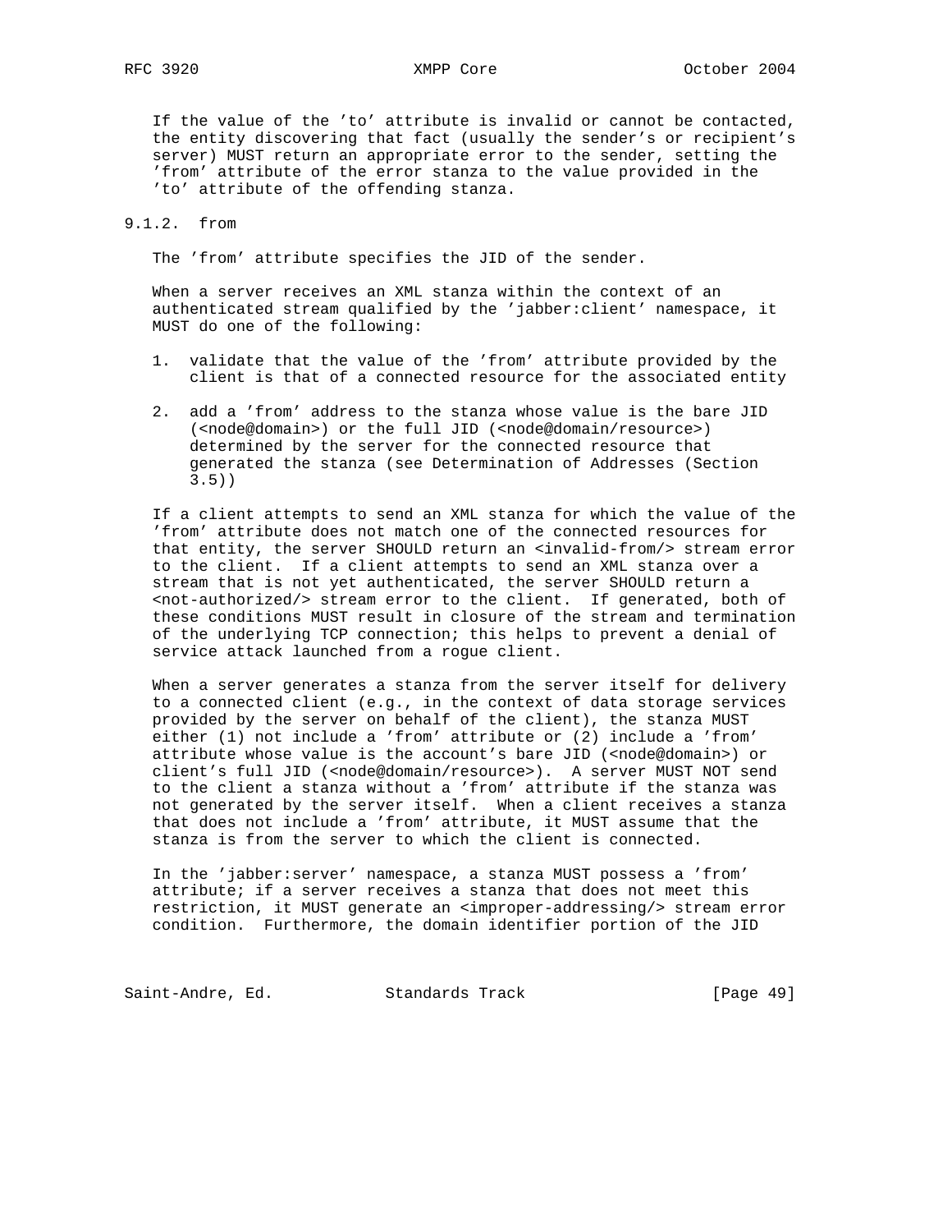If the value of the 'to' attribute is invalid or cannot be contacted, the entity discovering that fact (usually the sender's or recipient's server) MUST return an appropriate error to the sender, setting the 'from' attribute of the error stanza to the value provided in the 'to' attribute of the offending stanza.

#### 9.1.2. from

The 'from' attribute specifies the JID of the sender.

When a server receives an XML stanza within the context of an authenticated stream qualified by the 'jabber:client' namespace, it MUST do one of the following:

1. validate that the value of the 'from' attribute provided by the client is that of a connected resource for the associated entity

2. add a 'from' address to the stanza whose value is the bare JID (<node@domain>) or the full JID (<node@domain/resource>) determined by the server for the connected resource that generated the stanza (see Determination of Addresses (Section 3.5))

If a client attempts to send an XML stanza for which the value of the 'from' attribute does not match one of the connected resources for that entity, the server SHOULD return an <invalid-from/> stream error to the client. If a client attempts to send an XML stanza over a stream that is not yet authenticated, the server SHOULD return a <not-authorized/> stream error to the client. If generated, both of these conditions MUST result in closure of the stream and termination of the underlying TCP connection; this helps to prevent a denial of service attack launched from a rogue client.

When a server generates a stanza from the server itself for delivery to a connected client (e.g., in the context of data storage services provided by the server on behalf of the client), the stanza MUST either (1) not include a 'from' attribute or (2) include a 'from' attribute whose value is the account's bare JID (<node@domain>) or client's full JID (<node@domain/resource>). A server MUST NOT send to the client a stanza without a 'from' attribute if the stanza was not generated by the server itself. When a client receives a stanza that does not include a 'from' attribute, it MUST assume that the stanza is from the server to which the client is connected.

In the 'jabber:server' namespace, a stanza MUST possess a 'from' attribute; if a server receives a stanza that does not meet this restriction, it MUST generate an <improper-addressing/> stream error condition. Furthermore, the domain identifier portion of the JID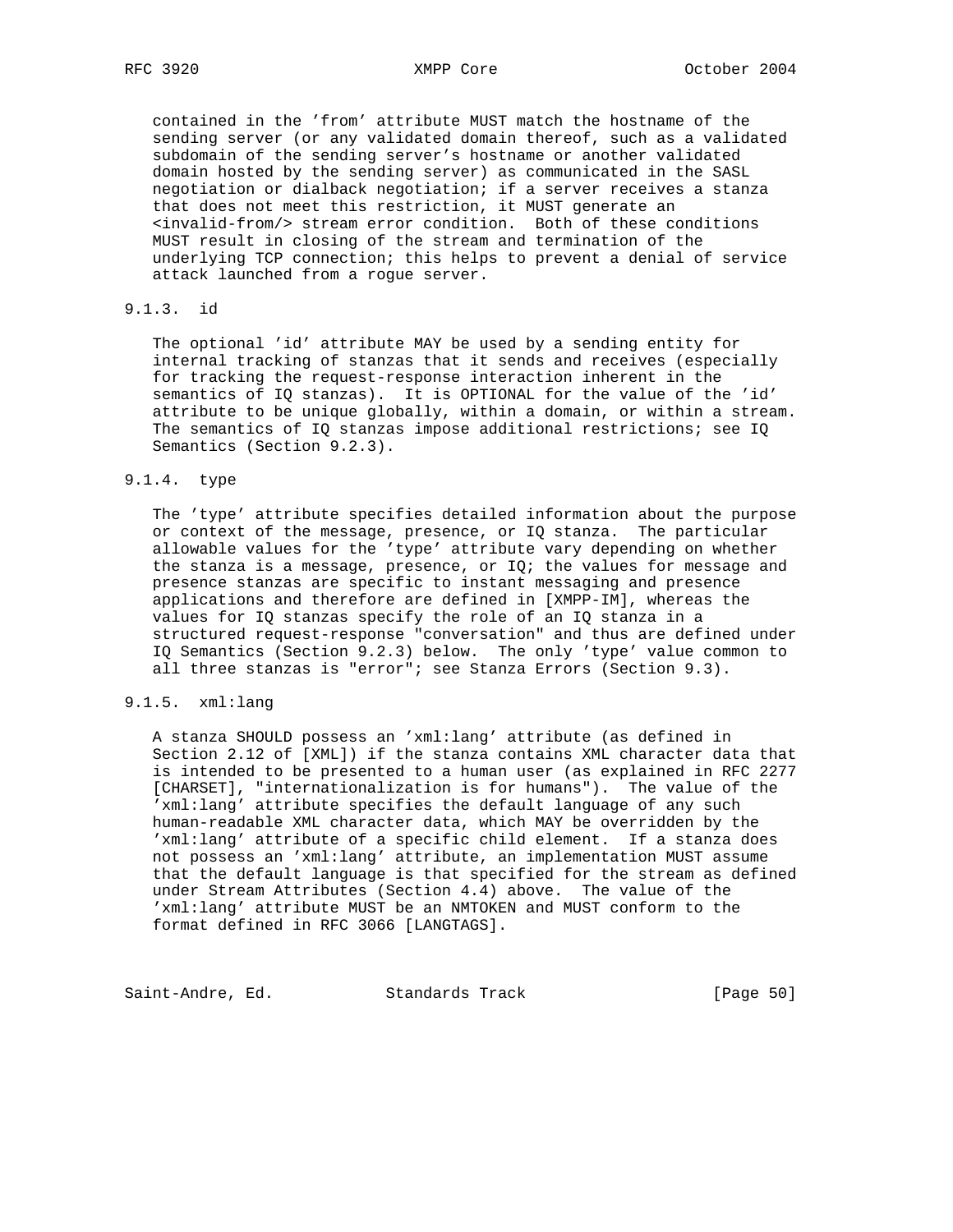contained in the 'from' attribute MUST match the hostname of the sending server (or any validated domain thereof, such as a validated subdomain of the sending server's hostname or another validated domain hosted by the sending server) as communicated in the SASL negotiation or dialback negotiation; if a server receives a stanza that does not meet this restriction, it MUST generate an <invalid-from/> stream error condition. Both of these conditions MUST result in closing of the stream and termination of the underlying TCP connection; this helps to prevent a denial of service attack launched from a rogue server.

### 9.1.3. id

The optional 'id' attribute MAY be used by a sending entity for internal tracking of stanzas that it sends and receives (especially for tracking the request-response interaction inherent in the semantics of IQ stanzas). It is OPTIONAL for the value of the 'id' attribute to be unique globally, within a domain, or within a stream. The semantics of IQ stanzas impose additional restrictions; see IQ Semantics (Section 9.2.3).

### 9.1.4. type

The 'type' attribute specifies detailed information about the purpose or context of the message, presence, or IQ stanza. The particular allowable values for the 'type' attribute vary depending on whether the stanza is a message, presence, or IQ; the values for message and presence stanzas are specific to instant messaging and presence applications and therefore are defined in [XMPP-IM], whereas the values for IQ stanzas specify the role of an IQ stanza in a structured request-response "conversation" and thus are defined under IQ Semantics (Section 9.2.3) below. The only 'type' value common to all three stanzas is "error"; see Stanza Errors (Section 9.3).

### 9.1.5. xml:lang

A stanza SHOULD possess an 'xml:lang' attribute (as defined in Section 2.12 of [XML]) if the stanza contains XML character data that is intended to be presented to a human user (as explained in RFC 2277 [CHARSET], "internationalization is for humans"). The value of the 'xml:lang' attribute specifies the default language of any such human-readable XML character data, which MAY be overridden by the 'xml:lang' attribute of a specific child element. If a stanza does not possess an 'xml:lang' attribute, an implementation MUST assume that the default language is that specified for the stream as defined under Stream Attributes (Section 4.4) above. The value of the 'xml:lang' attribute MUST be an NMTOKEN and MUST conform to the format defined in RFC 3066 [LANGTAGS].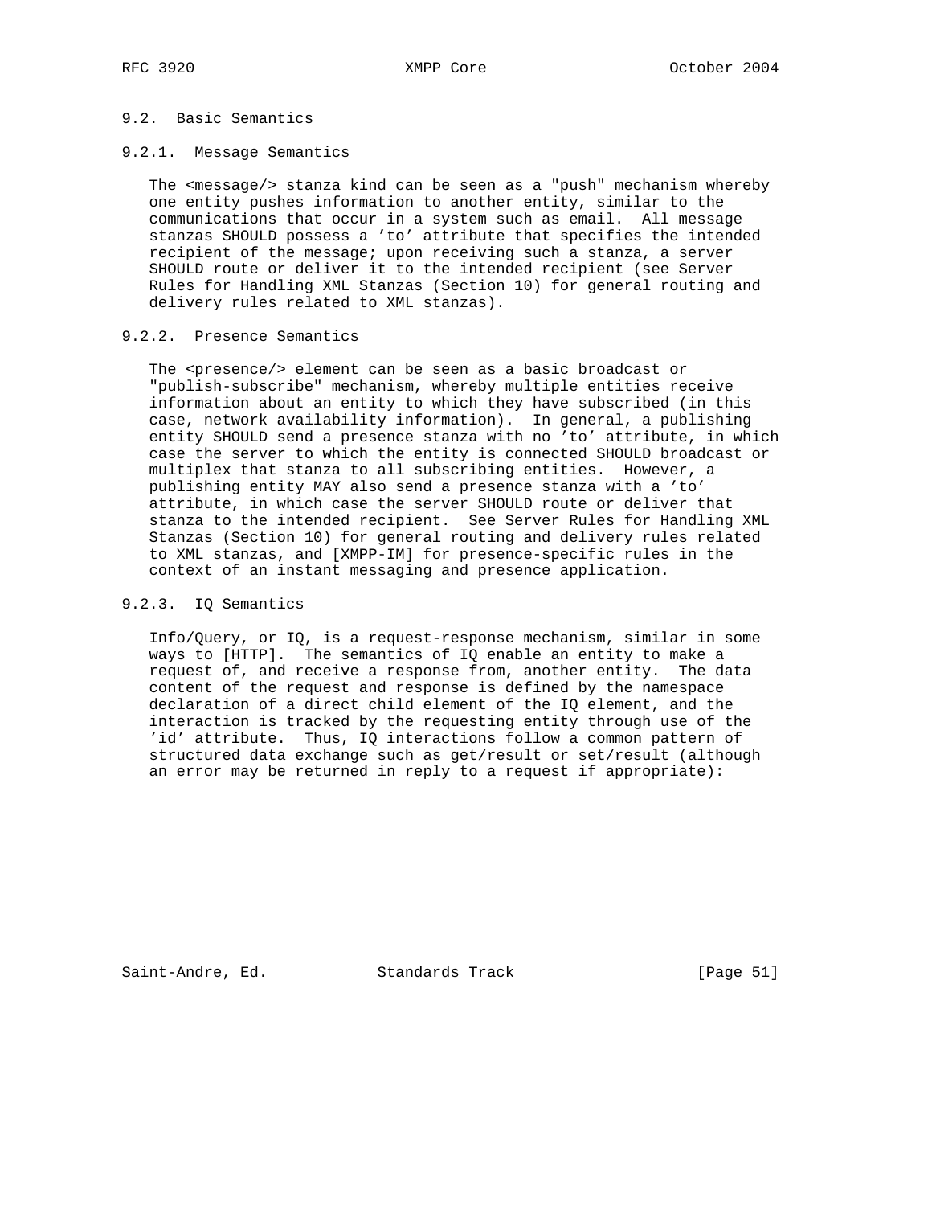### 9.2. Basic Semantics

#### 9.2.1. Message Semantics

The <message/> stanza kind can be seen as a "push" mechanism whereby one entity pushes information to another entity, similar to the communications that occur in a system such as email. All message stanzas SHOULD possess a 'to' attribute that specifies the intended recipient of the message; upon receiving such a stanza, a server SHOULD route or deliver it to the intended recipient (see Server Rules for Handling XML Stanzas (Section 10) for general routing and delivery rules related to XML stanzas).

#### 9.2.2. Presence Semantics

The <presence/> element can be seen as a basic broadcast or "publish-subscribe" mechanism, whereby multiple entities receive information about an entity to which they have subscribed (in this case, network availability information). In general, a publishing entity SHOULD send a presence stanza with no 'to' attribute, in which case the server to which the entity is connected SHOULD broadcast or multiplex that stanza to all subscribing entities. However, a publishing entity MAY also send a presence stanza with a 'to' attribute, in which case the server SHOULD route or deliver that stanza to the intended recipient. See Server Rules for Handling XML Stanzas (Section 10) for general routing and delivery rules related to XML stanzas, and [XMPP-IM] for presence-specific rules in the context of an instant messaging and presence application.

#### 9.2.3. IQ Semantics

Info/Query, or IQ, is a request-response mechanism, similar in some ways to [HTTP]. The semantics of IQ enable an entity to make a request of, and receive a response from, another entity. The data content of the request and response is defined by the namespace declaration of a direct child element of the IQ element, and the interaction is tracked by the requesting entity through use of the 'id' attribute. Thus, IQ interactions follow a common pattern of structured data exchange such as get/result or set/result (although an error may be returned in reply to a request if appropriate):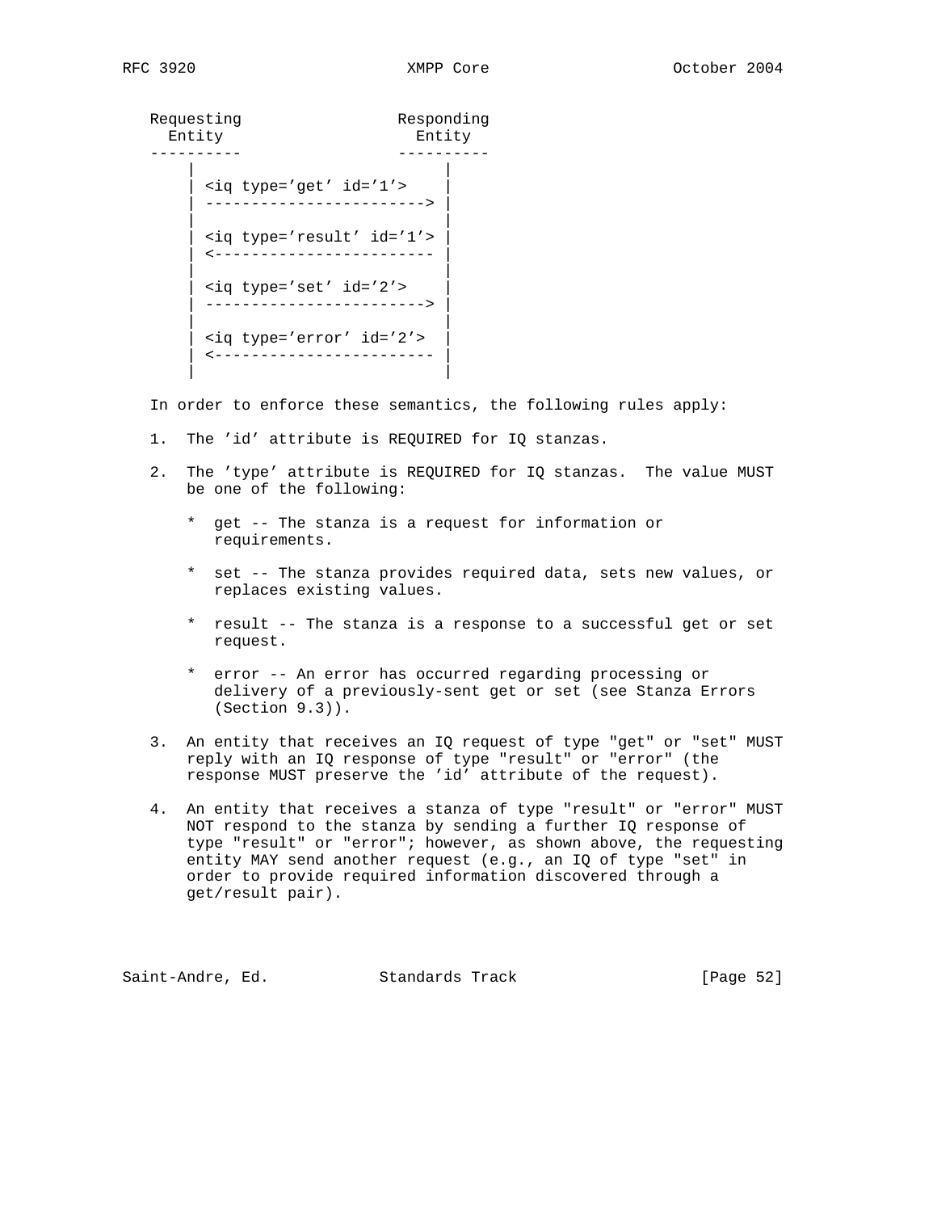```
Requesting                 Responding
  Entity                     Entity
----------                 ----------
    |                            |
    | <iq type='get' id='1'>     |
    | ------------------------>  |
    |                            |
    | <iq type='result' id='1'>  |
    | <------------------------  |
    |                            |
    | <iq type='set' id='2'>     |
    | ------------------------>  |
    |                            |
    | <iq type='error' id='2'>   |
    | <------------------------  |
    |                            |
```

In order to enforce these semantics, the following rules apply:

1. The 'id' attribute is REQUIRED for IQ stanzas.

2. The 'type' attribute is REQUIRED for IQ stanzas. The value MUST be one of the following:

   * get -- The stanza is a request for information or requirements.

   * set -- The stanza provides required data, sets new values, or replaces existing values.

   * result -- The stanza is a response to a successful get or set request.

   * error -- An error has occurred regarding processing or delivery of a previously-sent get or set (see Stanza Errors (Section 9.3)).

3. An entity that receives an IQ request of type "get" or "set" MUST reply with an IQ response of type "result" or "error" (the response MUST preserve the 'id' attribute of the request).

4. An entity that receives a stanza of type "result" or "error" MUST NOT respond to the stanza by sending a further IQ response of type "result" or "error"; however, as shown above, the requesting entity MAY send another request (e.g., an IQ of type "set" in order to provide required information discovered through a get/result pair).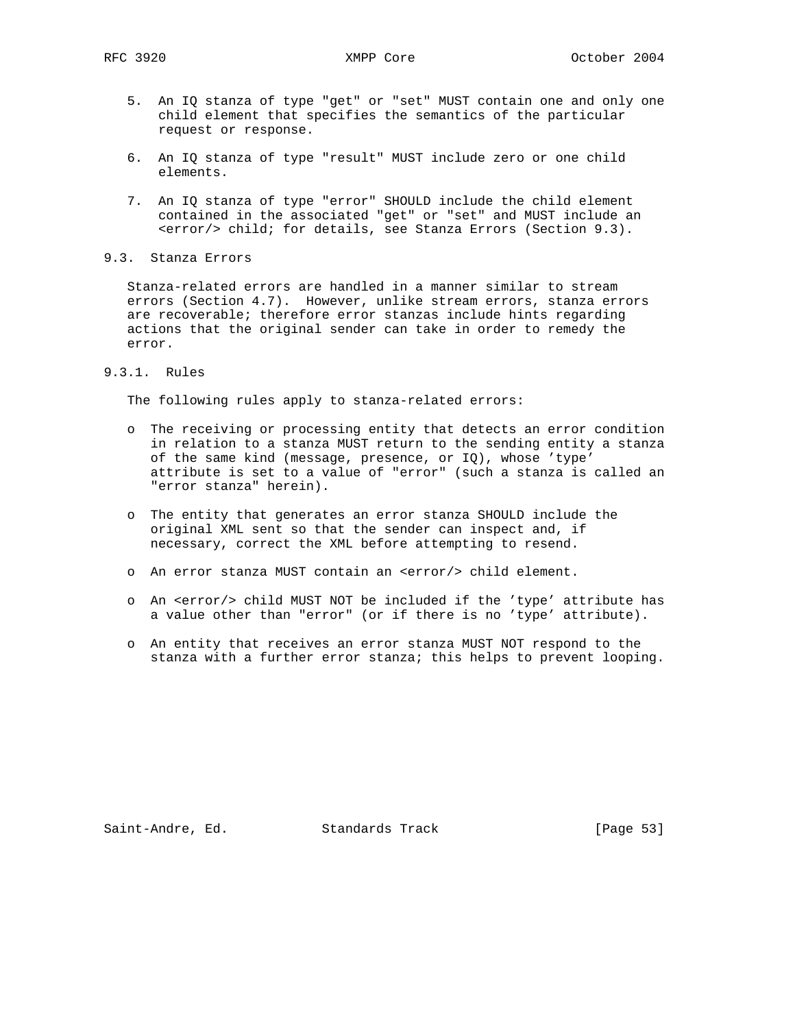5. An IQ stanza of type "get" or "set" MUST contain one and only one child element that specifies the semantics of the particular request or response.

6. An IQ stanza of type "result" MUST include zero or one child elements.

7. An IQ stanza of type "error" SHOULD include the child element contained in the associated "get" or "set" and MUST include an <error/> child; for details, see Stanza Errors (Section 9.3).

## 9.3. Stanza Errors

Stanza-related errors are handled in a manner similar to stream errors (Section 4.7). However, unlike stream errors, stanza errors are recoverable; therefore error stanzas include hints regarding actions that the original sender can take in order to remedy the error.

### 9.3.1. Rules

The following rules apply to stanza-related errors:

- The receiving or processing entity that detects an error condition in relation to a stanza MUST return to the sending entity a stanza of the same kind (message, presence, or IQ), whose 'type' attribute is set to a value of "error" (such a stanza is called an "error stanza" herein).

- The entity that generates an error stanza SHOULD include the original XML sent so that the sender can inspect and, if necessary, correct the XML before attempting to resend.

- An error stanza MUST contain an <error/> child element.

- An <error/> child MUST NOT be included if the 'type' attribute has a value other than "error" (or if there is no 'type' attribute).

- An entity that receives an error stanza MUST NOT respond to the stanza with a further error stanza; this helps to prevent looping.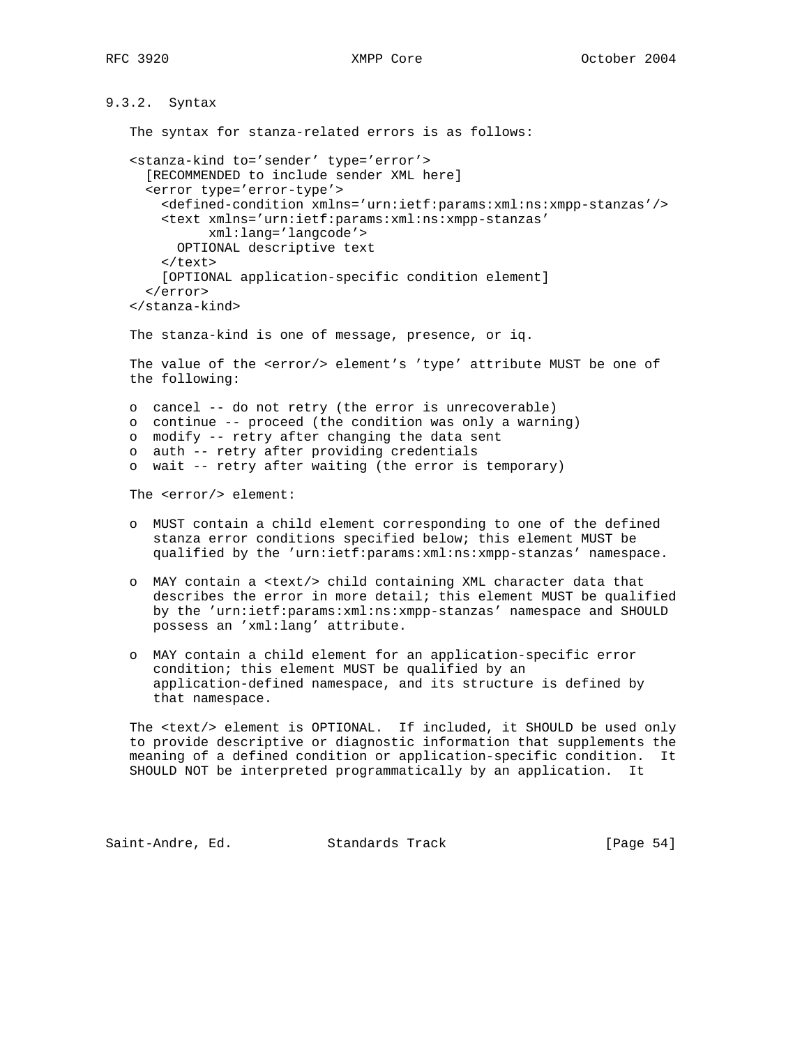### 9.3.2. Syntax

The syntax for stanza-related errors is as follows:

```
<stanza-kind to='sender' type='error'>
  [RECOMMENDED to include sender XML here]
  <error type='error-type'>
    <defined-condition xmlns='urn:ietf:params:xml:ns:xmpp-stanzas'/>
    <text xmlns='urn:ietf:params:xml:ns:xmpp-stanzas'
          xml:lang='langcode'>
      OPTIONAL descriptive text
    </text>
    [OPTIONAL application-specific condition element]
  </error>
</stanza-kind>
```

The stanza-kind is one of message, presence, or iq.

The value of the <error/> element's 'type' attribute MUST be one of the following:

- cancel -- do not retry (the error is unrecoverable)
- continue -- proceed (the condition was only a warning)
- modify -- retry after changing the data sent
- auth -- retry after providing credentials
- wait -- retry after waiting (the error is temporary)

The <error/> element:

- MUST contain a child element corresponding to one of the defined stanza error conditions specified below; this element MUST be qualified by the 'urn:ietf:params:xml:ns:xmpp-stanzas' namespace.
- MAY contain a <text/> child containing XML character data that describes the error in more detail; this element MUST be qualified by the 'urn:ietf:params:xml:ns:xmpp-stanzas' namespace and SHOULD possess an 'xml:lang' attribute.
- MAY contain a child element for an application-specific error condition; this element MUST be qualified by an application-defined namespace, and its structure is defined by that namespace.

The <text/> element is OPTIONAL. If included, it SHOULD be used only to provide descriptive or diagnostic information that supplements the meaning of a defined condition or application-specific condition. It SHOULD NOT be interpreted programmatically by an application. It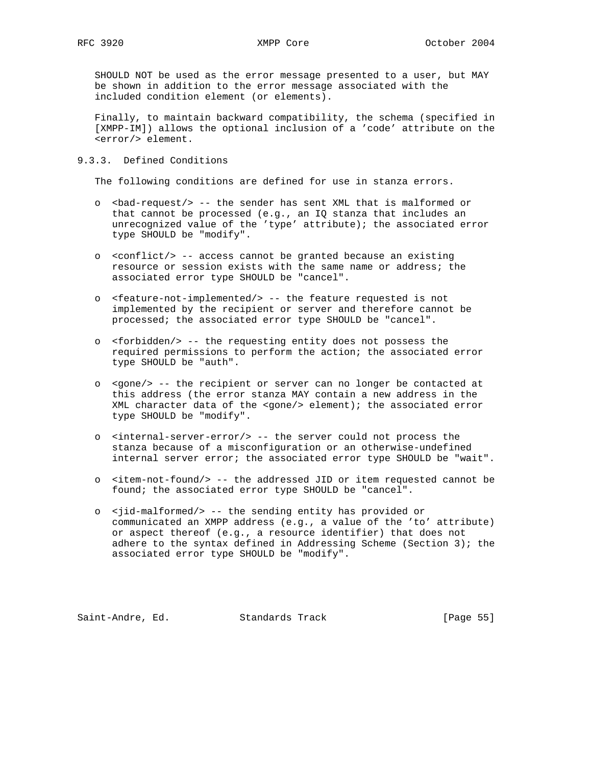SHOULD NOT be used as the error message presented to a user, but MAY be shown in addition to the error message associated with the included condition element (or elements).

Finally, to maintain backward compatibility, the schema (specified in [XMPP-IM]) allows the optional inclusion of a 'code' attribute on the <error/> element.

### 9.3.3. Defined Conditions

The following conditions are defined for use in stanza errors.

- <bad-request/> -- the sender has sent XML that is malformed or that cannot be processed (e.g., an IQ stanza that includes an unrecognized value of the 'type' attribute); the associated error type SHOULD be "modify".

- <conflict/> -- access cannot be granted because an existing resource or session exists with the same name or address; the associated error type SHOULD be "cancel".

- <feature-not-implemented/> -- the feature requested is not implemented by the recipient or server and therefore cannot be processed; the associated error type SHOULD be "cancel".

- <forbidden/> -- the requesting entity does not possess the required permissions to perform the action; the associated error type SHOULD be "auth".

- <gone/> -- the recipient or server can no longer be contacted at this address (the error stanza MAY contain a new address in the XML character data of the <gone/> element); the associated error type SHOULD be "modify".

- <internal-server-error/> -- the server could not process the stanza because of a misconfiguration or an otherwise-undefined internal server error; the associated error type SHOULD be "wait".

- <item-not-found/> -- the addressed JID or item requested cannot be found; the associated error type SHOULD be "cancel".

- <jid-malformed/> -- the sending entity has provided or communicated an XMPP address (e.g., a value of the 'to' attribute) or aspect thereof (e.g., a resource identifier) that does not adhere to the syntax defined in Addressing Scheme (Section 3); the associated error type SHOULD be "modify".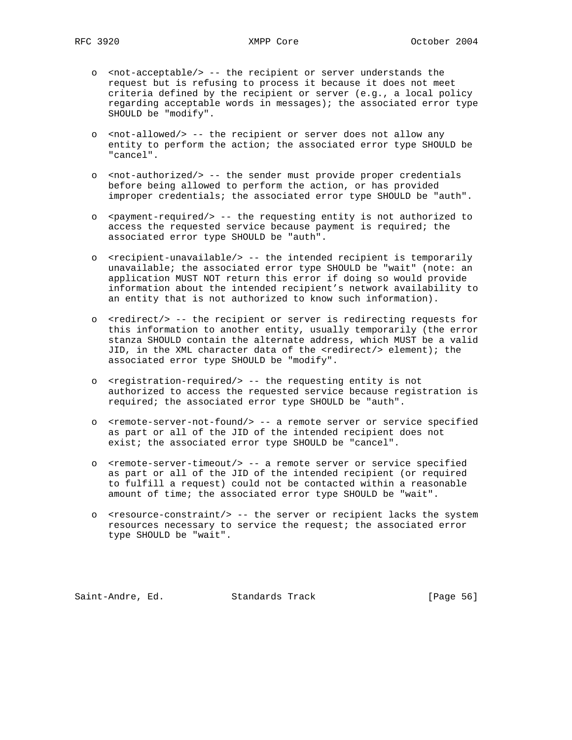- <not-acceptable/> -- the recipient or server understands the request but is refusing to process it because it does not meet criteria defined by the recipient or server (e.g., a local policy regarding acceptable words in messages); the associated error type SHOULD be "modify".

- <not-allowed/> -- the recipient or server does not allow any entity to perform the action; the associated error type SHOULD be "cancel".

- <not-authorized/> -- the sender must provide proper credentials before being allowed to perform the action, or has provided improper credentials; the associated error type SHOULD be "auth".

- <payment-required/> -- the requesting entity is not authorized to access the requested service because payment is required; the associated error type SHOULD be "auth".

- <recipient-unavailable/> -- the intended recipient is temporarily unavailable; the associated error type SHOULD be "wait" (note: an application MUST NOT return this error if doing so would provide information about the intended recipient's network availability to an entity that is not authorized to know such information).

- <redirect/> -- the recipient or server is redirecting requests for this information to another entity, usually temporarily (the error stanza SHOULD contain the alternate address, which MUST be a valid JID, in the XML character data of the <redirect/> element); the associated error type SHOULD be "modify".

- <registration-required/> -- the requesting entity is not authorized to access the requested service because registration is required; the associated error type SHOULD be "auth".

- <remote-server-not-found/> -- a remote server or service specified as part or all of the JID of the intended recipient does not exist; the associated error type SHOULD be "cancel".

- <remote-server-timeout/> -- a remote server or service specified as part or all of the JID of the intended recipient (or required to fulfill a request) could not be contacted within a reasonable amount of time; the associated error type SHOULD be "wait".

- <resource-constraint/> -- the server or recipient lacks the system resources necessary to service the request; the associated error type SHOULD be "wait".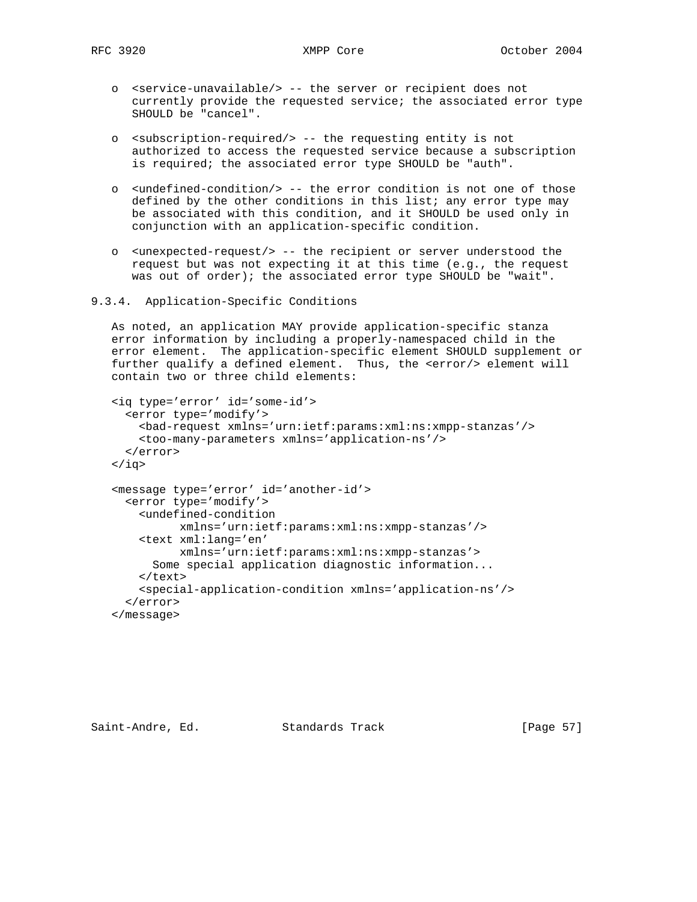- <service-unavailable/> -- the server or recipient does not currently provide the requested service; the associated error type SHOULD be "cancel".

- <subscription-required/> -- the requesting entity is not authorized to access the requested service because a subscription is required; the associated error type SHOULD be "auth".

- <undefined-condition/> -- the error condition is not one of those defined by the other conditions in this list; any error type may be associated with this condition, and it SHOULD be used only in conjunction with an application-specific condition.

- <unexpected-request/> -- the recipient or server understood the request but was not expecting it at this time (e.g., the request was out of order); the associated error type SHOULD be "wait".

### 9.3.4. Application-Specific Conditions

As noted, an application MAY provide application-specific stanza error information by including a properly-namespaced child in the error element. The application-specific element SHOULD supplement or further qualify a defined element. Thus, the <error/> element will contain two or three child elements:

```
<iq type='error' id='some-id'>
  <error type='modify'>
    <bad-request xmlns='urn:ietf:params:xml:ns:xmpp-stanzas'/>
    <too-many-parameters xmlns='application-ns'/>
  </error>
</iq>

<message type='error' id='another-id'>
  <error type='modify'>
    <undefined-condition
          xmlns='urn:ietf:params:xml:ns:xmpp-stanzas'/>
    <text xml:lang='en'
          xmlns='urn:ietf:params:xml:ns:xmpp-stanzas'>
      Some special application diagnostic information...
    </text>
    <special-application-condition xmlns='application-ns'/>
  </error>
</message>
```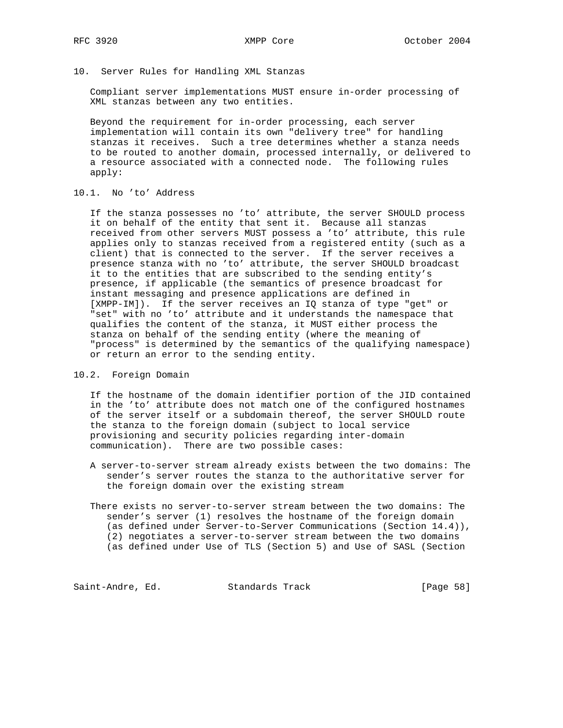## 10. Server Rules for Handling XML Stanzas

Compliant server implementations MUST ensure in-order processing of XML stanzas between any two entities.

Beyond the requirement for in-order processing, each server implementation will contain its own "delivery tree" for handling stanzas it receives. Such a tree determines whether a stanza needs to be routed to another domain, processed internally, or delivered to a resource associated with a connected node. The following rules apply:

### 10.1. No 'to' Address

If the stanza possesses no 'to' attribute, the server SHOULD process it on behalf of the entity that sent it. Because all stanzas received from other servers MUST possess a 'to' attribute, this rule applies only to stanzas received from a registered entity (such as a client) that is connected to the server. If the server receives a presence stanza with no 'to' attribute, the server SHOULD broadcast it to the entities that are subscribed to the sending entity's presence, if applicable (the semantics of presence broadcast for instant messaging and presence applications are defined in [XMPP-IM]). If the server receives an IQ stanza of type "get" or "set" with no 'to' attribute and it understands the namespace that qualifies the content of the stanza, it MUST either process the stanza on behalf of the sending entity (where the meaning of "process" is determined by the semantics of the qualifying namespace) or return an error to the sending entity.

### 10.2. Foreign Domain

If the hostname of the domain identifier portion of the JID contained in the 'to' attribute does not match one of the configured hostnames of the server itself or a subdomain thereof, the server SHOULD route the stanza to the foreign domain (subject to local service provisioning and security policies regarding inter-domain communication). There are two possible cases:

A server-to-server stream already exists between the two domains: The sender's server routes the stanza to the authoritative server for the foreign domain over the existing stream

There exists no server-to-server stream between the two domains: The sender's server (1) resolves the hostname of the foreign domain (as defined under Server-to-Server Communications (Section 14.4)), (2) negotiates a server-to-server stream between the two domains (as defined under Use of TLS (Section 5) and Use of SASL (Section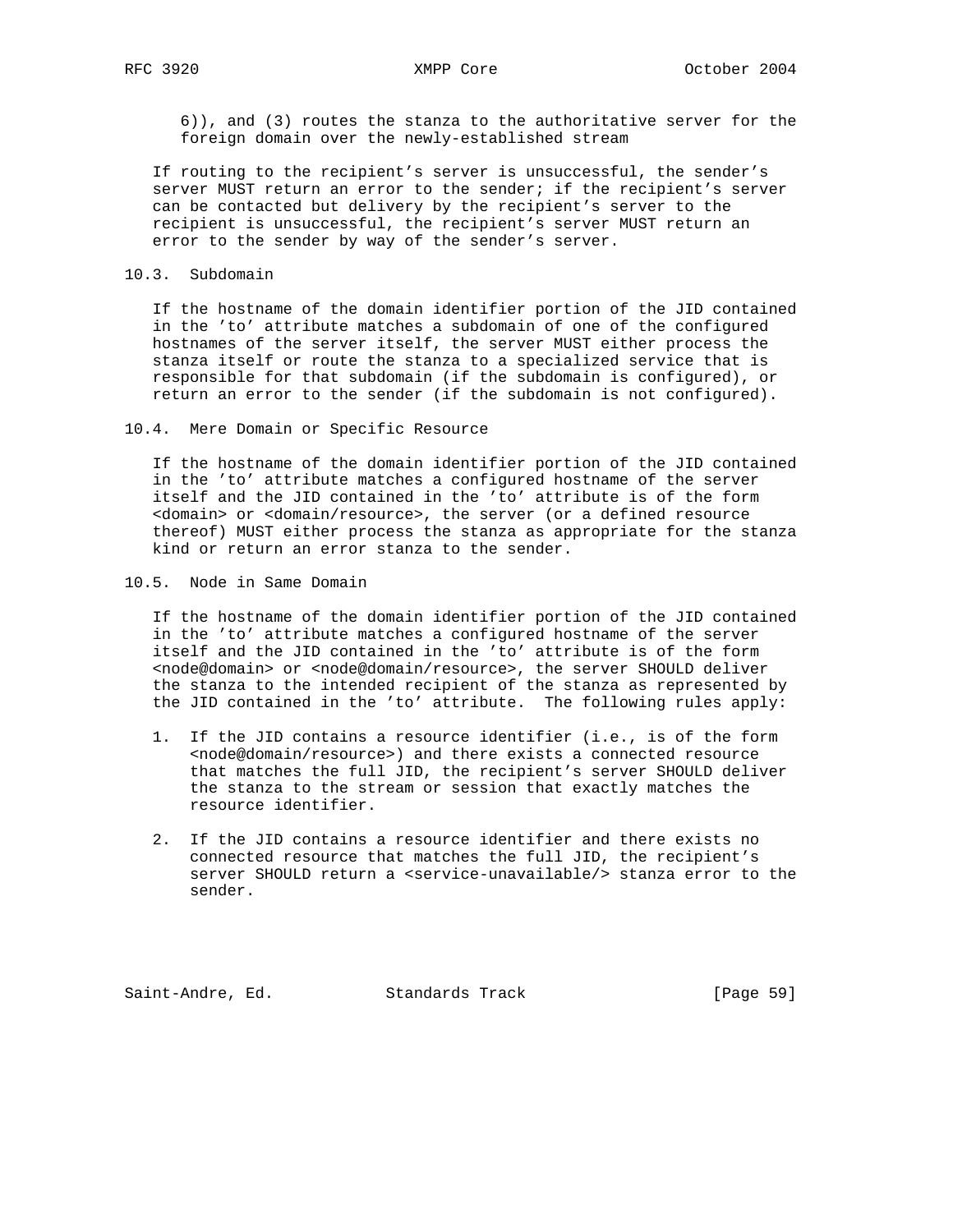6)), and (3) routes the stanza to the authoritative server for the foreign domain over the newly-established stream

If routing to the recipient's server is unsuccessful, the sender's server MUST return an error to the sender; if the recipient's server can be contacted but delivery by the recipient's server to the recipient is unsuccessful, the recipient's server MUST return an error to the sender by way of the sender's server.

### 10.3. Subdomain

If the hostname of the domain identifier portion of the JID contained in the 'to' attribute matches a subdomain of one of the configured hostnames of the server itself, the server MUST either process the stanza itself or route the stanza to a specialized service that is responsible for that subdomain (if the subdomain is configured), or return an error to the sender (if the subdomain is not configured).

### 10.4. Mere Domain or Specific Resource

If the hostname of the domain identifier portion of the JID contained in the 'to' attribute matches a configured hostname of the server itself and the JID contained in the 'to' attribute is of the form <domain> or <domain/resource>, the server (or a defined resource thereof) MUST either process the stanza as appropriate for the stanza kind or return an error stanza to the sender.

### 10.5. Node in Same Domain

If the hostname of the domain identifier portion of the JID contained in the 'to' attribute matches a configured hostname of the server itself and the JID contained in the 'to' attribute is of the form <node@domain> or <node@domain/resource>, the server SHOULD deliver the stanza to the intended recipient of the stanza as represented by the JID contained in the 'to' attribute. The following rules apply:

1. If the JID contains a resource identifier (i.e., is of the form <node@domain/resource>) and there exists a connected resource that matches the full JID, the recipient's server SHOULD deliver the stanza to the stream or session that exactly matches the resource identifier.

2. If the JID contains a resource identifier and there exists no connected resource that matches the full JID, the recipient's server SHOULD return a <service-unavailable/> stanza error to the sender.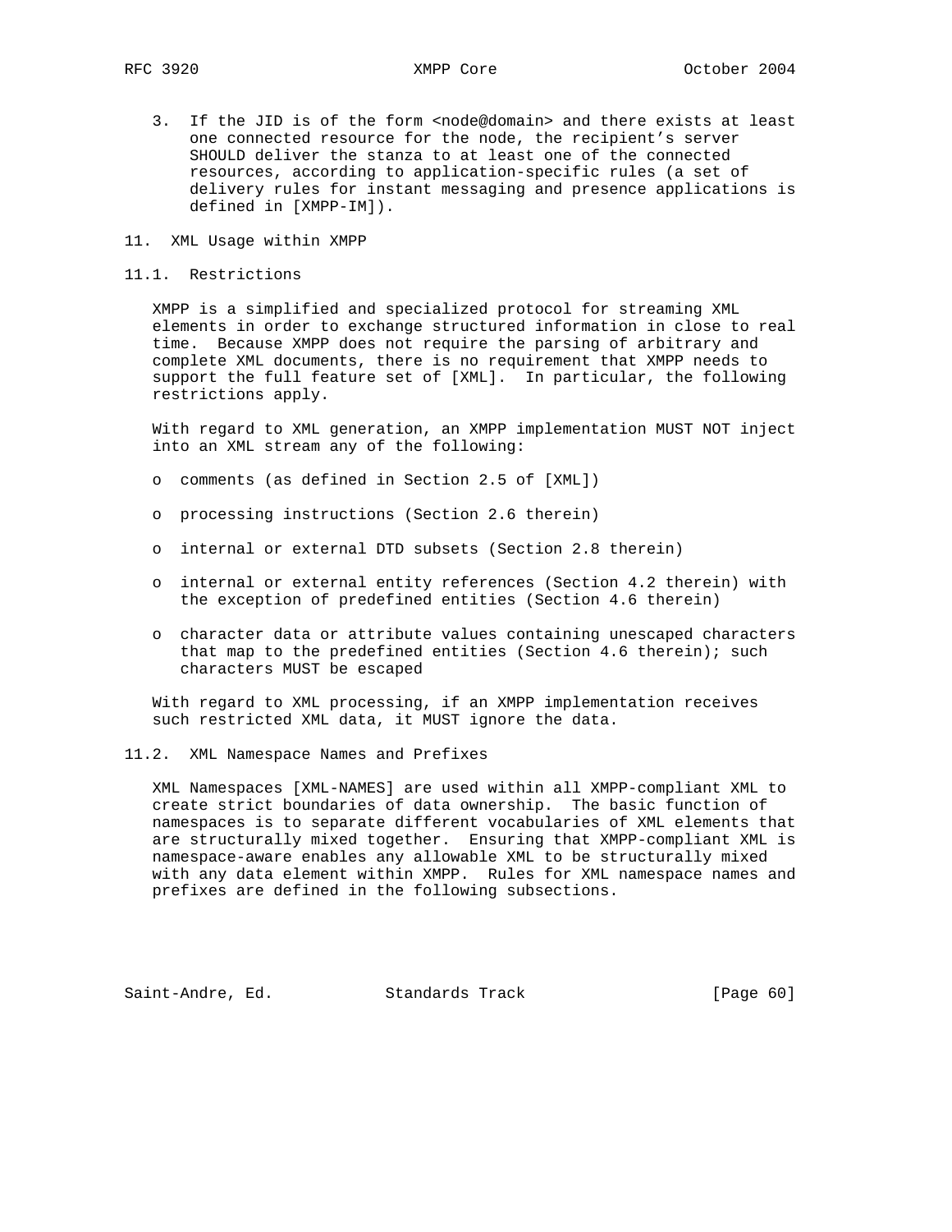3. If the JID is of the form <node@domain> and there exists at least one connected resource for the node, the recipient's server SHOULD deliver the stanza to at least one of the connected resources, according to application-specific rules (a set of delivery rules for instant messaging and presence applications is defined in [XMPP-IM]).

## 11. XML Usage within XMPP

### 11.1. Restrictions

XMPP is a simplified and specialized protocol for streaming XML elements in order to exchange structured information in close to real time. Because XMPP does not require the parsing of arbitrary and complete XML documents, there is no requirement that XMPP needs to support the full feature set of [XML]. In particular, the following restrictions apply.

With regard to XML generation, an XMPP implementation MUST NOT inject into an XML stream any of the following:

- comments (as defined in Section 2.5 of [XML])
- processing instructions (Section 2.6 therein)
- internal or external DTD subsets (Section 2.8 therein)
- internal or external entity references (Section 4.2 therein) with the exception of predefined entities (Section 4.6 therein)
- character data or attribute values containing unescaped characters that map to the predefined entities (Section 4.6 therein); such characters MUST be escaped

With regard to XML processing, if an XMPP implementation receives such restricted XML data, it MUST ignore the data.

### 11.2. XML Namespace Names and Prefixes

XML Namespaces [XML-NAMES] are used within all XMPP-compliant XML to create strict boundaries of data ownership. The basic function of namespaces is to separate different vocabularies of XML elements that are structurally mixed together. Ensuring that XMPP-compliant XML is namespace-aware enables any allowable XML to be structurally mixed with any data element within XMPP. Rules for XML namespace names and prefixes are defined in the following subsections.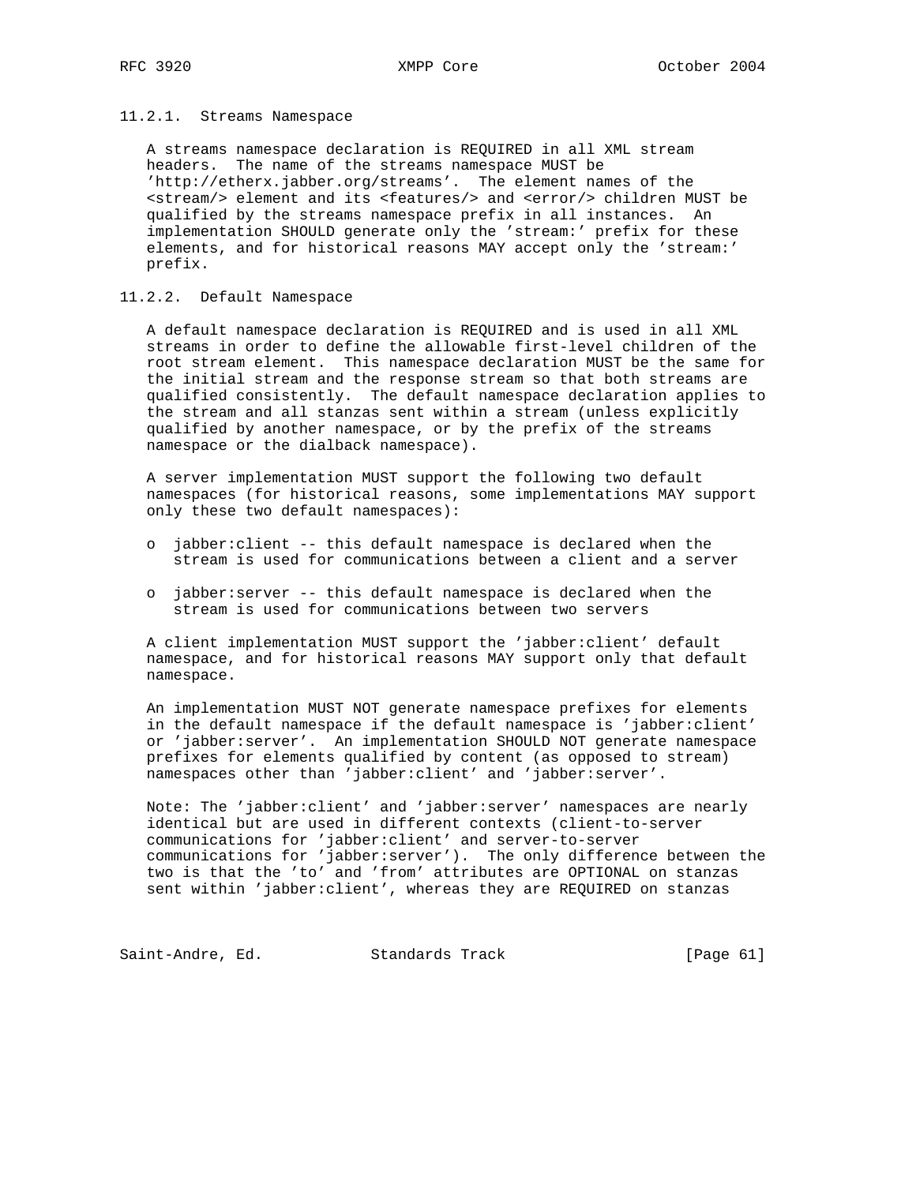#### 11.2.1. Streams Namespace

A streams namespace declaration is REQUIRED in all XML stream headers. The name of the streams namespace MUST be 'http://etherx.jabber.org/streams'. The element names of the <stream/> element and its <features/> and <error/> children MUST be qualified by the streams namespace prefix in all instances. An implementation SHOULD generate only the 'stream:' prefix for these elements, and for historical reasons MAY accept only the 'stream:' prefix.

#### 11.2.2. Default Namespace

A default namespace declaration is REQUIRED and is used in all XML streams in order to define the allowable first-level children of the root stream element. This namespace declaration MUST be the same for the initial stream and the response stream so that both streams are qualified consistently. The default namespace declaration applies to the stream and all stanzas sent within a stream (unless explicitly qualified by another namespace, or by the prefix of the streams namespace or the dialback namespace).

A server implementation MUST support the following two default namespaces (for historical reasons, some implementations MAY support only these two default namespaces):

- jabber:client -- this default namespace is declared when the stream is used for communications between a client and a server
- jabber:server -- this default namespace is declared when the stream is used for communications between two servers

A client implementation MUST support the 'jabber:client' default namespace, and for historical reasons MAY support only that default namespace.

An implementation MUST NOT generate namespace prefixes for elements in the default namespace if the default namespace is 'jabber:client' or 'jabber:server'. An implementation SHOULD NOT generate namespace prefixes for elements qualified by content (as opposed to stream) namespaces other than 'jabber:client' and 'jabber:server'.

Note: The 'jabber:client' and 'jabber:server' namespaces are nearly identical but are used in different contexts (client-to-server communications for 'jabber:client' and server-to-server communications for 'jabber:server'). The only difference between the two is that the 'to' and 'from' attributes are OPTIONAL on stanzas sent within 'jabber:client', whereas they are REQUIRED on stanzas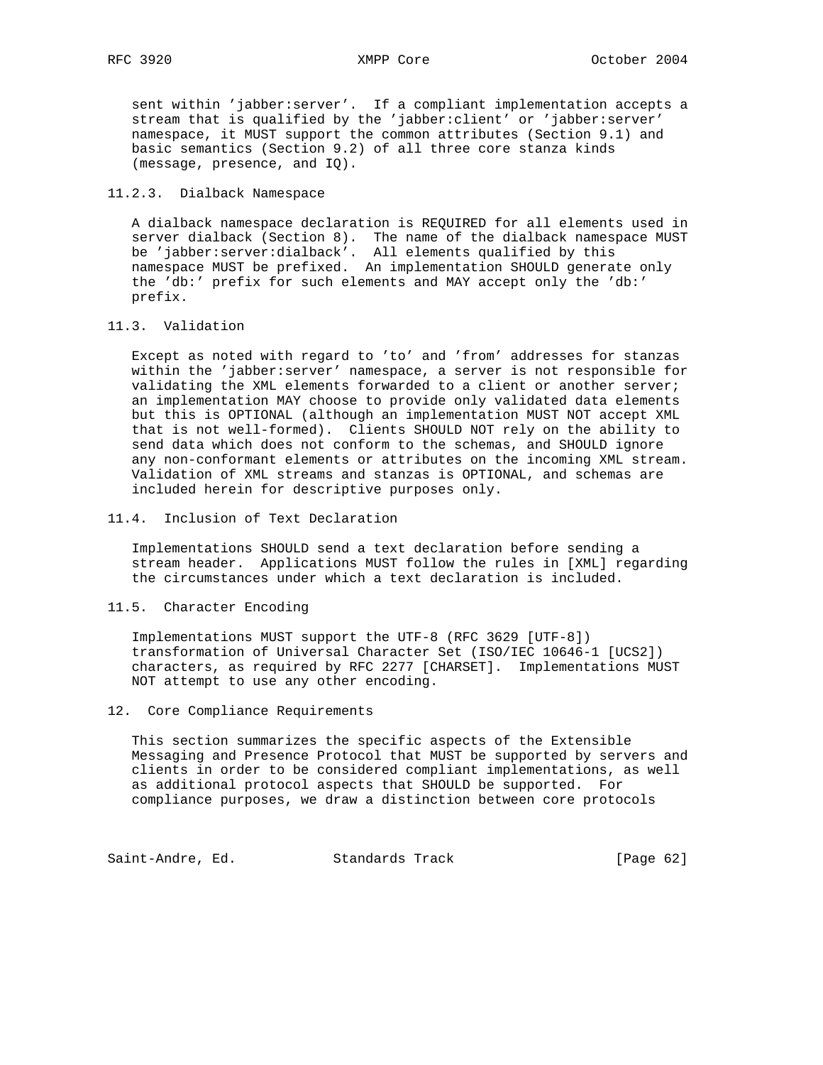sent within 'jabber:server'. If a compliant implementation accepts a stream that is qualified by the 'jabber:client' or 'jabber:server' namespace, it MUST support the common attributes (Section 9.1) and basic semantics (Section 9.2) of all three core stanza kinds (message, presence, and IQ).

### 11.2.3. Dialback Namespace

A dialback namespace declaration is REQUIRED for all elements used in server dialback (Section 8). The name of the dialback namespace MUST be 'jabber:server:dialback'. All elements qualified by this namespace MUST be prefixed. An implementation SHOULD generate only the 'db:' prefix for such elements and MAY accept only the 'db:' prefix.

## 11.3. Validation

Except as noted with regard to 'to' and 'from' addresses for stanzas within the 'jabber:server' namespace, a server is not responsible for validating the XML elements forwarded to a client or another server; an implementation MAY choose to provide only validated data elements but this is OPTIONAL (although an implementation MUST NOT accept XML that is not well-formed). Clients SHOULD NOT rely on the ability to send data which does not conform to the schemas, and SHOULD ignore any non-conformant elements or attributes on the incoming XML stream. Validation of XML streams and stanzas is OPTIONAL, and schemas are included herein for descriptive purposes only.

## 11.4. Inclusion of Text Declaration

Implementations SHOULD send a text declaration before sending a stream header. Applications MUST follow the rules in [XML] regarding the circumstances under which a text declaration is included.

## 11.5. Character Encoding

Implementations MUST support the UTF-8 (RFC 3629 [UTF-8]) transformation of Universal Character Set (ISO/IEC 10646-1 [UCS2]) characters, as required by RFC 2277 [CHARSET]. Implementations MUST NOT attempt to use any other encoding.

# 12. Core Compliance Requirements

This section summarizes the specific aspects of the Extensible Messaging and Presence Protocol that MUST be supported by servers and clients in order to be considered compliant implementations, as well as additional protocol aspects that SHOULD be supported. For compliance purposes, we draw a distinction between core protocols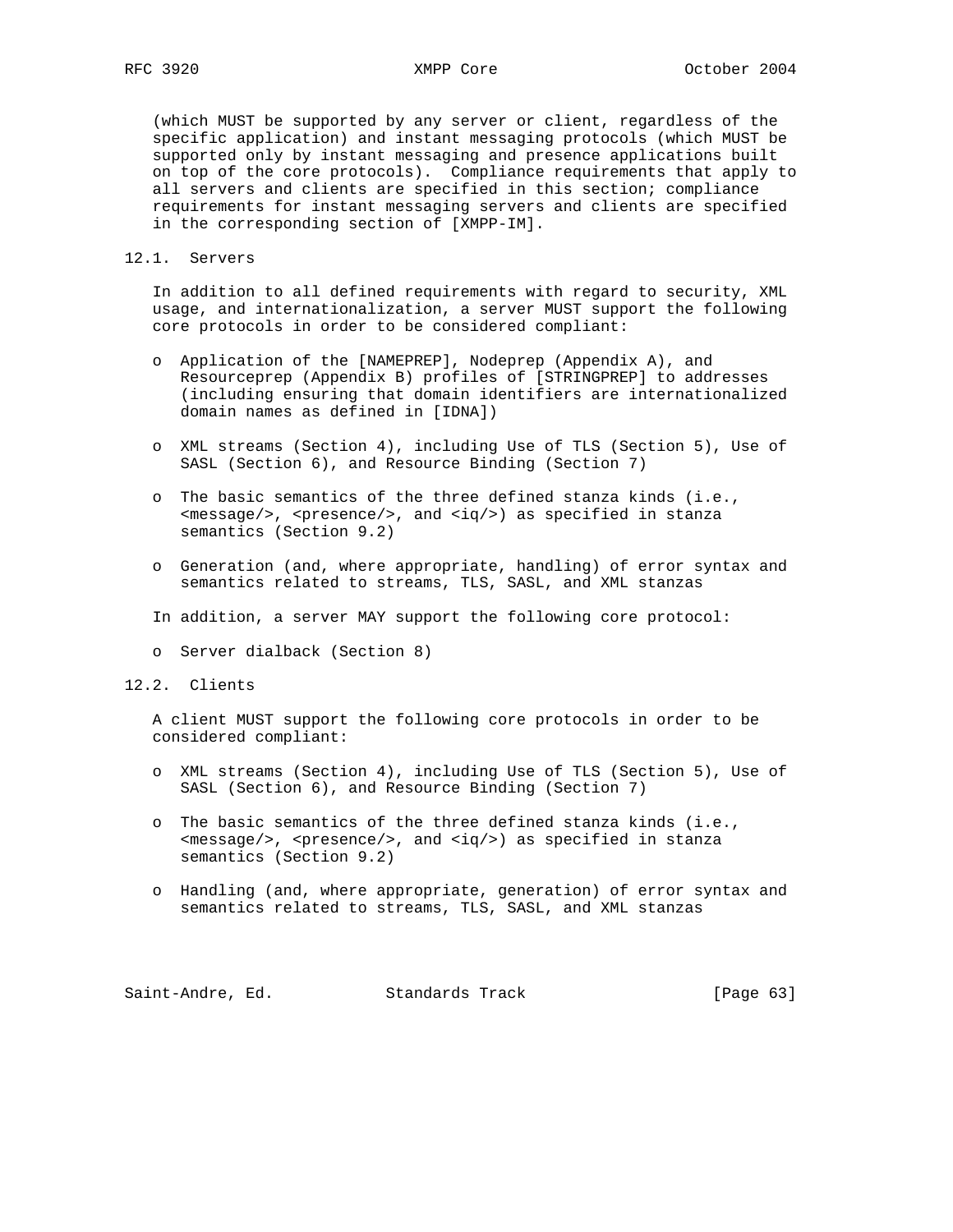(which MUST be supported by any server or client, regardless of the specific application) and instant messaging protocols (which MUST be supported only by instant messaging and presence applications built on top of the core protocols). Compliance requirements that apply to all servers and clients are specified in this section; compliance requirements for instant messaging servers and clients are specified in the corresponding section of [XMPP-IM].

## 12.1. Servers

In addition to all defined requirements with regard to security, XML usage, and internationalization, a server MUST support the following core protocols in order to be considered compliant:

- Application of the [NAMEPREP], Nodeprep (Appendix A), and Resourceprep (Appendix B) profiles of [STRINGPREP] to addresses (including ensuring that domain identifiers are internationalized domain names as defined in [IDNA])
- XML streams (Section 4), including Use of TLS (Section 5), Use of SASL (Section 6), and Resource Binding (Section 7)
- The basic semantics of the three defined stanza kinds (i.e., <message/>, <presence/>, and <iq/>) as specified in stanza semantics (Section 9.2)
- Generation (and, where appropriate, handling) of error syntax and semantics related to streams, TLS, SASL, and XML stanzas

In addition, a server MAY support the following core protocol:

- Server dialback (Section 8)

## 12.2. Clients

A client MUST support the following core protocols in order to be considered compliant:

- XML streams (Section 4), including Use of TLS (Section 5), Use of SASL (Section 6), and Resource Binding (Section 7)
- The basic semantics of the three defined stanza kinds (i.e., <message/>, <presence/>, and <iq/>) as specified in stanza semantics (Section 9.2)
- Handling (and, where appropriate, generation) of error syntax and semantics related to streams, TLS, SASL, and XML stanzas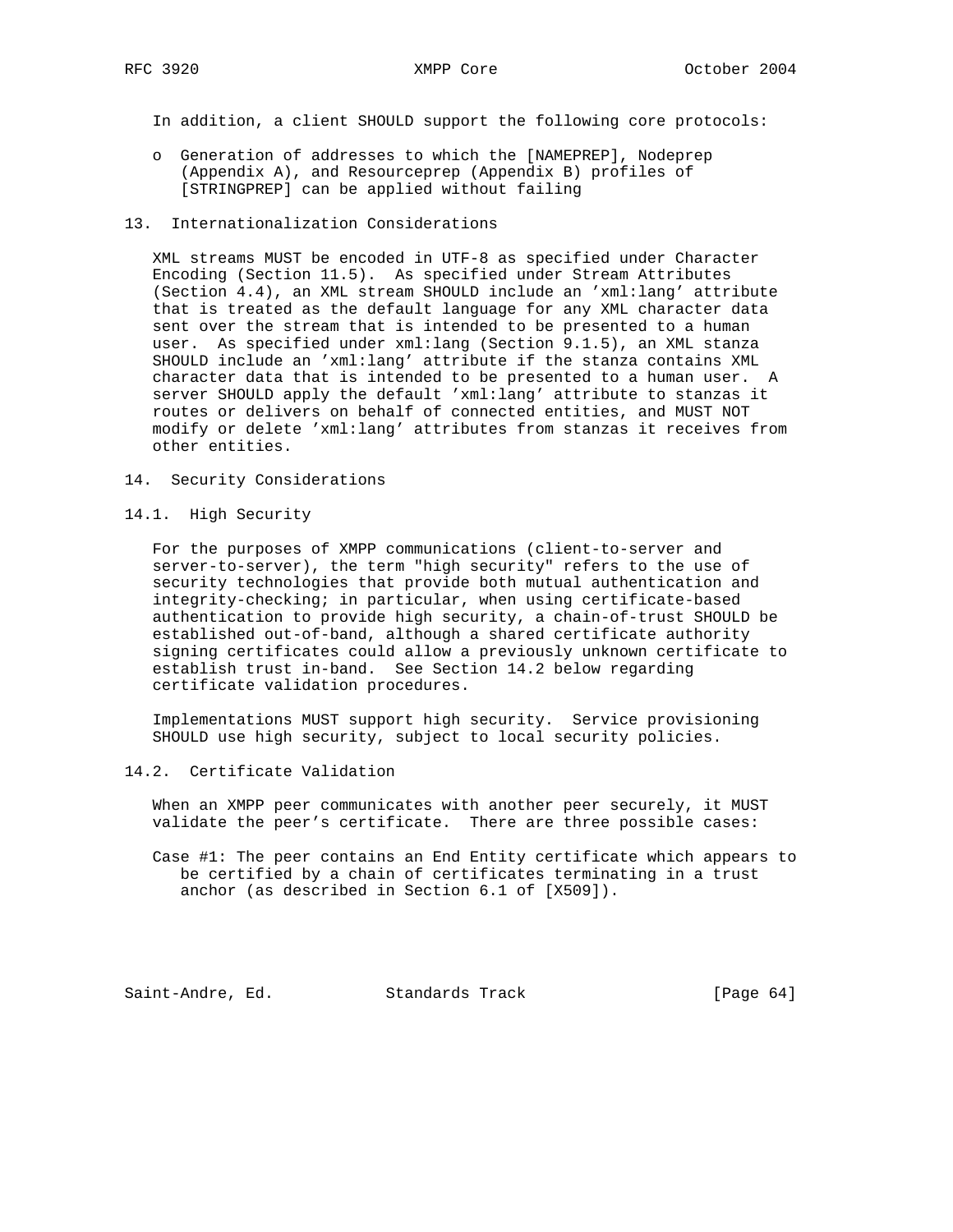In addition, a client SHOULD support the following core protocols:

- Generation of addresses to which the [NAMEPREP], Nodeprep (Appendix A), and Resourceprep (Appendix B) profiles of [STRINGPREP] can be applied without failing

## 13. Internationalization Considerations

XML streams MUST be encoded in UTF-8 as specified under Character Encoding (Section 11.5). As specified under Stream Attributes (Section 4.4), an XML stream SHOULD include an 'xml:lang' attribute that is treated as the default language for any XML character data sent over the stream that is intended to be presented to a human user. As specified under xml:lang (Section 9.1.5), an XML stanza SHOULD include an 'xml:lang' attribute if the stanza contains XML character data that is intended to be presented to a human user. A server SHOULD apply the default 'xml:lang' attribute to stanzas it routes or delivers on behalf of connected entities, and MUST NOT modify or delete 'xml:lang' attributes from stanzas it receives from other entities.

## 14. Security Considerations

### 14.1. High Security

For the purposes of XMPP communications (client-to-server and server-to-server), the term "high security" refers to the use of security technologies that provide both mutual authentication and integrity-checking; in particular, when using certificate-based authentication to provide high security, a chain-of-trust SHOULD be established out-of-band, although a shared certificate authority signing certificates could allow a previously unknown certificate to establish trust in-band. See Section 14.2 below regarding certificate validation procedures.

Implementations MUST support high security. Service provisioning SHOULD use high security, subject to local security policies.

### 14.2. Certificate Validation

When an XMPP peer communicates with another peer securely, it MUST validate the peer's certificate. There are three possible cases:

Case #1: The peer contains an End Entity certificate which appears to be certified by a chain of certificates terminating in a trust anchor (as described in Section 6.1 of [X509]).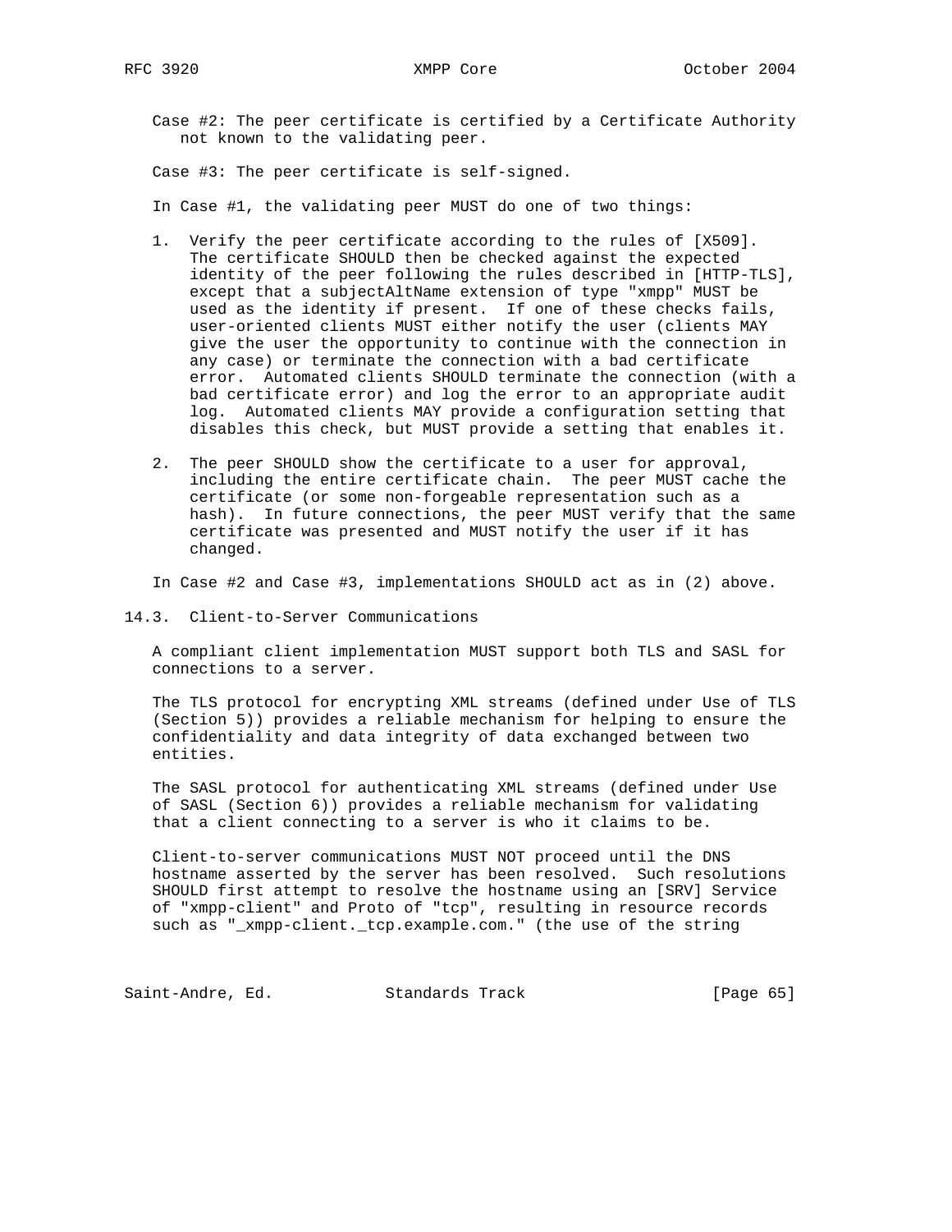Case #2: The peer certificate is certified by a Certificate Authority not known to the validating peer.

Case #3: The peer certificate is self-signed.

In Case #1, the validating peer MUST do one of two things:

1. Verify the peer certificate according to the rules of [X509]. The certificate SHOULD then be checked against the expected identity of the peer following the rules described in [HTTP-TLS], except that a subjectAltName extension of type "xmpp" MUST be used as the identity if present. If one of these checks fails, user-oriented clients MUST either notify the user (clients MAY give the user the opportunity to continue with the connection in any case) or terminate the connection with a bad certificate error. Automated clients SHOULD terminate the connection (with a bad certificate error) and log the error to an appropriate audit log. Automated clients MAY provide a configuration setting that disables this check, but MUST provide a setting that enables it.

2. The peer SHOULD show the certificate to a user for approval, including the entire certificate chain. The peer MUST cache the certificate (or some non-forgeable representation such as a hash). In future connections, the peer MUST verify that the same certificate was presented and MUST notify the user if it has changed.

In Case #2 and Case #3, implementations SHOULD act as in (2) above.

### 14.3. Client-to-Server Communications

A compliant client implementation MUST support both TLS and SASL for connections to a server.

The TLS protocol for encrypting XML streams (defined under Use of TLS (Section 5)) provides a reliable mechanism for helping to ensure the confidentiality and data integrity of data exchanged between two entities.

The SASL protocol for authenticating XML streams (defined under Use of SASL (Section 6)) provides a reliable mechanism for validating that a client connecting to a server is who it claims to be.

Client-to-server communications MUST NOT proceed until the DNS hostname asserted by the server has been resolved. Such resolutions SHOULD first attempt to resolve the hostname using an [SRV] Service of "xmpp-client" and Proto of "tcp", resulting in resource records such as "_xmpp-client._tcp.example.com." (the use of the string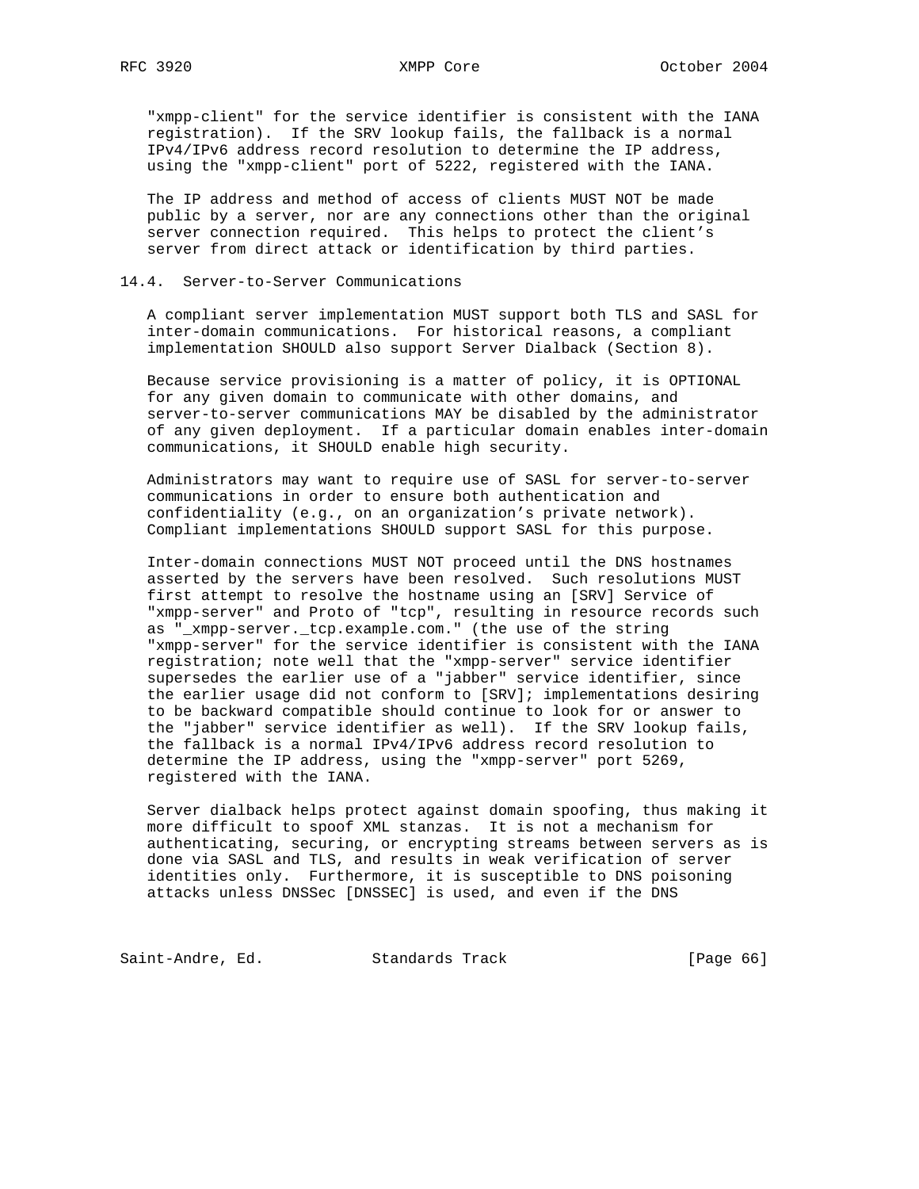"xmpp-client" for the service identifier is consistent with the IANA registration). If the SRV lookup fails, the fallback is a normal IPv4/IPv6 address record resolution to determine the IP address, using the "xmpp-client" port of 5222, registered with the IANA.

The IP address and method of access of clients MUST NOT be made public by a server, nor are any connections other than the original server connection required. This helps to protect the client's server from direct attack or identification by third parties.

### 14.4. Server-to-Server Communications

A compliant server implementation MUST support both TLS and SASL for inter-domain communications. For historical reasons, a compliant implementation SHOULD also support Server Dialback (Section 8).

Because service provisioning is a matter of policy, it is OPTIONAL for any given domain to communicate with other domains, and server-to-server communications MAY be disabled by the administrator of any given deployment. If a particular domain enables inter-domain communications, it SHOULD enable high security.

Administrators may want to require use of SASL for server-to-server communications in order to ensure both authentication and confidentiality (e.g., on an organization's private network). Compliant implementations SHOULD support SASL for this purpose.

Inter-domain connections MUST NOT proceed until the DNS hostnames asserted by the servers have been resolved. Such resolutions MUST first attempt to resolve the hostname using an [SRV] Service of "xmpp-server" and Proto of "tcp", resulting in resource records such as "_xmpp-server._tcp.example.com." (the use of the string "xmpp-server" for the service identifier is consistent with the IANA registration; note well that the "xmpp-server" service identifier supersedes the earlier use of a "jabber" service identifier, since the earlier usage did not conform to [SRV]; implementations desiring to be backward compatible should continue to look for or answer to the "jabber" service identifier as well). If the SRV lookup fails, the fallback is a normal IPv4/IPv6 address record resolution to determine the IP address, using the "xmpp-server" port 5269, registered with the IANA.

Server dialback helps protect against domain spoofing, thus making it more difficult to spoof XML stanzas. It is not a mechanism for authenticating, securing, or encrypting streams between servers as is done via SASL and TLS, and results in weak verification of server identities only. Furthermore, it is susceptible to DNS poisoning attacks unless DNSSec [DNSSEC] is used, and even if the DNS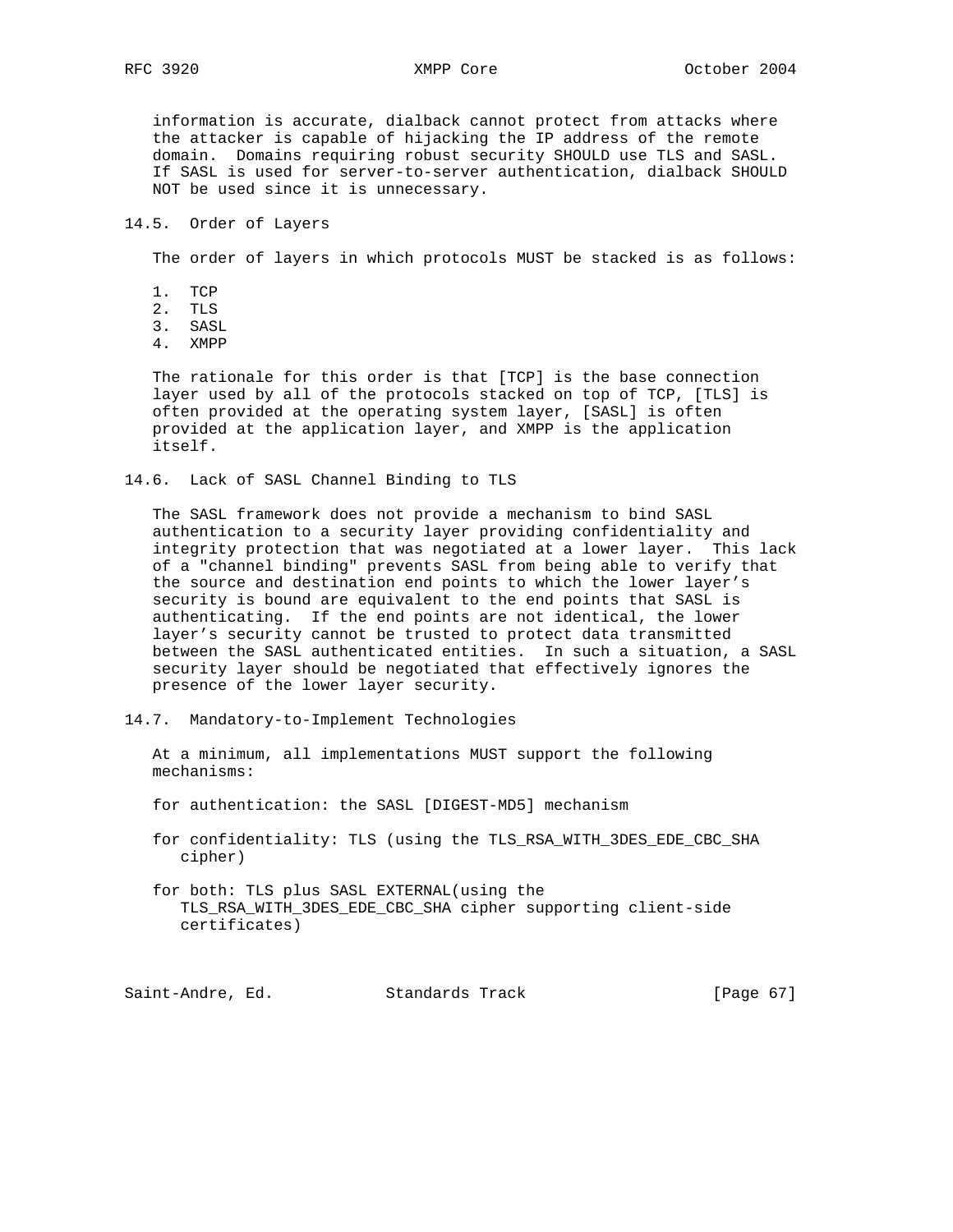information is accurate, dialback cannot protect from attacks where the attacker is capable of hijacking the IP address of the remote domain. Domains requiring robust security SHOULD use TLS and SASL. If SASL is used for server-to-server authentication, dialback SHOULD NOT be used since it is unnecessary.

### 14.5. Order of Layers

The order of layers in which protocols MUST be stacked is as follows:

1. TCP
2. TLS
3. SASL
4. XMPP

The rationale for this order is that [TCP] is the base connection layer used by all of the protocols stacked on top of TCP, [TLS] is often provided at the operating system layer, [SASL] is often provided at the application layer, and XMPP is the application itself.

### 14.6. Lack of SASL Channel Binding to TLS

The SASL framework does not provide a mechanism to bind SASL authentication to a security layer providing confidentiality and integrity protection that was negotiated at a lower layer. This lack of a "channel binding" prevents SASL from being able to verify that the source and destination end points to which the lower layer's security is bound are equivalent to the end points that SASL is authenticating. If the end points are not identical, the lower layer's security cannot be trusted to protect data transmitted between the SASL authenticated entities. In such a situation, a SASL security layer should be negotiated that effectively ignores the presence of the lower layer security.

### 14.7. Mandatory-to-Implement Technologies

At a minimum, all implementations MUST support the following mechanisms:

for authentication: the SASL [DIGEST-MD5] mechanism

for confidentiality: TLS (using the TLS_RSA_WITH_3DES_EDE_CBC_SHA cipher)

for both: TLS plus SASL EXTERNAL(using the TLS_RSA_WITH_3DES_EDE_CBC_SHA cipher supporting client-side certificates)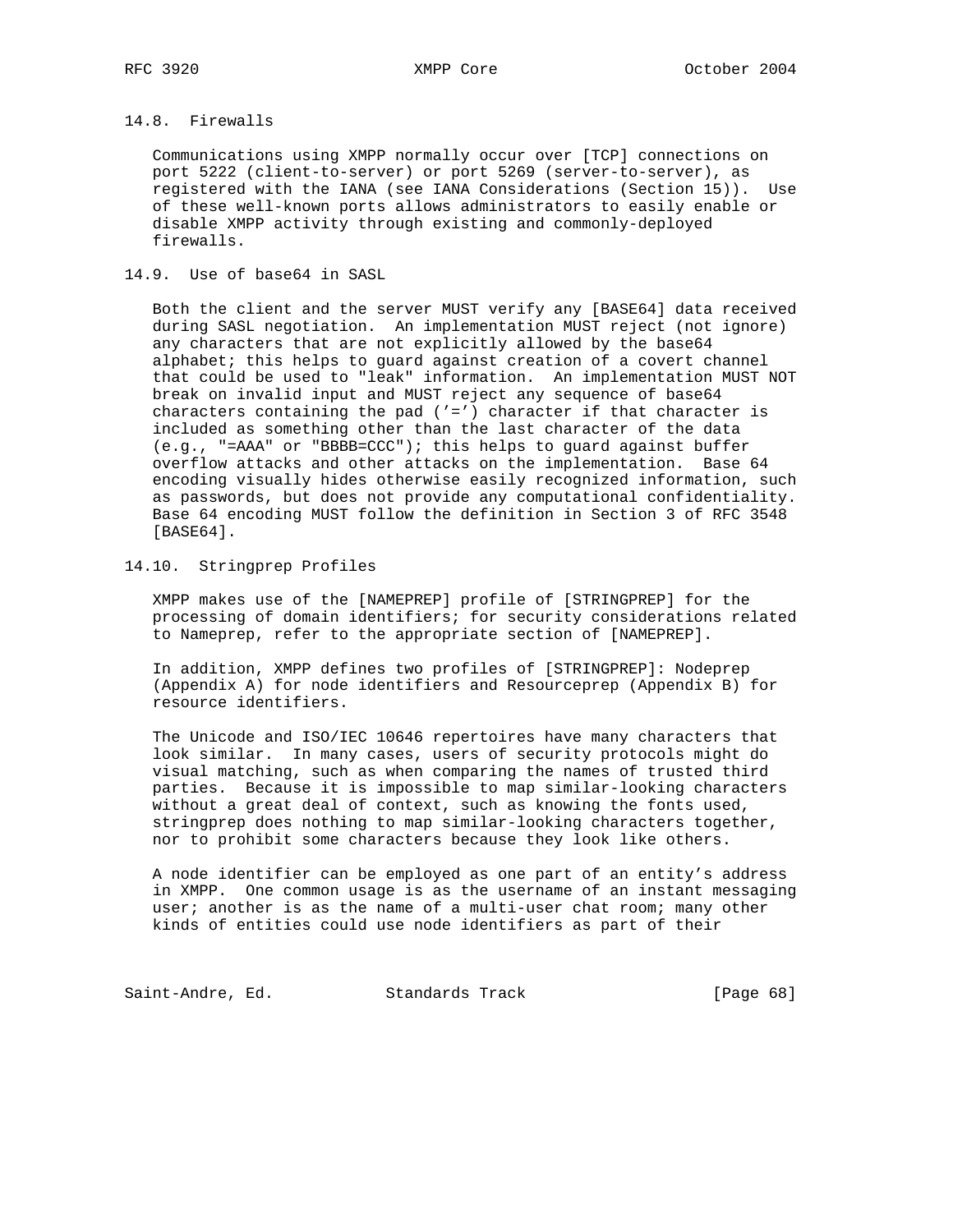### 14.8. Firewalls

Communications using XMPP normally occur over [TCP] connections on port 5222 (client-to-server) or port 5269 (server-to-server), as registered with the IANA (see IANA Considerations (Section 15)). Use of these well-known ports allows administrators to easily enable or disable XMPP activity through existing and commonly-deployed firewalls.

### 14.9. Use of base64 in SASL

Both the client and the server MUST verify any [BASE64] data received during SASL negotiation. An implementation MUST reject (not ignore) any characters that are not explicitly allowed by the base64 alphabet; this helps to guard against creation of a covert channel that could be used to "leak" information. An implementation MUST NOT break on invalid input and MUST reject any sequence of base64 characters containing the pad ('=') character if that character is included as something other than the last character of the data (e.g., "=AAA" or "BBBB=CCC"); this helps to guard against buffer overflow attacks and other attacks on the implementation. Base 64 encoding visually hides otherwise easily recognized information, such as passwords, but does not provide any computational confidentiality. Base 64 encoding MUST follow the definition in Section 3 of RFC 3548 [BASE64].

### 14.10. Stringprep Profiles

XMPP makes use of the [NAMEPREP] profile of [STRINGPREP] for the processing of domain identifiers; for security considerations related to Nameprep, refer to the appropriate section of [NAMEPREP].

In addition, XMPP defines two profiles of [STRINGPREP]: Nodeprep (Appendix A) for node identifiers and Resourceprep (Appendix B) for resource identifiers.

The Unicode and ISO/IEC 10646 repertoires have many characters that look similar. In many cases, users of security protocols might do visual matching, such as when comparing the names of trusted third parties. Because it is impossible to map similar-looking characters without a great deal of context, such as knowing the fonts used, stringprep does nothing to map similar-looking characters together, nor to prohibit some characters because they look like others.

A node identifier can be employed as one part of an entity's address in XMPP. One common usage is as the username of an instant messaging user; another is as the name of a multi-user chat room; many other kinds of entities could use node identifiers as part of their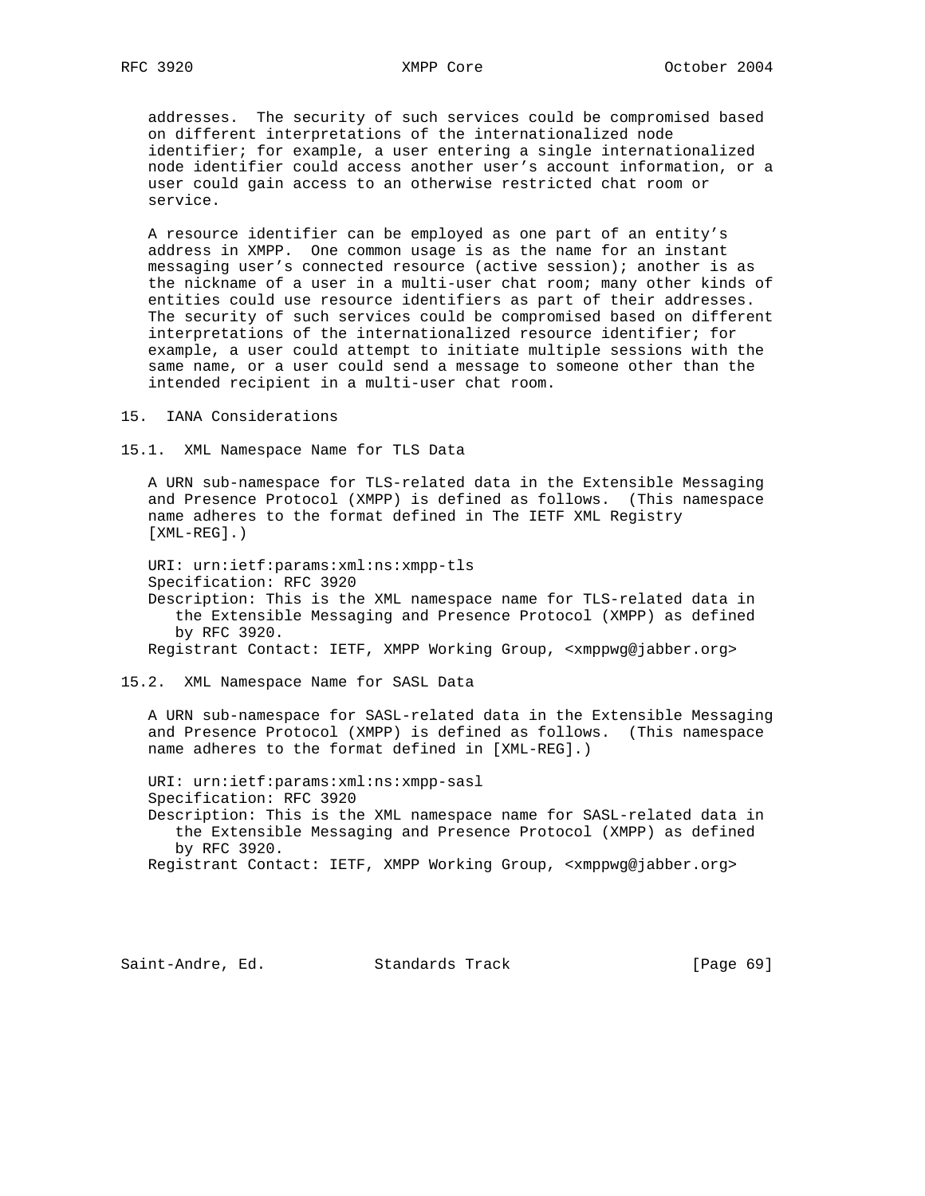addresses. The security of such services could be compromised based on different interpretations of the internationalized node identifier; for example, a user entering a single internationalized node identifier could access another user's account information, or a user could gain access to an otherwise restricted chat room or service.

A resource identifier can be employed as one part of an entity's address in XMPP. One common usage is as the name for an instant messaging user's connected resource (active session); another is as the nickname of a user in a multi-user chat room; many other kinds of entities could use resource identifiers as part of their addresses. The security of such services could be compromised based on different interpretations of the internationalized resource identifier; for example, a user could attempt to initiate multiple sessions with the same name, or a user could send a message to someone other than the intended recipient in a multi-user chat room.

## 15. IANA Considerations

### 15.1. XML Namespace Name for TLS Data

A URN sub-namespace for TLS-related data in the Extensible Messaging and Presence Protocol (XMPP) is defined as follows. (This namespace name adheres to the format defined in The IETF XML Registry [XML-REG].)

URI: urn:ietf:params:xml:ns:xmpp-tls
Specification: RFC 3920
Description: This is the XML namespace name for TLS-related data in the Extensible Messaging and Presence Protocol (XMPP) as defined by RFC 3920.
Registrant Contact: IETF, XMPP Working Group, <xmppwg@jabber.org>

### 15.2. XML Namespace Name for SASL Data

A URN sub-namespace for SASL-related data in the Extensible Messaging and Presence Protocol (XMPP) is defined as follows. (This namespace name adheres to the format defined in [XML-REG].)

URI: urn:ietf:params:xml:ns:xmpp-sasl
Specification: RFC 3920
Description: This is the XML namespace name for SASL-related data in the Extensible Messaging and Presence Protocol (XMPP) as defined by RFC 3920.
Registrant Contact: IETF, XMPP Working Group, <xmppwg@jabber.org>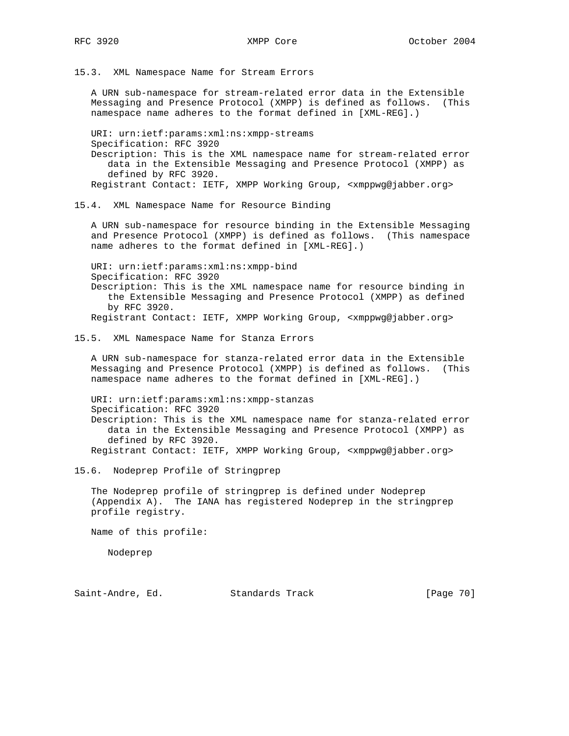### 15.3. XML Namespace Name for Stream Errors

A URN sub-namespace for stream-related error data in the Extensible Messaging and Presence Protocol (XMPP) is defined as follows. (This namespace name adheres to the format defined in [XML-REG].)

URI: urn:ietf:params:xml:ns:xmpp-streams
Specification: RFC 3920
Description: This is the XML namespace name for stream-related error data in the Extensible Messaging and Presence Protocol (XMPP) as defined by RFC 3920.
Registrant Contact: IETF, XMPP Working Group, <xmppwg@jabber.org>

### 15.4. XML Namespace Name for Resource Binding

A URN sub-namespace for resource binding in the Extensible Messaging and Presence Protocol (XMPP) is defined as follows. (This namespace name adheres to the format defined in [XML-REG].)

URI: urn:ietf:params:xml:ns:xmpp-bind
Specification: RFC 3920
Description: This is the XML namespace name for resource binding in the Extensible Messaging and Presence Protocol (XMPP) as defined by RFC 3920.
Registrant Contact: IETF, XMPP Working Group, <xmppwg@jabber.org>

### 15.5. XML Namespace Name for Stanza Errors

A URN sub-namespace for stanza-related error data in the Extensible Messaging and Presence Protocol (XMPP) is defined as follows. (This namespace name adheres to the format defined in [XML-REG].)

URI: urn:ietf:params:xml:ns:xmpp-stanzas
Specification: RFC 3920
Description: This is the XML namespace name for stanza-related error data in the Extensible Messaging and Presence Protocol (XMPP) as defined by RFC 3920.
Registrant Contact: IETF, XMPP Working Group, <xmppwg@jabber.org>

### 15.6. Nodeprep Profile of Stringprep

The Nodeprep profile of stringprep is defined under Nodeprep (Appendix A). The IANA has registered Nodeprep in the stringprep profile registry.

Name of this profile:

Nodeprep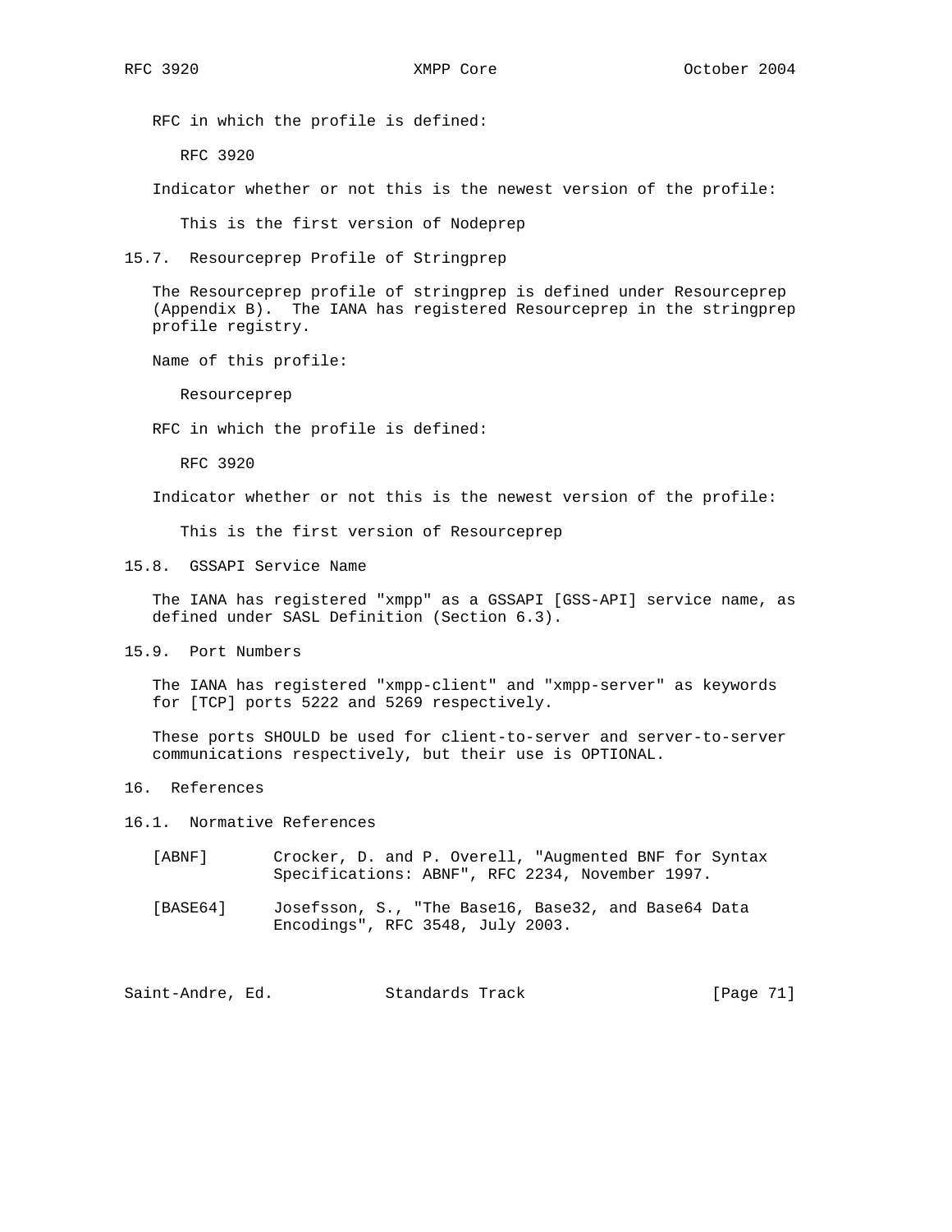RFC in which the profile is defined:

RFC 3920

Indicator whether or not this is the newest version of the profile:

This is the first version of Nodeprep

### 15.7. Resourceprep Profile of Stringprep

The Resourceprep profile of stringprep is defined under Resourceprep (Appendix B). The IANA has registered Resourceprep in the stringprep profile registry.

Name of this profile:

Resourceprep

RFC in which the profile is defined:

RFC 3920

Indicator whether or not this is the newest version of the profile:

This is the first version of Resourceprep

### 15.8. GSSAPI Service Name

The IANA has registered "xmpp" as a GSSAPI [GSS-API] service name, as defined under SASL Definition (Section 6.3).

### 15.9. Port Numbers

The IANA has registered "xmpp-client" and "xmpp-server" as keywords for [TCP] ports 5222 and 5269 respectively.

These ports SHOULD be used for client-to-server and server-to-server communications respectively, but their use is OPTIONAL.

## 16. References

### 16.1. Normative References

[ABNF] Crocker, D. and P. Overell, "Augmented BNF for Syntax Specifications: ABNF", RFC 2234, November 1997.

[BASE64] Josefsson, S., "The Base16, Base32, and Base64 Data Encodings", RFC 3548, July 2003.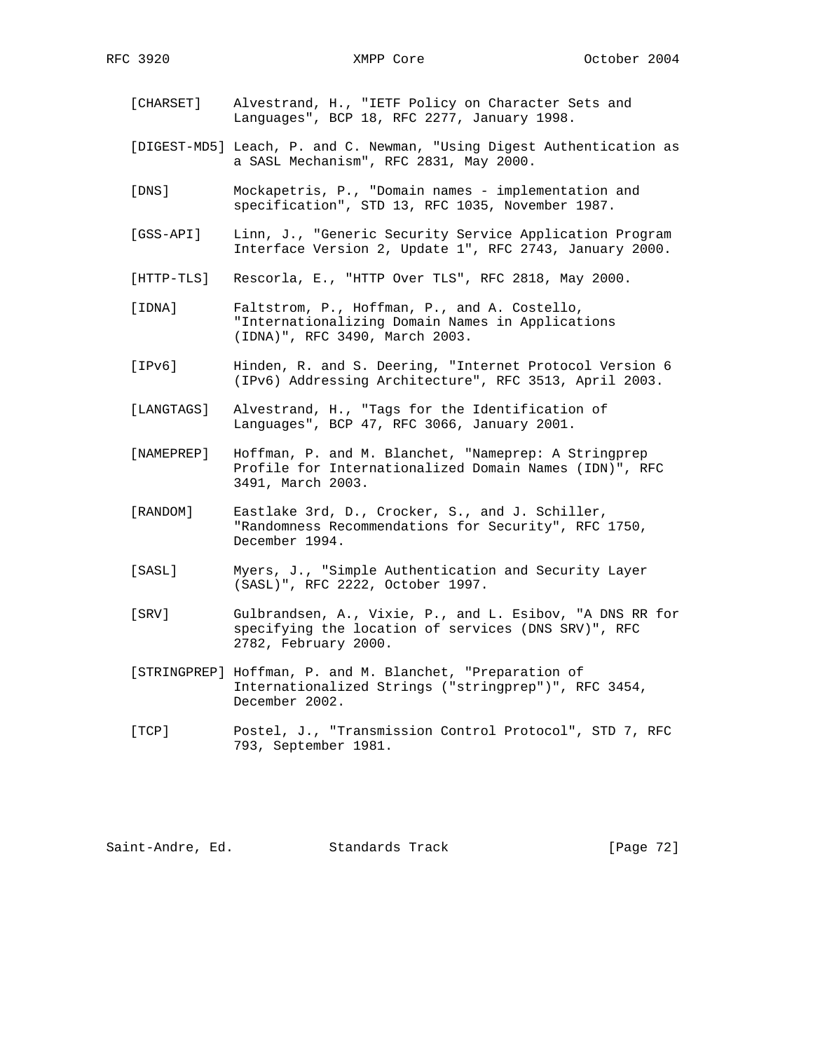[CHARSET] Alvestrand, H., "IETF Policy on Character Sets and Languages", BCP 18, RFC 2277, January 1998.

[DIGEST-MD5] Leach, P. and C. Newman, "Using Digest Authentication as a SASL Mechanism", RFC 2831, May 2000.

[DNS] Mockapetris, P., "Domain names - implementation and specification", STD 13, RFC 1035, November 1987.

[GSS-API] Linn, J., "Generic Security Service Application Program Interface Version 2, Update 1", RFC 2743, January 2000.

[HTTP-TLS] Rescorla, E., "HTTP Over TLS", RFC 2818, May 2000.

[IDNA] Faltstrom, P., Hoffman, P., and A. Costello, "Internationalizing Domain Names in Applications (IDNA)", RFC 3490, March 2003.

[IPv6] Hinden, R. and S. Deering, "Internet Protocol Version 6 (IPv6) Addressing Architecture", RFC 3513, April 2003.

[LANGTAGS] Alvestrand, H., "Tags for the Identification of Languages", BCP 47, RFC 3066, January 2001.

[NAMEPREP] Hoffman, P. and M. Blanchet, "Nameprep: A Stringprep Profile for Internationalized Domain Names (IDN)", RFC 3491, March 2003.

[RANDOM] Eastlake 3rd, D., Crocker, S., and J. Schiller, "Randomness Recommendations for Security", RFC 1750, December 1994.

[SASL] Myers, J., "Simple Authentication and Security Layer (SASL)", RFC 2222, October 1997.

[SRV] Gulbrandsen, A., Vixie, P., and L. Esibov, "A DNS RR for specifying the location of services (DNS SRV)", RFC 2782, February 2000.

[STRINGPREP] Hoffman, P. and M. Blanchet, "Preparation of Internationalized Strings ("stringprep")", RFC 3454, December 2002.

[TCP] Postel, J., "Transmission Control Protocol", STD 7, RFC 793, September 1981.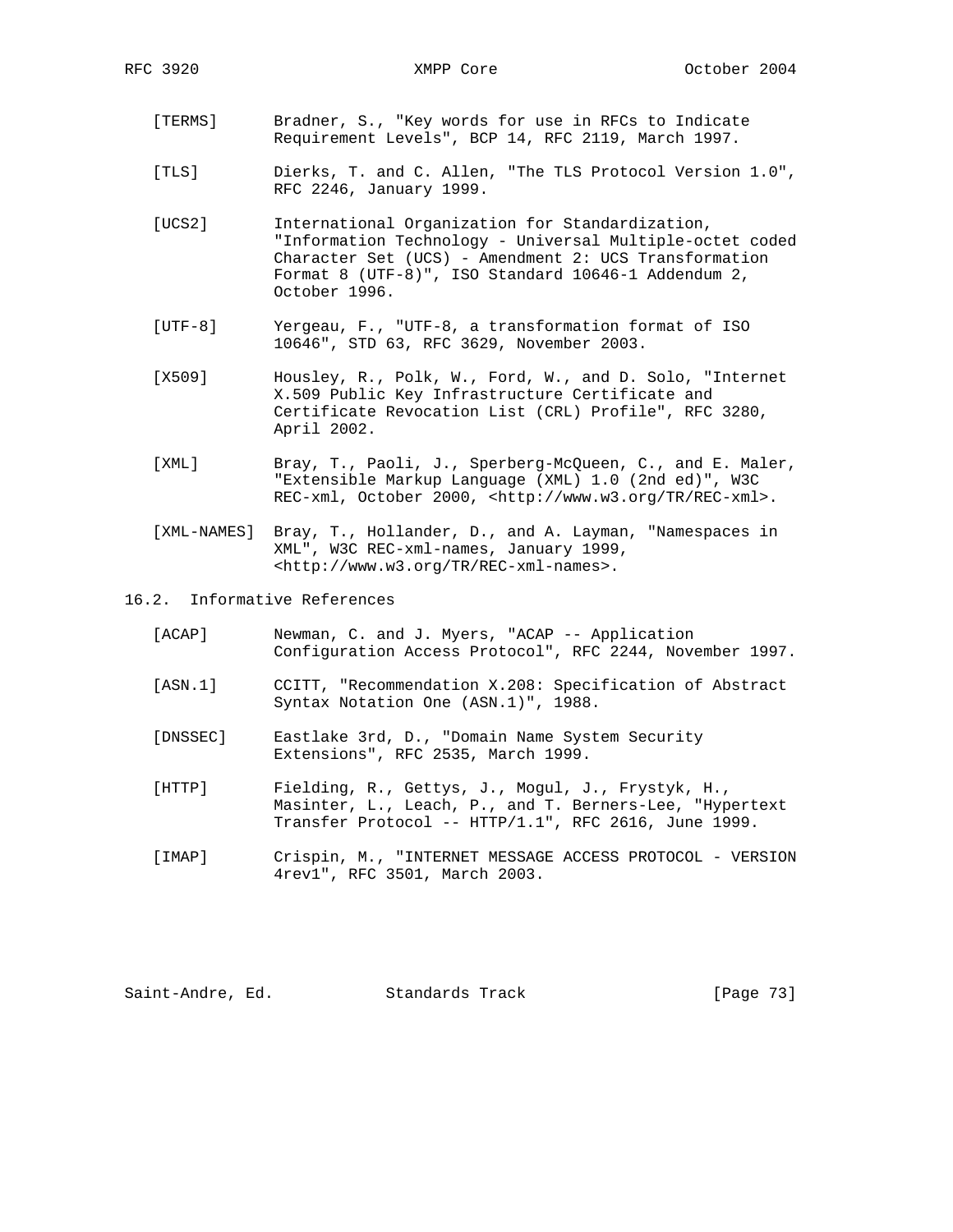[TERMS] Bradner, S., "Key words for use in RFCs to Indicate Requirement Levels", BCP 14, RFC 2119, March 1997.

[TLS] Dierks, T. and C. Allen, "The TLS Protocol Version 1.0", RFC 2246, January 1999.

[UCS2] International Organization for Standardization, "Information Technology - Universal Multiple-octet coded Character Set (UCS) - Amendment 2: UCS Transformation Format 8 (UTF-8)", ISO Standard 10646-1 Addendum 2, October 1996.

[UTF-8] Yergeau, F., "UTF-8, a transformation format of ISO 10646", STD 63, RFC 3629, November 2003.

[X509] Housley, R., Polk, W., Ford, W., and D. Solo, "Internet X.509 Public Key Infrastructure Certificate and Certificate Revocation List (CRL) Profile", RFC 3280, April 2002.

[XML] Bray, T., Paoli, J., Sperberg-McQueen, C., and E. Maler, "Extensible Markup Language (XML) 1.0 (2nd ed)", W3C REC-xml, October 2000, <http://www.w3.org/TR/REC-xml>.

[XML-NAMES] Bray, T., Hollander, D., and A. Layman, "Namespaces in XML", W3C REC-xml-names, January 1999, <http://www.w3.org/TR/REC-xml-names>.

## 16.2. Informative References

[ACAP] Newman, C. and J. Myers, "ACAP -- Application Configuration Access Protocol", RFC 2244, November 1997.

[ASN.1] CCITT, "Recommendation X.208: Specification of Abstract Syntax Notation One (ASN.1)", 1988.

[DNSSEC] Eastlake 3rd, D., "Domain Name System Security Extensions", RFC 2535, March 1999.

[HTTP] Fielding, R., Gettys, J., Mogul, J., Frystyk, H., Masinter, L., Leach, P., and T. Berners-Lee, "Hypertext Transfer Protocol -- HTTP/1.1", RFC 2616, June 1999.

[IMAP] Crispin, M., "INTERNET MESSAGE ACCESS PROTOCOL - VERSION 4rev1", RFC 3501, March 2003.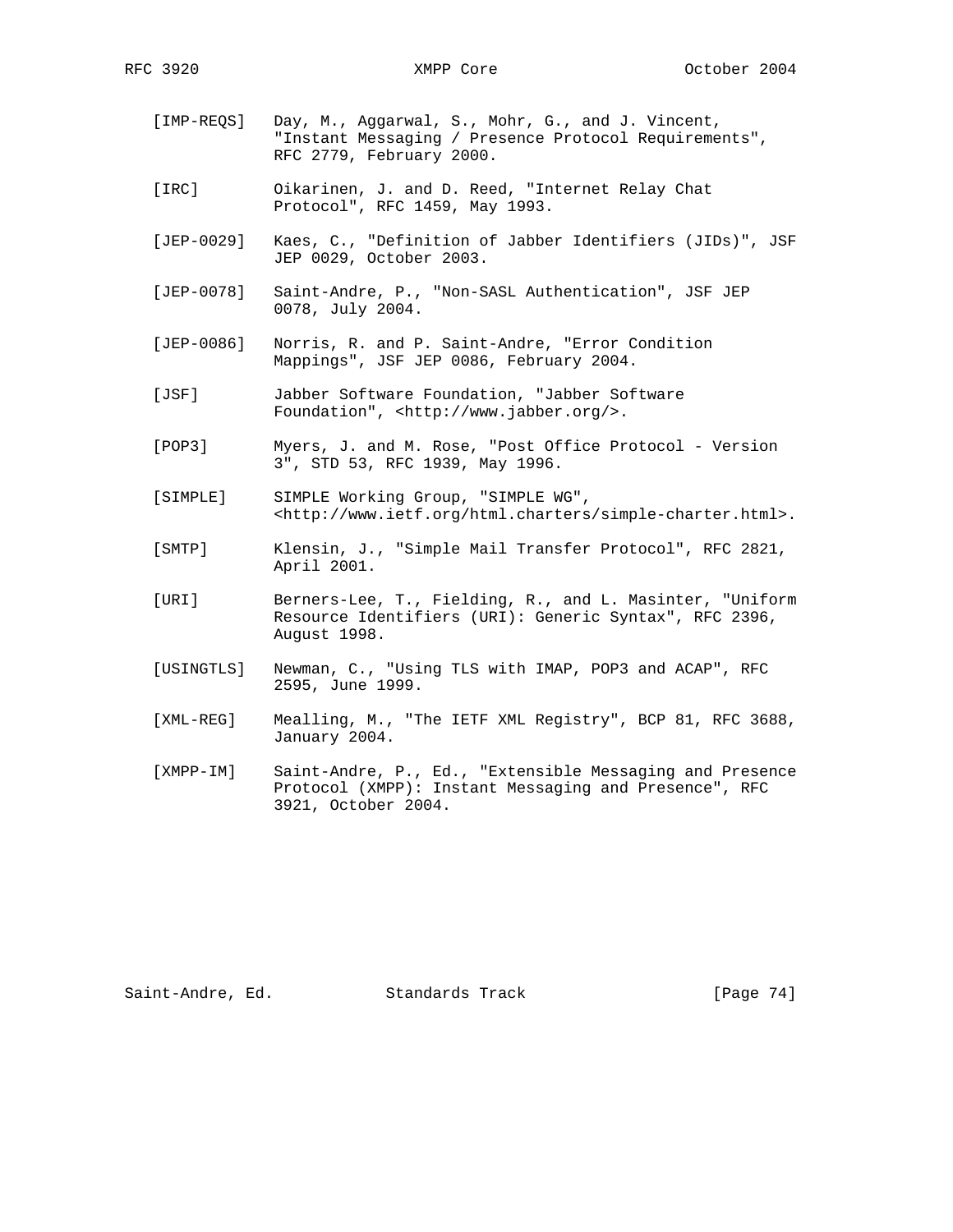[IMP-REQS] Day, M., Aggarwal, S., Mohr, G., and J. Vincent, "Instant Messaging / Presence Protocol Requirements", RFC 2779, February 2000.

[IRC] Oikarinen, J. and D. Reed, "Internet Relay Chat Protocol", RFC 1459, May 1993.

[JEP-0029] Kaes, C., "Definition of Jabber Identifiers (JIDs)", JSF JEP 0029, October 2003.

[JEP-0078] Saint-Andre, P., "Non-SASL Authentication", JSF JEP 0078, July 2004.

[JEP-0086] Norris, R. and P. Saint-Andre, "Error Condition Mappings", JSF JEP 0086, February 2004.

[JSF] Jabber Software Foundation, "Jabber Software Foundation", <http://www.jabber.org/>.

[POP3] Myers, J. and M. Rose, "Post Office Protocol - Version 3", STD 53, RFC 1939, May 1996.

[SIMPLE] SIMPLE Working Group, "SIMPLE WG", <http://www.ietf.org/html.charters/simple-charter.html>.

[SMTP] Klensin, J., "Simple Mail Transfer Protocol", RFC 2821, April 2001.

[URI] Berners-Lee, T., Fielding, R., and L. Masinter, "Uniform Resource Identifiers (URI): Generic Syntax", RFC 2396, August 1998.

[USINGTLS] Newman, C., "Using TLS with IMAP, POP3 and ACAP", RFC 2595, June 1999.

[XML-REG] Mealling, M., "The IETF XML Registry", BCP 81, RFC 3688, January 2004.

[XMPP-IM] Saint-Andre, P., Ed., "Extensible Messaging and Presence Protocol (XMPP): Instant Messaging and Presence", RFC 3921, October 2004.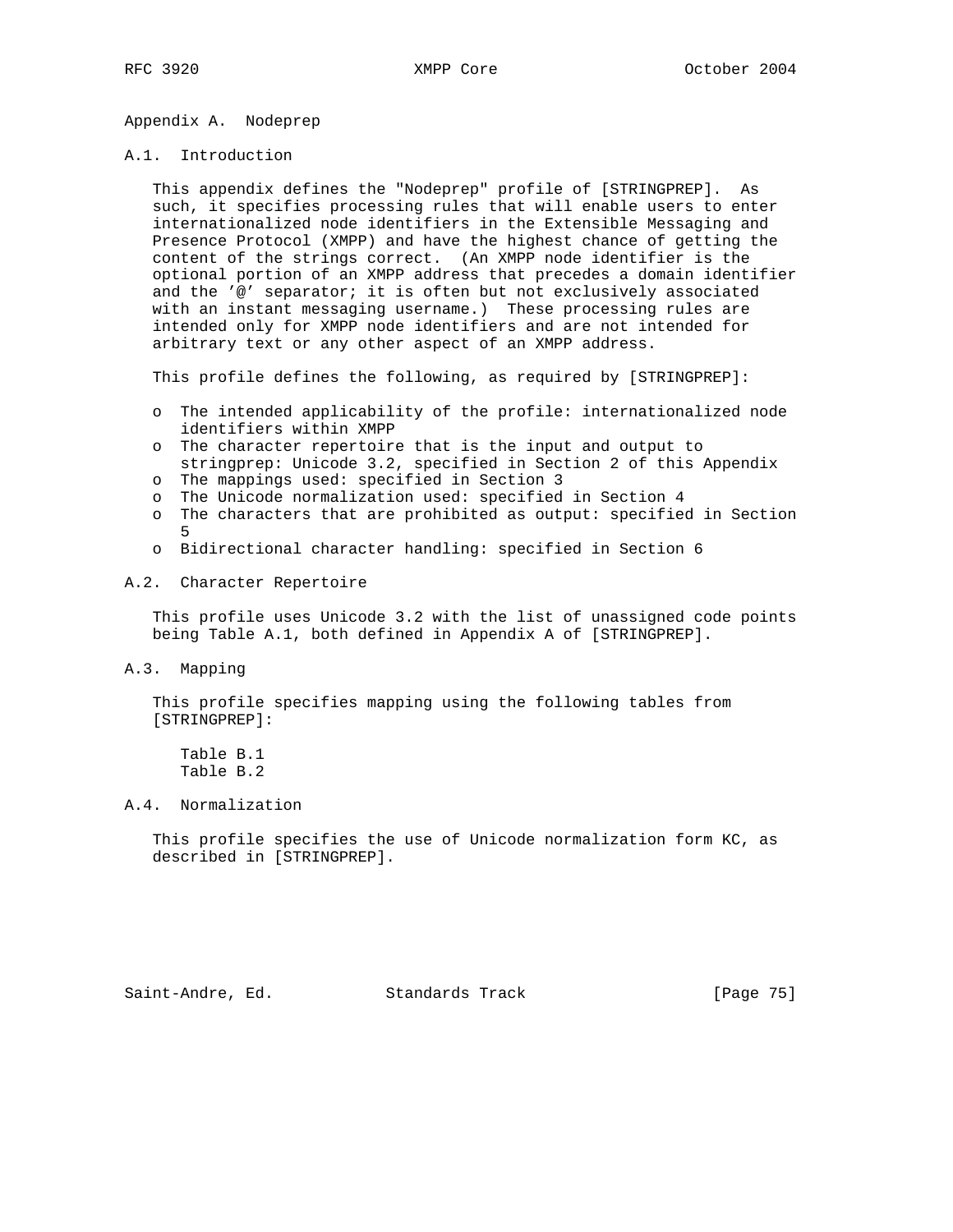# Appendix A. Nodeprep

## A.1. Introduction

This appendix defines the "Nodeprep" profile of [STRINGPREP]. As such, it specifies processing rules that will enable users to enter internationalized node identifiers in the Extensible Messaging and Presence Protocol (XMPP) and have the highest chance of getting the content of the strings correct. (An XMPP node identifier is the optional portion of an XMPP address that precedes a domain identifier and the '@' separator; it is often but not exclusively associated with an instant messaging username.) These processing rules are intended only for XMPP node identifiers and are not intended for arbitrary text or any other aspect of an XMPP address.

This profile defines the following, as required by [STRINGPREP]:

- The intended applicability of the profile: internationalized node identifiers within XMPP
- The character repertoire that is the input and output to stringprep: Unicode 3.2, specified in Section 2 of this Appendix
- The mappings used: specified in Section 3
- The Unicode normalization used: specified in Section 4
- The characters that are prohibited as output: specified in Section 5
- Bidirectional character handling: specified in Section 6

## A.2. Character Repertoire

This profile uses Unicode 3.2 with the list of unassigned code points being Table A.1, both defined in Appendix A of [STRINGPREP].

## A.3. Mapping

This profile specifies mapping using the following tables from [STRINGPREP]:

Table B.1
Table B.2

## A.4. Normalization

This profile specifies the use of Unicode normalization form KC, as described in [STRINGPREP].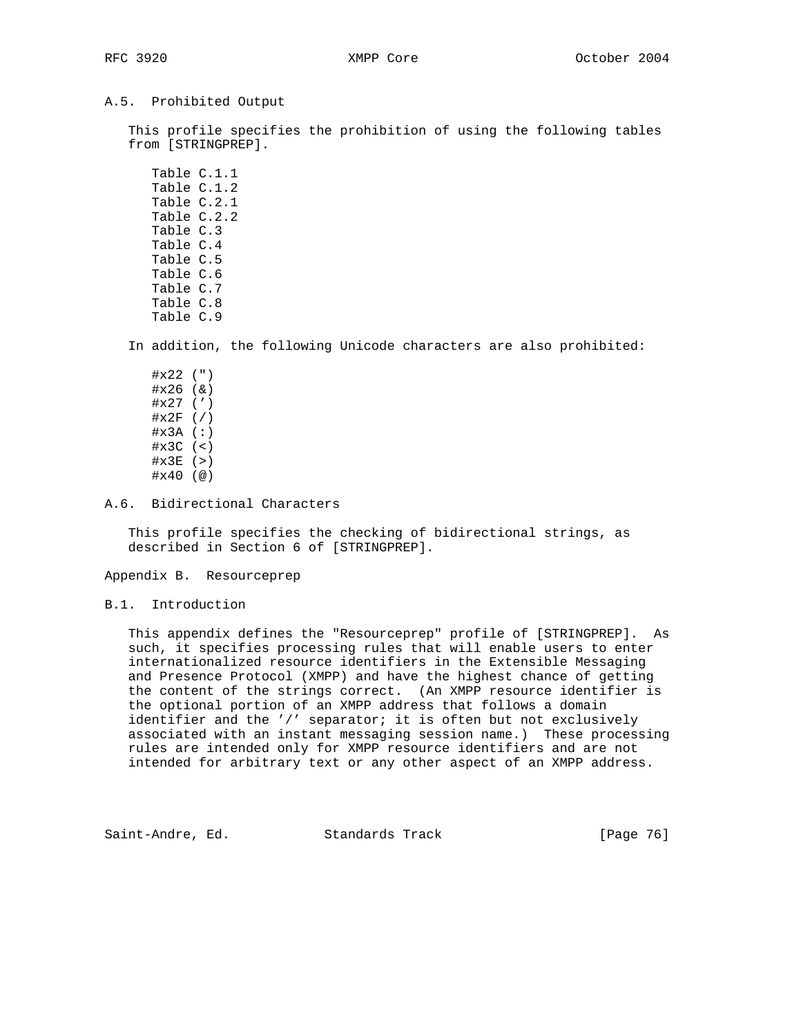### A.5. Prohibited Output

This profile specifies the prohibition of using the following tables from [STRINGPREP].

- Table C.1.1
- Table C.1.2
- Table C.2.1
- Table C.2.2
- Table C.3
- Table C.4
- Table C.5
- Table C.6
- Table C.7
- Table C.8
- Table C.9

In addition, the following Unicode characters are also prohibited:

- #x22 (")
- #x26 (&)
- #x27 (')
- #x2F (/)
- #x3A (:)
- #x3C (<)
- #x3E (>)
- #x40 (@)

### A.6. Bidirectional Characters

This profile specifies the checking of bidirectional strings, as described in Section 6 of [STRINGPREP].

## Appendix B. Resourceprep

### B.1. Introduction

This appendix defines the "Resourceprep" profile of [STRINGPREP]. As such, it specifies processing rules that will enable users to enter internationalized resource identifiers in the Extensible Messaging and Presence Protocol (XMPP) and have the highest chance of getting the content of the strings correct. (An XMPP resource identifier is the optional portion of an XMPP address that follows a domain identifier and the '/' separator; it is often but not exclusively associated with an instant messaging session name.) These processing rules are intended only for XMPP resource identifiers and are not intended for arbitrary text or any other aspect of an XMPP address.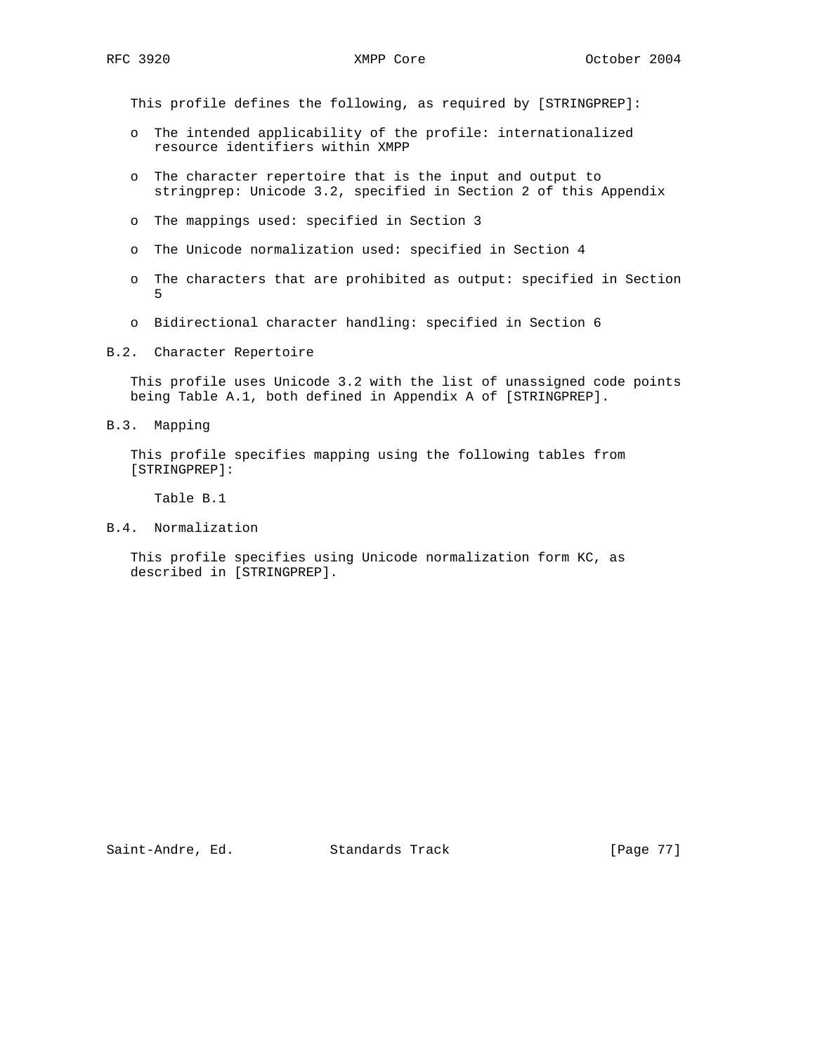This profile defines the following, as required by [STRINGPREP]:

- The intended applicability of the profile: internationalized resource identifiers within XMPP
- The character repertoire that is the input and output to stringprep: Unicode 3.2, specified in Section 2 of this Appendix
- The mappings used: specified in Section 3
- The Unicode normalization used: specified in Section 4
- The characters that are prohibited as output: specified in Section 5
- Bidirectional character handling: specified in Section 6

## B.2. Character Repertoire

This profile uses Unicode 3.2 with the list of unassigned code points being Table A.1, both defined in Appendix A of [STRINGPREP].

## B.3. Mapping

This profile specifies mapping using the following tables from [STRINGPREP]:

Table B.1

## B.4. Normalization

This profile specifies using Unicode normalization form KC, as described in [STRINGPREP].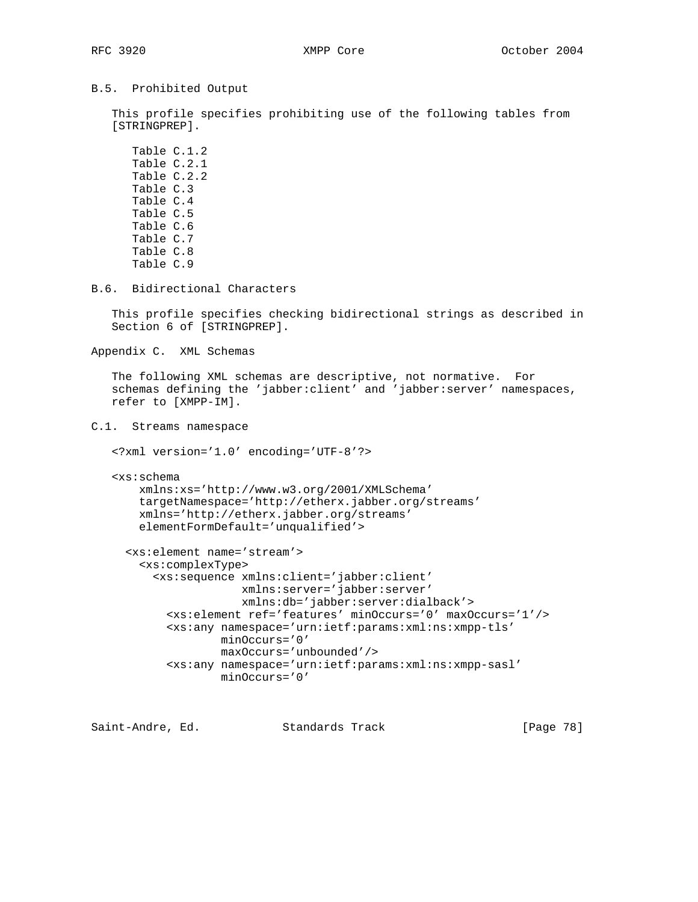### B.5. Prohibited Output

This profile specifies prohibiting use of the following tables from [STRINGPREP].

- Table C.1.2
- Table C.2.1
- Table C.2.2
- Table C.3
- Table C.4
- Table C.5
- Table C.6
- Table C.7
- Table C.8
- Table C.9

### B.6. Bidirectional Characters

This profile specifies checking bidirectional strings as described in Section 6 of [STRINGPREP].

## Appendix C. XML Schemas

The following XML schemas are descriptive, not normative. For schemas defining the 'jabber:client' and 'jabber:server' namespaces, refer to [XMPP-IM].

### C.1. Streams namespace

```
<?xml version='1.0' encoding='UTF-8'?>

<xs:schema
    xmlns:xs='http://www.w3.org/2001/XMLSchema'
    targetNamespace='http://etherx.jabber.org/streams'
    xmlns='http://etherx.jabber.org/streams'
    elementFormDefault='unqualified'>

  <xs:element name='stream'>
    <xs:complexType>
      <xs:sequence xmlns:client='jabber:client'
                   xmlns:server='jabber:server'
                   xmlns:db='jabber:server:dialback'>
        <xs:element ref='features' minOccurs='0' maxOccurs='1'/>
        <xs:any namespace='urn:ietf:params:xml:ns:xmpp-tls'
                minOccurs='0'
                maxOccurs='unbounded'/>
        <xs:any namespace='urn:ietf:params:xml:ns:xmpp-sasl'
                minOccurs='0'
```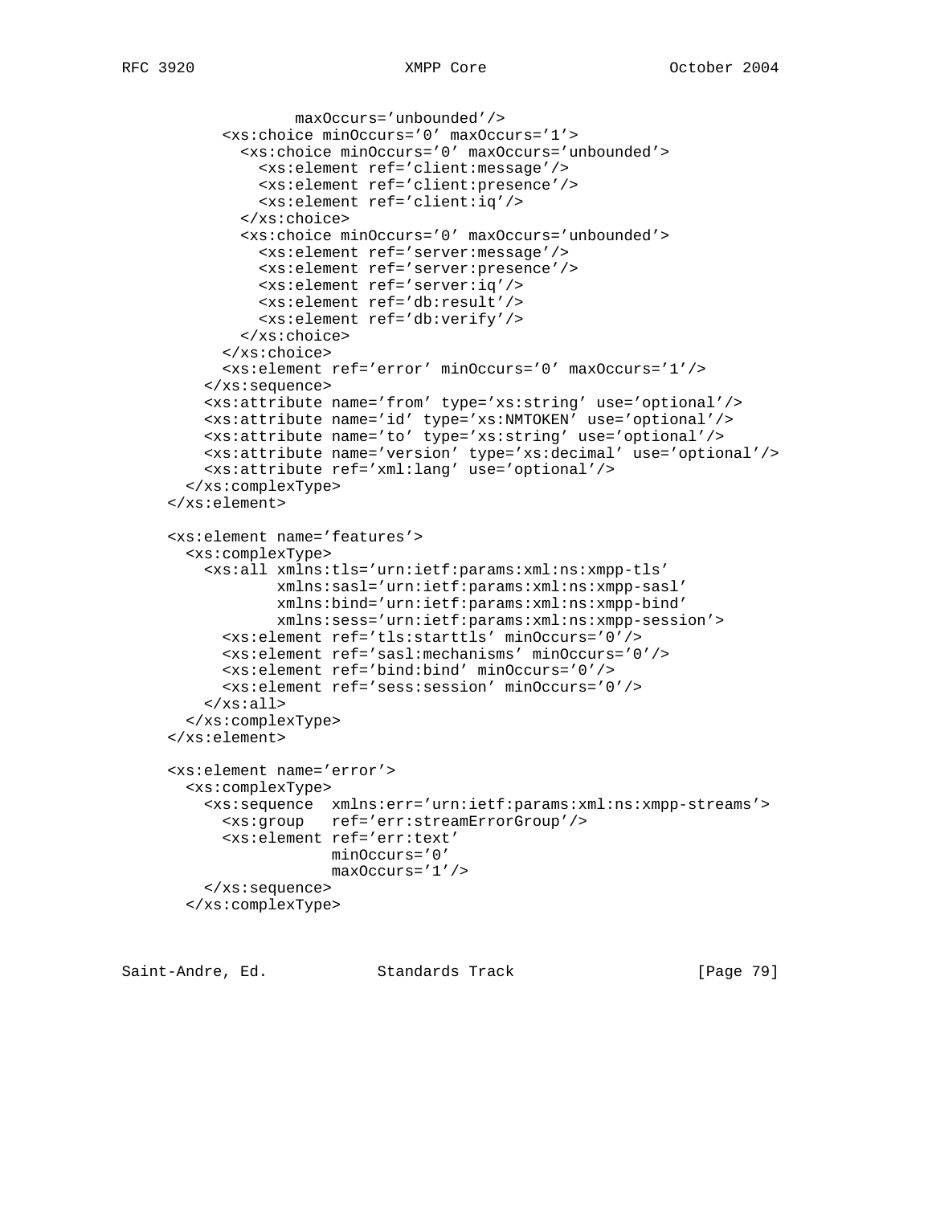```
                maxOccurs='unbounded'/>
          <xs:choice minOccurs='0' maxOccurs='1'>
            <xs:choice minOccurs='0' maxOccurs='unbounded'>
              <xs:element ref='client:message'/>
              <xs:element ref='client:presence'/>
              <xs:element ref='client:iq'/>
            </xs:choice>
            <xs:choice minOccurs='0' maxOccurs='unbounded'>
              <xs:element ref='server:message'/>
              <xs:element ref='server:presence'/>
              <xs:element ref='server:iq'/>
              <xs:element ref='db:result'/>
              <xs:element ref='db:verify'/>
            </xs:choice>
          </xs:choice>
          <xs:element ref='error' minOccurs='0' maxOccurs='1'/>
        </xs:sequence>
        <xs:attribute name='from' type='xs:string' use='optional'/>
        <xs:attribute name='id' type='xs:NMTOKEN' use='optional'/>
        <xs:attribute name='to' type='xs:string' use='optional'/>
        <xs:attribute name='version' type='xs:decimal' use='optional'/>
        <xs:attribute ref='xml:lang' use='optional'/>
      </xs:complexType>
    </xs:element>

    <xs:element name='features'>
      <xs:complexType>
        <xs:all xmlns:tls='urn:ietf:params:xml:ns:xmpp-tls'
                xmlns:sasl='urn:ietf:params:xml:ns:xmpp-sasl'
                xmlns:bind='urn:ietf:params:xml:ns:xmpp-bind'
                xmlns:sess='urn:ietf:params:xml:ns:xmpp-session'>
          <xs:element ref='tls:starttls' minOccurs='0'/>
          <xs:element ref='sasl:mechanisms' minOccurs='0'/>
          <xs:element ref='bind:bind' minOccurs='0'/>
          <xs:element ref='sess:session' minOccurs='0'/>
        </xs:all>
      </xs:complexType>
    </xs:element>

    <xs:element name='error'>
      <xs:complexType>
        <xs:sequence  xmlns:err='urn:ietf:params:xml:ns:xmpp-streams'>
          <xs:group   ref='err:streamErrorGroup'/>
          <xs:element ref='err:text'
                      minOccurs='0'
                      maxOccurs='1'/>
        </xs:sequence>
      </xs:complexType>
```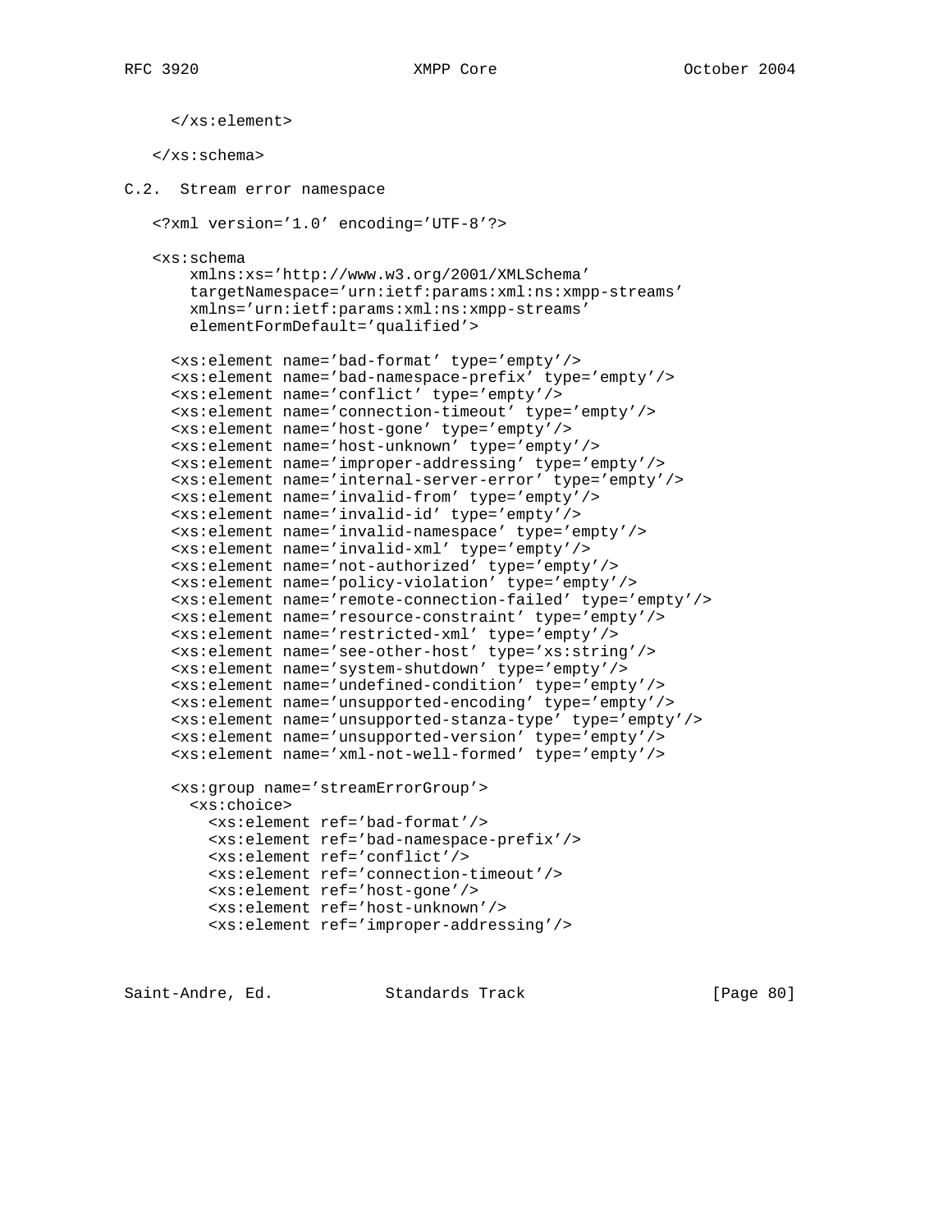```
      </xs:element>

   </xs:schema>
```

## C.2. Stream error namespace

```
   <?xml version='1.0' encoding='UTF-8'?>

   <xs:schema
       xmlns:xs='http://www.w3.org/2001/XMLSchema'
       targetNamespace='urn:ietf:params:xml:ns:xmpp-streams'
       xmlns='urn:ietf:params:xml:ns:xmpp-streams'
       elementFormDefault='qualified'>

     <xs:element name='bad-format' type='empty'/>
     <xs:element name='bad-namespace-prefix' type='empty'/>
     <xs:element name='conflict' type='empty'/>
     <xs:element name='connection-timeout' type='empty'/>
     <xs:element name='host-gone' type='empty'/>
     <xs:element name='host-unknown' type='empty'/>
     <xs:element name='improper-addressing' type='empty'/>
     <xs:element name='internal-server-error' type='empty'/>
     <xs:element name='invalid-from' type='empty'/>
     <xs:element name='invalid-id' type='empty'/>
     <xs:element name='invalid-namespace' type='empty'/>
     <xs:element name='invalid-xml' type='empty'/>
     <xs:element name='not-authorized' type='empty'/>
     <xs:element name='policy-violation' type='empty'/>
     <xs:element name='remote-connection-failed' type='empty'/>
     <xs:element name='resource-constraint' type='empty'/>
     <xs:element name='restricted-xml' type='empty'/>
     <xs:element name='see-other-host' type='xs:string'/>
     <xs:element name='system-shutdown' type='empty'/>
     <xs:element name='undefined-condition' type='empty'/>
     <xs:element name='unsupported-encoding' type='empty'/>
     <xs:element name='unsupported-stanza-type' type='empty'/>
     <xs:element name='unsupported-version' type='empty'/>
     <xs:element name='xml-not-well-formed' type='empty'/>

     <xs:group name='streamErrorGroup'>
       <xs:choice>
         <xs:element ref='bad-format'/>
         <xs:element ref='bad-namespace-prefix'/>
         <xs:element ref='conflict'/>
         <xs:element ref='connection-timeout'/>
         <xs:element ref='host-gone'/>
         <xs:element ref='host-unknown'/>
         <xs:element ref='improper-addressing'/>
```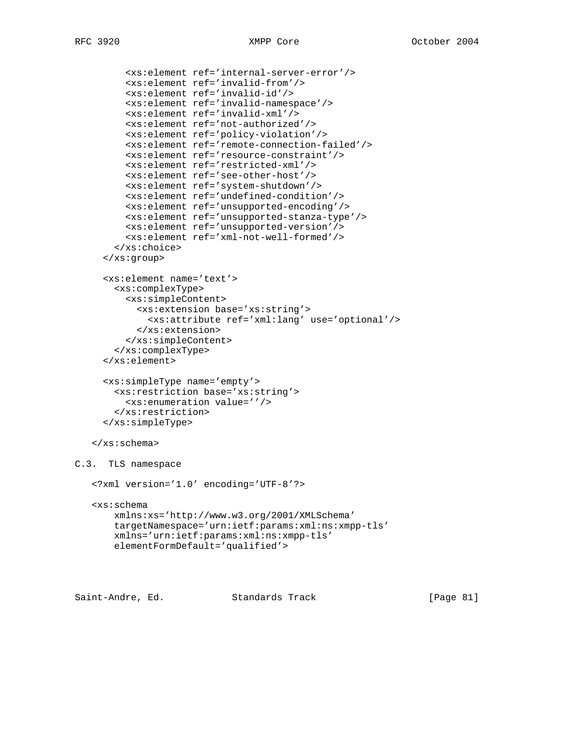```
        <xs:element ref='internal-server-error'/>
        <xs:element ref='invalid-from'/>
        <xs:element ref='invalid-id'/>
        <xs:element ref='invalid-namespace'/>
        <xs:element ref='invalid-xml'/>
        <xs:element ref='not-authorized'/>
        <xs:element ref='policy-violation'/>
        <xs:element ref='remote-connection-failed'/>
        <xs:element ref='resource-constraint'/>
        <xs:element ref='restricted-xml'/>
        <xs:element ref='see-other-host'/>
        <xs:element ref='system-shutdown'/>
        <xs:element ref='undefined-condition'/>
        <xs:element ref='unsupported-encoding'/>
        <xs:element ref='unsupported-stanza-type'/>
        <xs:element ref='unsupported-version'/>
        <xs:element ref='xml-not-well-formed'/>
      </xs:choice>
    </xs:group>

    <xs:element name='text'>
      <xs:complexType>
        <xs:simpleContent>
          <xs:extension base='xs:string'>
            <xs:attribute ref='xml:lang' use='optional'/>
          </xs:extension>
        </xs:simpleContent>
      </xs:complexType>
    </xs:element>

    <xs:simpleType name='empty'>
      <xs:restriction base='xs:string'>
        <xs:enumeration value=''/>
      </xs:restriction>
    </xs:simpleType>

  </xs:schema>
```

C.3. TLS namespace

```
  <?xml version='1.0' encoding='UTF-8'?>

  <xs:schema
      xmlns:xs='http://www.w3.org/2001/XMLSchema'
      targetNamespace='urn:ietf:params:xml:ns:xmpp-tls'
      xmlns='urn:ietf:params:xml:ns:xmpp-tls'
      elementFormDefault='qualified'>
```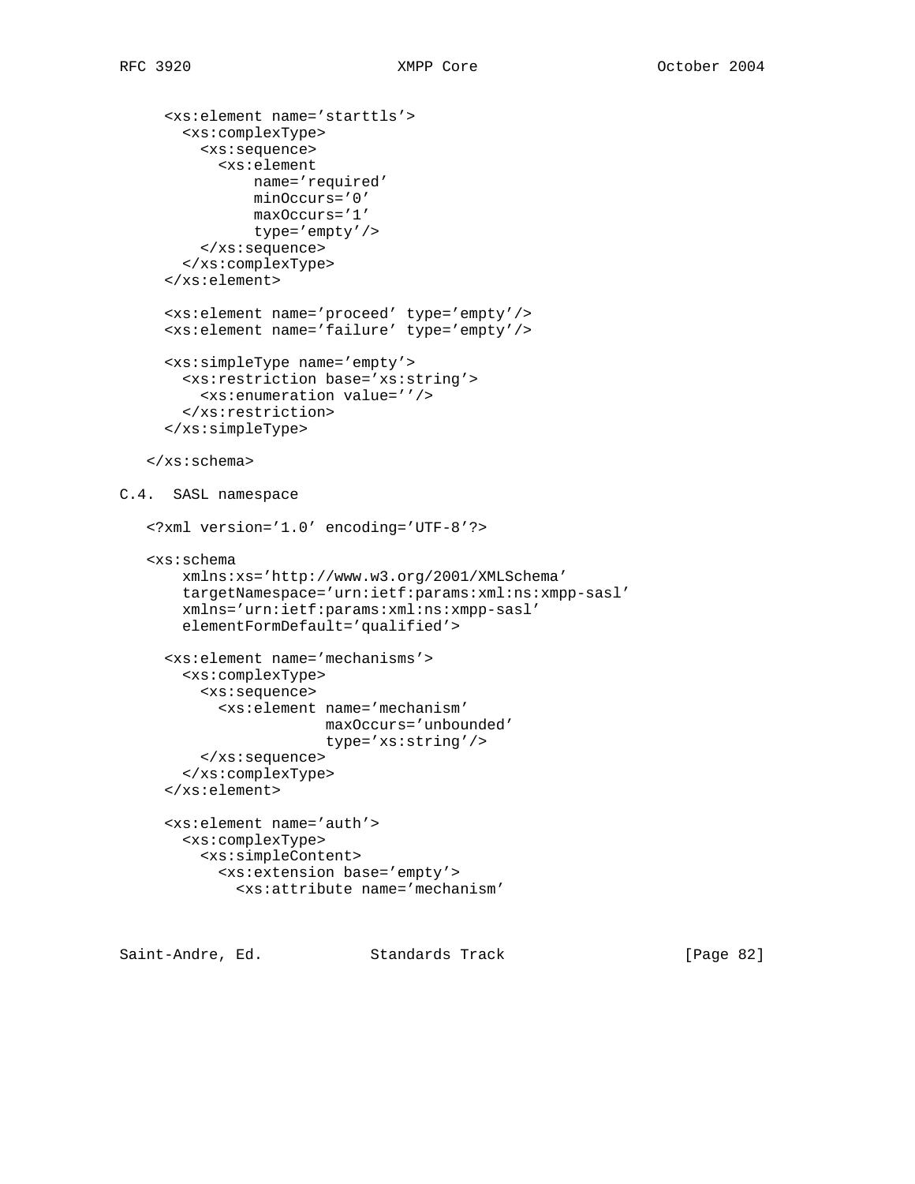```
  <xs:element name='starttls'>
    <xs:complexType>
      <xs:sequence>
        <xs:element
            name='required'
            minOccurs='0'
            maxOccurs='1'
            type='empty'/>
      </xs:sequence>
    </xs:complexType>
  </xs:element>

  <xs:element name='proceed' type='empty'/>
  <xs:element name='failure' type='empty'/>

  <xs:simpleType name='empty'>
    <xs:restriction base='xs:string'>
      <xs:enumeration value=''/>
    </xs:restriction>
  </xs:simpleType>

</xs:schema>
```

## C.4. SASL namespace

```
<?xml version='1.0' encoding='UTF-8'?>

<xs:schema
    xmlns:xs='http://www.w3.org/2001/XMLSchema'
    targetNamespace='urn:ietf:params:xml:ns:xmpp-sasl'
    xmlns='urn:ietf:params:xml:ns:xmpp-sasl'
    elementFormDefault='qualified'>

  <xs:element name='mechanisms'>
    <xs:complexType>
      <xs:sequence>
        <xs:element name='mechanism'
                    maxOccurs='unbounded'
                    type='xs:string'/>
      </xs:sequence>
    </xs:complexType>
  </xs:element>

  <xs:element name='auth'>
    <xs:complexType>
      <xs:simpleContent>
        <xs:extension base='empty'>
          <xs:attribute name='mechanism'
```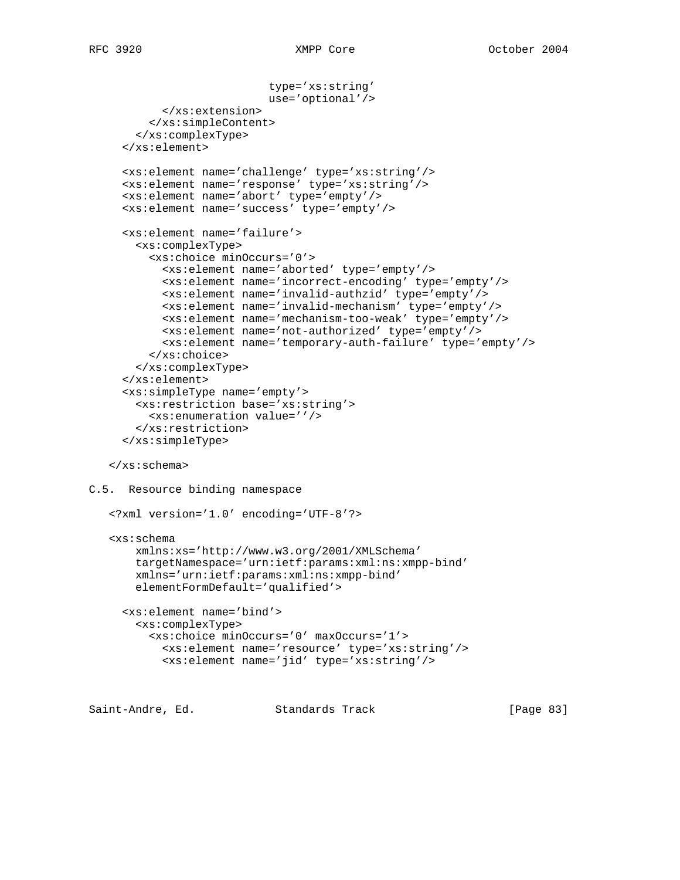```
                            type='xs:string'
                            use='optional'/>
          </xs:extension>
        </xs:simpleContent>
      </xs:complexType>
    </xs:element>

    <xs:element name='challenge' type='xs:string'/>
    <xs:element name='response' type='xs:string'/>
    <xs:element name='abort' type='empty'/>
    <xs:element name='success' type='empty'/>

    <xs:element name='failure'>
      <xs:complexType>
        <xs:choice minOccurs='0'>
          <xs:element name='aborted' type='empty'/>
          <xs:element name='incorrect-encoding' type='empty'/>
          <xs:element name='invalid-authzid' type='empty'/>
          <xs:element name='invalid-mechanism' type='empty'/>
          <xs:element name='mechanism-too-weak' type='empty'/>
          <xs:element name='not-authorized' type='empty'/>
          <xs:element name='temporary-auth-failure' type='empty'/>
        </xs:choice>
      </xs:complexType>
    </xs:element>
    <xs:simpleType name='empty'>
      <xs:restriction base='xs:string'>
        <xs:enumeration value=''/>
      </xs:restriction>
    </xs:simpleType>

  </xs:schema>
```

C.5.  Resource binding namespace

```
  <?xml version='1.0' encoding='UTF-8'?>

  <xs:schema
      xmlns:xs='http://www.w3.org/2001/XMLSchema'
      targetNamespace='urn:ietf:params:xml:ns:xmpp-bind'
      xmlns='urn:ietf:params:xml:ns:xmpp-bind'
      elementFormDefault='qualified'>

    <xs:element name='bind'>
      <xs:complexType>
        <xs:choice minOccurs='0' maxOccurs='1'>
          <xs:element name='resource' type='xs:string'/>
          <xs:element name='jid' type='xs:string'/>
```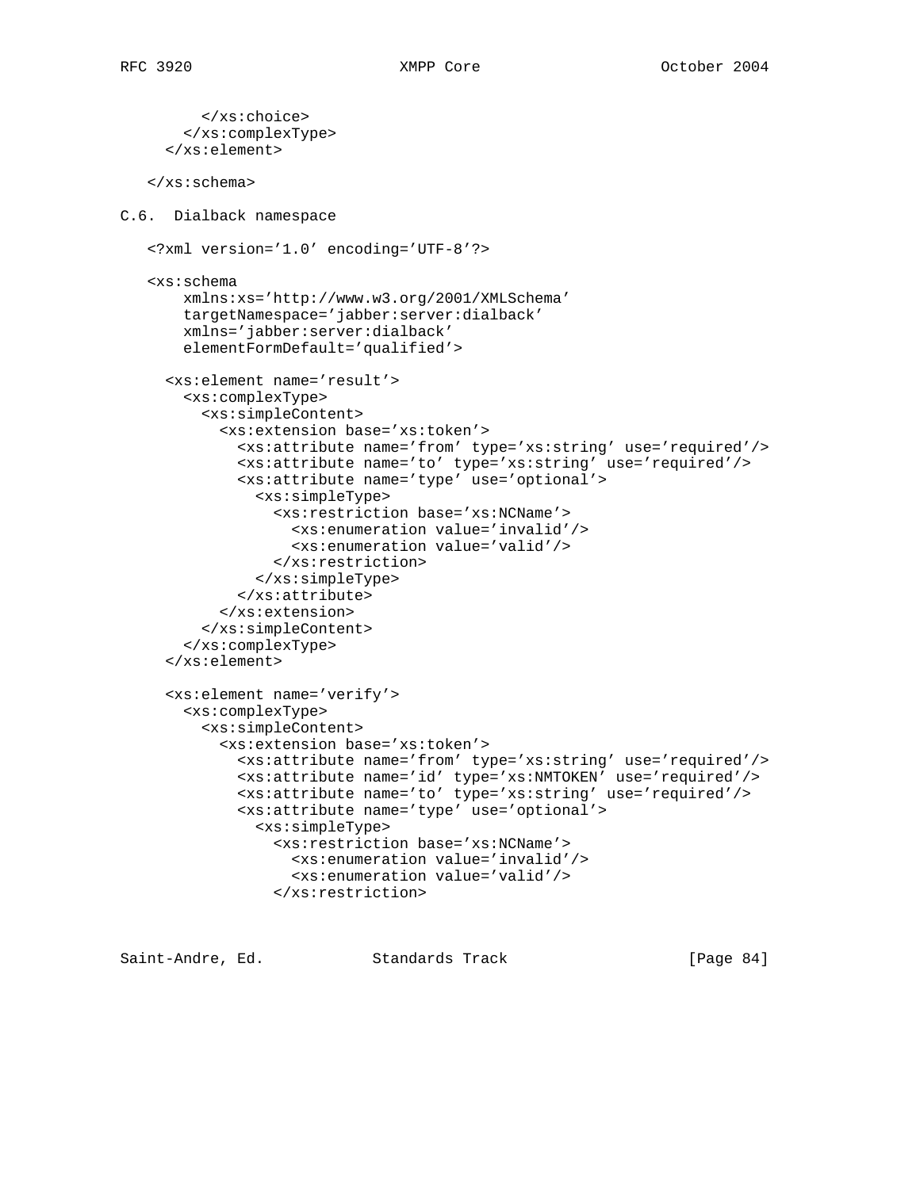```
        </xs:choice>
      </xs:complexType>
    </xs:element>

  </xs:schema>
```

## C.6. Dialback namespace

```
  <?xml version='1.0' encoding='UTF-8'?>

  <xs:schema
      xmlns:xs='http://www.w3.org/2001/XMLSchema'
      targetNamespace='jabber:server:dialback'
      xmlns='jabber:server:dialback'
      elementFormDefault='qualified'>

    <xs:element name='result'>
      <xs:complexType>
        <xs:simpleContent>
          <xs:extension base='xs:token'>
            <xs:attribute name='from' type='xs:string' use='required'/>
            <xs:attribute name='to' type='xs:string' use='required'/>
            <xs:attribute name='type' use='optional'>
              <xs:simpleType>
                <xs:restriction base='xs:NCName'>
                  <xs:enumeration value='invalid'/>
                  <xs:enumeration value='valid'/>
                </xs:restriction>
              </xs:simpleType>
            </xs:attribute>
          </xs:extension>
        </xs:simpleContent>
      </xs:complexType>
    </xs:element>

    <xs:element name='verify'>
      <xs:complexType>
        <xs:simpleContent>
          <xs:extension base='xs:token'>
            <xs:attribute name='from' type='xs:string' use='required'/>
            <xs:attribute name='id' type='xs:NMTOKEN' use='required'/>
            <xs:attribute name='to' type='xs:string' use='required'/>
            <xs:attribute name='type' use='optional'>
              <xs:simpleType>
                <xs:restriction base='xs:NCName'>
                  <xs:enumeration value='invalid'/>
                  <xs:enumeration value='valid'/>
                </xs:restriction>
```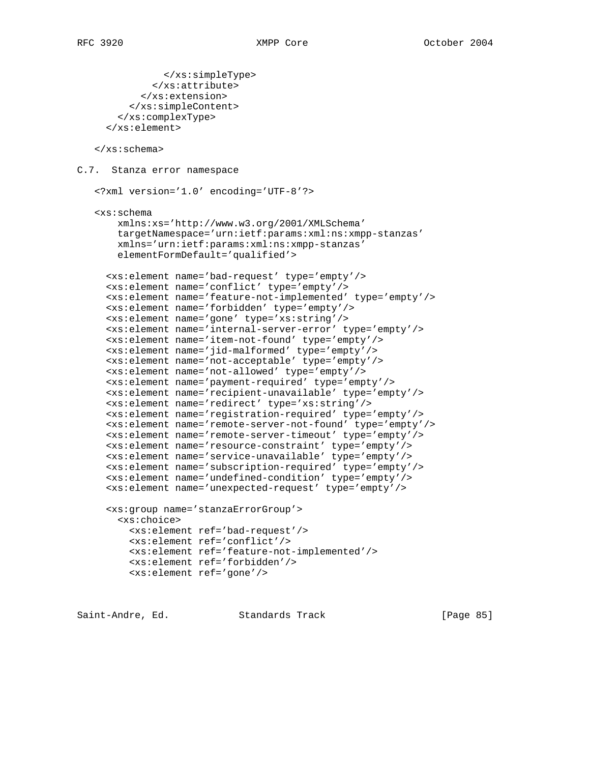```
              </xs:simpleType>
            </xs:attribute>
          </xs:extension>
        </xs:simpleContent>
      </xs:complexType>
    </xs:element>

  </xs:schema>
```

C.7. Stanza error namespace

```
   <?xml version='1.0' encoding='UTF-8'?>

   <xs:schema
       xmlns:xs='http://www.w3.org/2001/XMLSchema'
       targetNamespace='urn:ietf:params:xml:ns:xmpp-stanzas'
       xmlns='urn:ietf:params:xml:ns:xmpp-stanzas'
       elementFormDefault='qualified'>

     <xs:element name='bad-request' type='empty'/>
     <xs:element name='conflict' type='empty'/>
     <xs:element name='feature-not-implemented' type='empty'/>
     <xs:element name='forbidden' type='empty'/>
     <xs:element name='gone' type='xs:string'/>
     <xs:element name='internal-server-error' type='empty'/>
     <xs:element name='item-not-found' type='empty'/>
     <xs:element name='jid-malformed' type='empty'/>
     <xs:element name='not-acceptable' type='empty'/>
     <xs:element name='not-allowed' type='empty'/>
     <xs:element name='payment-required' type='empty'/>
     <xs:element name='recipient-unavailable' type='empty'/>
     <xs:element name='redirect' type='xs:string'/>
     <xs:element name='registration-required' type='empty'/>
     <xs:element name='remote-server-not-found' type='empty'/>
     <xs:element name='remote-server-timeout' type='empty'/>
     <xs:element name='resource-constraint' type='empty'/>
     <xs:element name='service-unavailable' type='empty'/>
     <xs:element name='subscription-required' type='empty'/>
     <xs:element name='undefined-condition' type='empty'/>
     <xs:element name='unexpected-request' type='empty'/>

     <xs:group name='stanzaErrorGroup'>
       <xs:choice>
         <xs:element ref='bad-request'/>
         <xs:element ref='conflict'/>
         <xs:element ref='feature-not-implemented'/>
         <xs:element ref='forbidden'/>
         <xs:element ref='gone'/>
```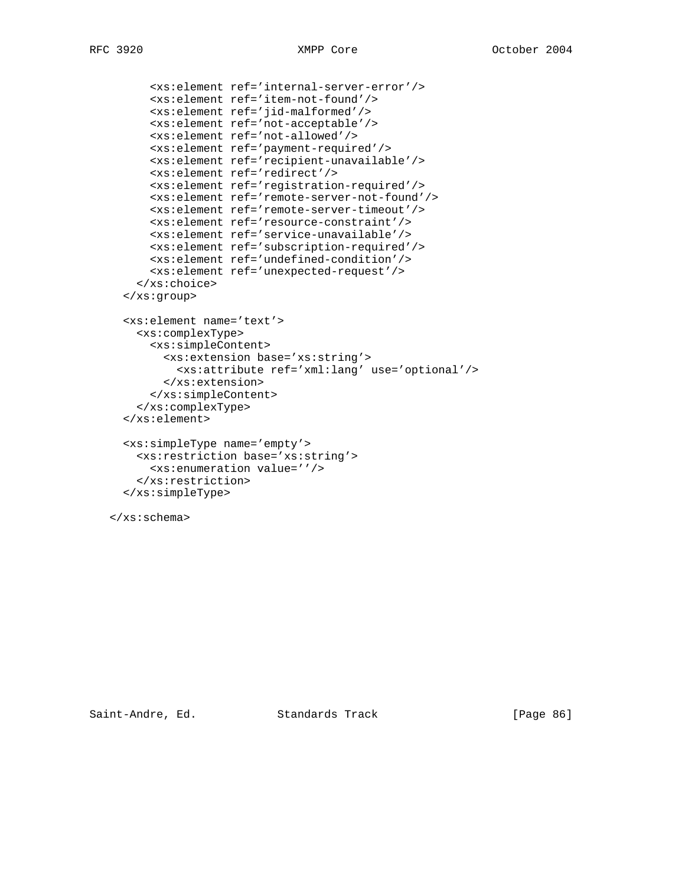```
        <xs:element ref='internal-server-error'/>
        <xs:element ref='item-not-found'/>
        <xs:element ref='jid-malformed'/>
        <xs:element ref='not-acceptable'/>
        <xs:element ref='not-allowed'/>
        <xs:element ref='payment-required'/>
        <xs:element ref='recipient-unavailable'/>
        <xs:element ref='redirect'/>
        <xs:element ref='registration-required'/>
        <xs:element ref='remote-server-not-found'/>
        <xs:element ref='remote-server-timeout'/>
        <xs:element ref='resource-constraint'/>
        <xs:element ref='service-unavailable'/>
        <xs:element ref='subscription-required'/>
        <xs:element ref='undefined-condition'/>
        <xs:element ref='unexpected-request'/>
      </xs:choice>
    </xs:group>

    <xs:element name='text'>
      <xs:complexType>
        <xs:simpleContent>
          <xs:extension base='xs:string'>
            <xs:attribute ref='xml:lang' use='optional'/>
          </xs:extension>
        </xs:simpleContent>
      </xs:complexType>
    </xs:element>

    <xs:simpleType name='empty'>
      <xs:restriction base='xs:string'>
        <xs:enumeration value=''/>
      </xs:restriction>
    </xs:simpleType>

  </xs:schema>
```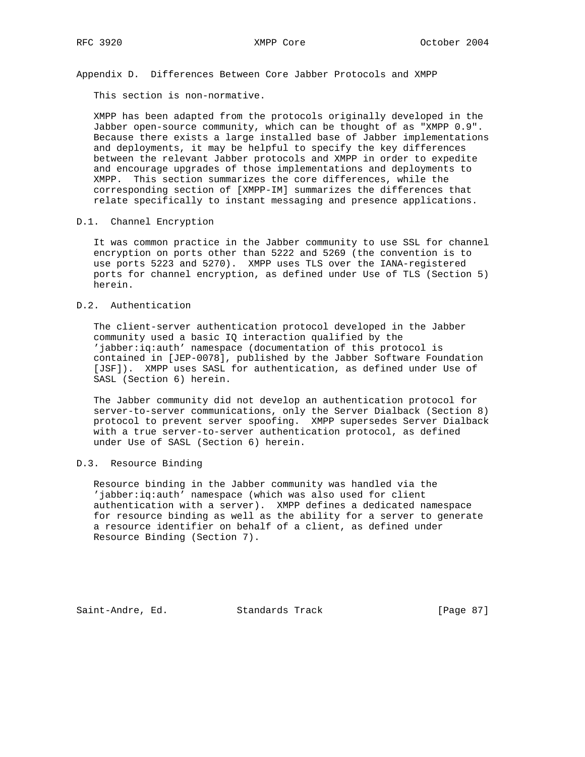## Appendix D. Differences Between Core Jabber Protocols and XMPP

This section is non-normative.

XMPP has been adapted from the protocols originally developed in the Jabber open-source community, which can be thought of as "XMPP 0.9". Because there exists a large installed base of Jabber implementations and deployments, it may be helpful to specify the key differences between the relevant Jabber protocols and XMPP in order to expedite and encourage upgrades of those implementations and deployments to XMPP. This section summarizes the core differences, while the corresponding section of [XMPP-IM] summarizes the differences that relate specifically to instant messaging and presence applications.

### D.1. Channel Encryption

It was common practice in the Jabber community to use SSL for channel encryption on ports other than 5222 and 5269 (the convention is to use ports 5223 and 5270). XMPP uses TLS over the IANA-registered ports for channel encryption, as defined under Use of TLS (Section 5) herein.

### D.2. Authentication

The client-server authentication protocol developed in the Jabber community used a basic IQ interaction qualified by the 'jabber:iq:auth' namespace (documentation of this protocol is contained in [JEP-0078], published by the Jabber Software Foundation [JSF]). XMPP uses SASL for authentication, as defined under Use of SASL (Section 6) herein.

The Jabber community did not develop an authentication protocol for server-to-server communications, only the Server Dialback (Section 8) protocol to prevent server spoofing. XMPP supersedes Server Dialback with a true server-to-server authentication protocol, as defined under Use of SASL (Section 6) herein.

### D.3. Resource Binding

Resource binding in the Jabber community was handled via the 'jabber:iq:auth' namespace (which was also used for client authentication with a server). XMPP defines a dedicated namespace for resource binding as well as the ability for a server to generate a resource identifier on behalf of a client, as defined under Resource Binding (Section 7).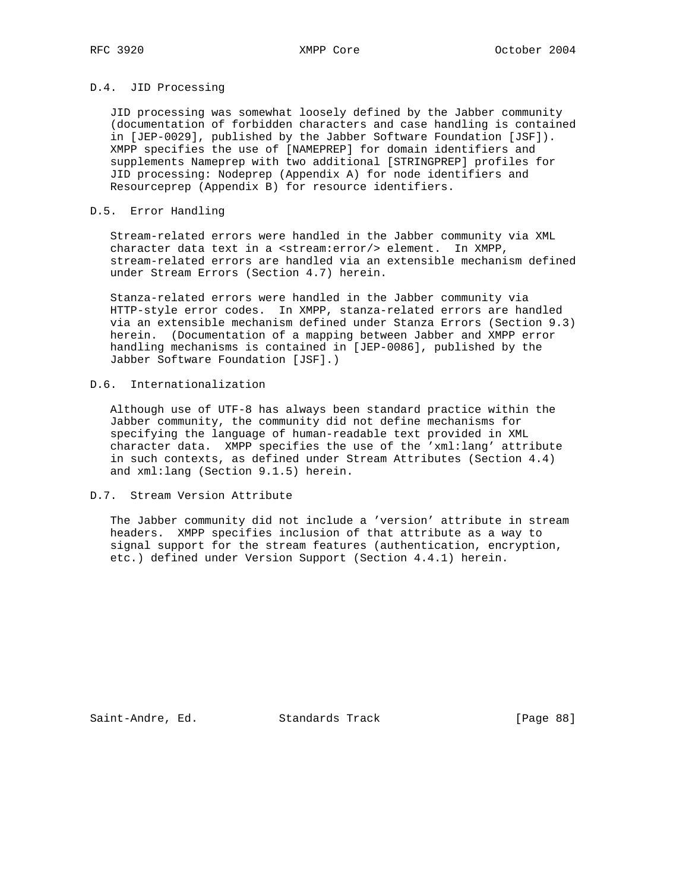### D.4. JID Processing

JID processing was somewhat loosely defined by the Jabber community (documentation of forbidden characters and case handling is contained in [JEP-0029], published by the Jabber Software Foundation [JSF]). XMPP specifies the use of [NAMEPREP] for domain identifiers and supplements Nameprep with two additional [STRINGPREP] profiles for JID processing: Nodeprep (Appendix A) for node identifiers and Resourceprep (Appendix B) for resource identifiers.

### D.5. Error Handling

Stream-related errors were handled in the Jabber community via XML character data text in a <stream:error/> element. In XMPP, stream-related errors are handled via an extensible mechanism defined under Stream Errors (Section 4.7) herein.

Stanza-related errors were handled in the Jabber community via HTTP-style error codes. In XMPP, stanza-related errors are handled via an extensible mechanism defined under Stanza Errors (Section 9.3) herein. (Documentation of a mapping between Jabber and XMPP error handling mechanisms is contained in [JEP-0086], published by the Jabber Software Foundation [JSF].)

### D.6. Internationalization

Although use of UTF-8 has always been standard practice within the Jabber community, the community did not define mechanisms for specifying the language of human-readable text provided in XML character data. XMPP specifies the use of the 'xml:lang' attribute in such contexts, as defined under Stream Attributes (Section 4.4) and xml:lang (Section 9.1.5) herein.

### D.7. Stream Version Attribute

The Jabber community did not include a 'version' attribute in stream headers. XMPP specifies inclusion of that attribute as a way to signal support for the stream features (authentication, encryption, etc.) defined under Version Support (Section 4.4.1) herein.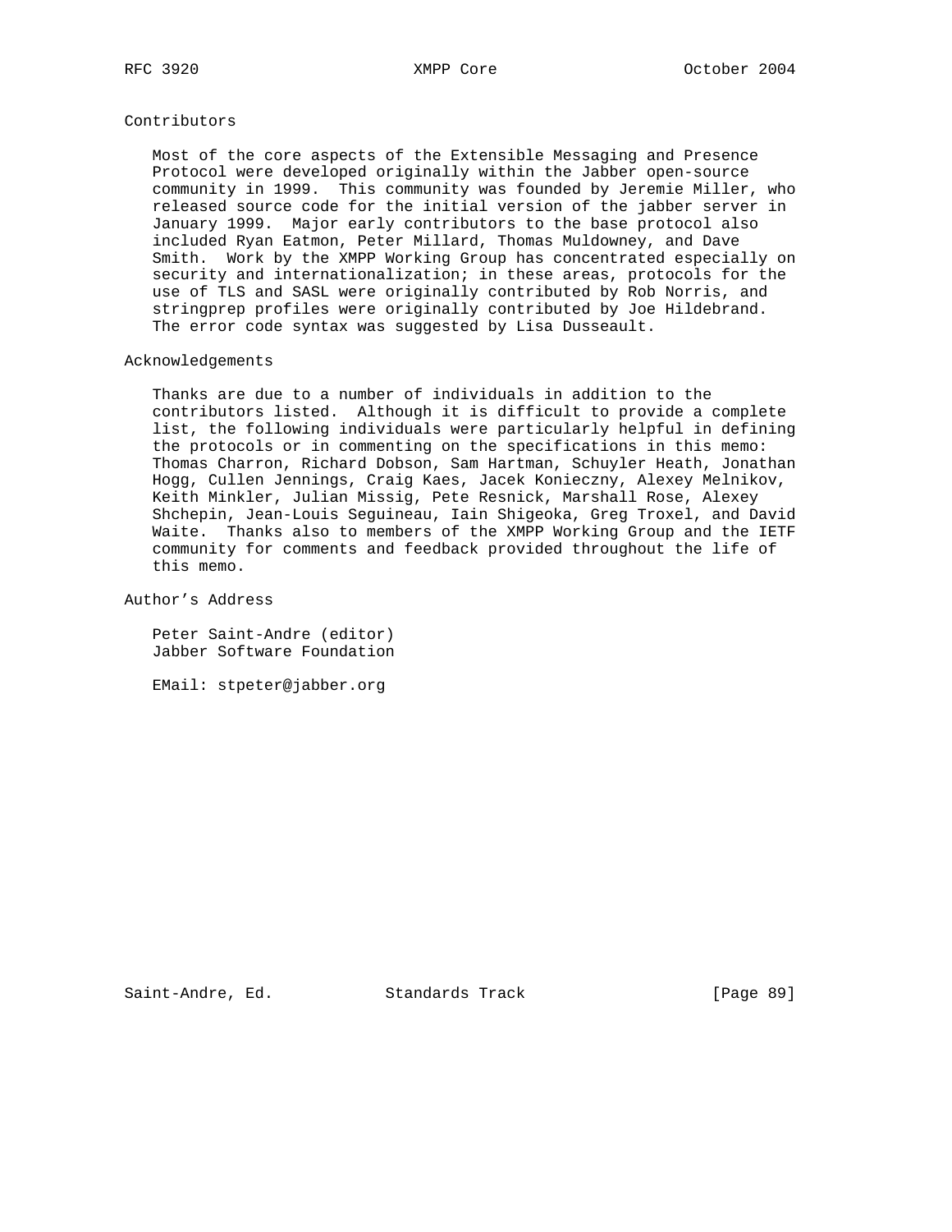## Contributors

Most of the core aspects of the Extensible Messaging and Presence Protocol were developed originally within the Jabber open-source community in 1999. This community was founded by Jeremie Miller, who released source code for the initial version of the jabber server in January 1999. Major early contributors to the base protocol also included Ryan Eatmon, Peter Millard, Thomas Muldowney, and Dave Smith. Work by the XMPP Working Group has concentrated especially on security and internationalization; in these areas, protocols for the use of TLS and SASL were originally contributed by Rob Norris, and stringprep profiles were originally contributed by Joe Hildebrand. The error code syntax was suggested by Lisa Dusseault.

## Acknowledgements

Thanks are due to a number of individuals in addition to the contributors listed. Although it is difficult to provide a complete list, the following individuals were particularly helpful in defining the protocols or in commenting on the specifications in this memo: Thomas Charron, Richard Dobson, Sam Hartman, Schuyler Heath, Jonathan Hogg, Cullen Jennings, Craig Kaes, Jacek Konieczny, Alexey Melnikov, Keith Minkler, Julian Missig, Pete Resnick, Marshall Rose, Alexey Shchepin, Jean-Louis Seguineau, Iain Shigeoka, Greg Troxel, and David Waite. Thanks also to members of the XMPP Working Group and the IETF community for comments and feedback provided throughout the life of this memo.

## Author's Address

Peter Saint-Andre (editor)
Jabber Software Foundation

EMail: stpeter@jabber.org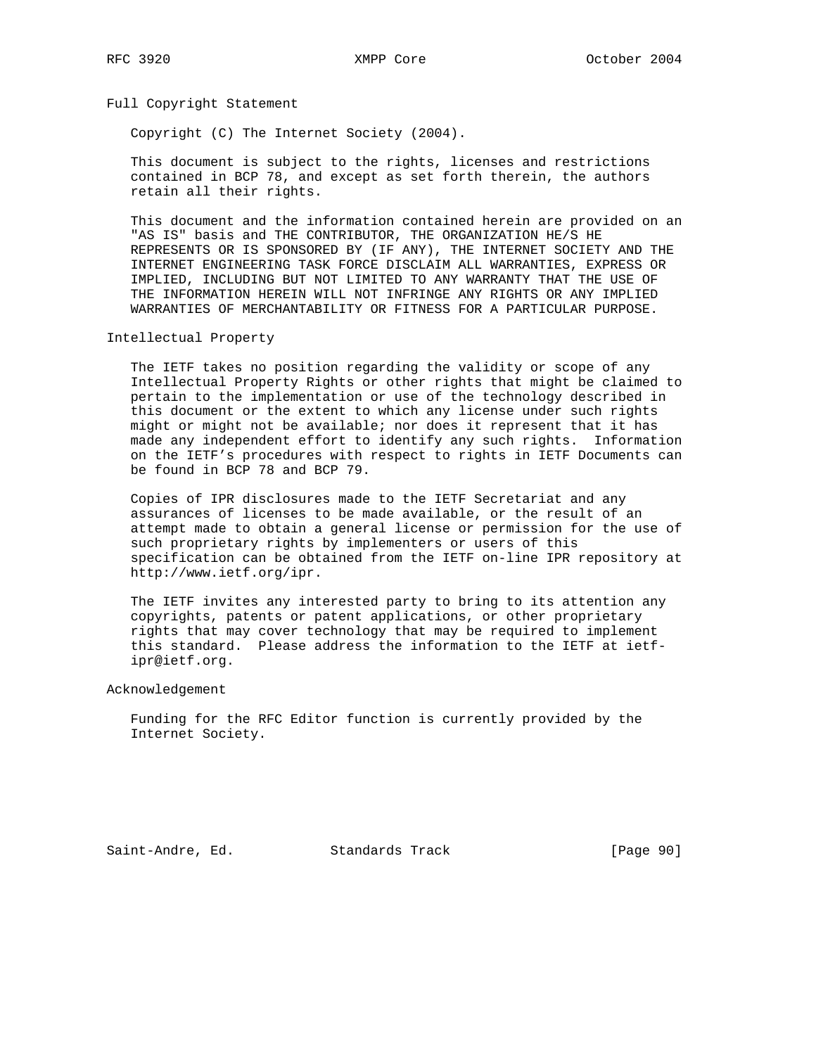## Full Copyright Statement

Copyright (C) The Internet Society (2004).

This document is subject to the rights, licenses and restrictions contained in BCP 78, and except as set forth therein, the authors retain all their rights.

This document and the information contained herein are provided on an "AS IS" basis and THE CONTRIBUTOR, THE ORGANIZATION HE/S HE REPRESENTS OR IS SPONSORED BY (IF ANY), THE INTERNET SOCIETY AND THE INTERNET ENGINEERING TASK FORCE DISCLAIM ALL WARRANTIES, EXPRESS OR IMPLIED, INCLUDING BUT NOT LIMITED TO ANY WARRANTY THAT THE USE OF THE INFORMATION HEREIN WILL NOT INFRINGE ANY RIGHTS OR ANY IMPLIED WARRANTIES OF MERCHANTABILITY OR FITNESS FOR A PARTICULAR PURPOSE.

## Intellectual Property

The IETF takes no position regarding the validity or scope of any Intellectual Property Rights or other rights that might be claimed to pertain to the implementation or use of the technology described in this document or the extent to which any license under such rights might or might not be available; nor does it represent that it has made any independent effort to identify any such rights. Information on the IETF's procedures with respect to rights in IETF Documents can be found in BCP 78 and BCP 79.

Copies of IPR disclosures made to the IETF Secretariat and any assurances of licenses to be made available, or the result of an attempt made to obtain a general license or permission for the use of such proprietary rights by implementers or users of this specification can be obtained from the IETF on-line IPR repository at http://www.ietf.org/ipr.

The IETF invites any interested party to bring to its attention any copyrights, patents or patent applications, or other proprietary rights that may cover technology that may be required to implement this standard. Please address the information to the IETF at ietf-ipr@ietf.org.

## Acknowledgement

Funding for the RFC Editor function is currently provided by the Internet Society.